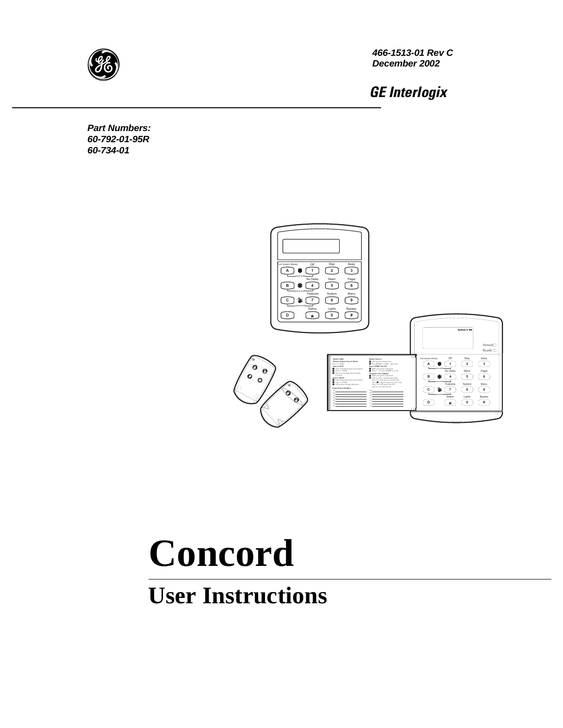466-1513-01 Rev C
December 2002

**GE Interlogix**

***Part Numbers:***
***60-792-01-95R***
***60-734-01***

# Concord

## User Instructions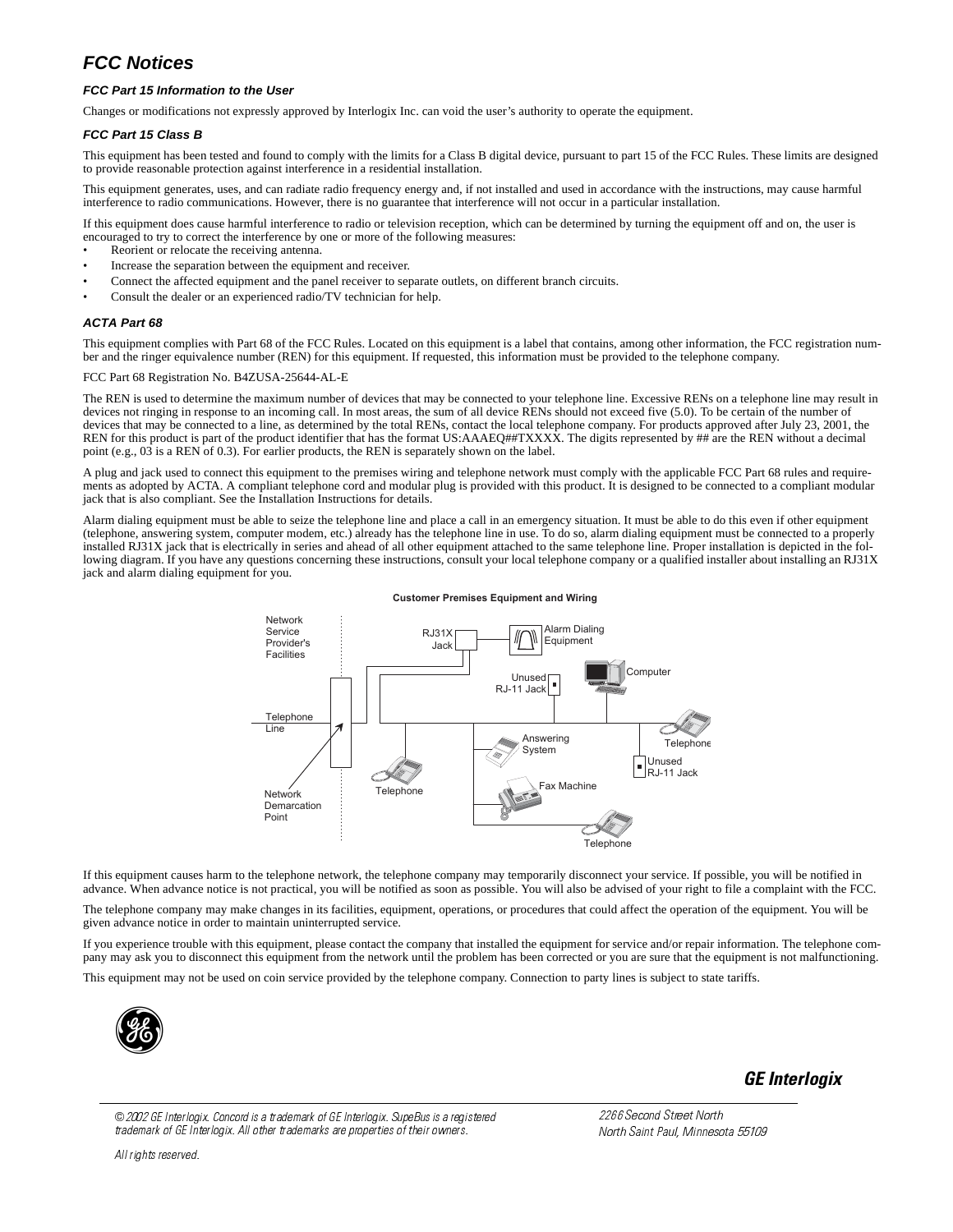# FCC Notices

### FCC Part 15 Information to the User

Changes or modifications not expressly approved by Interlogix Inc. can void the user's authority to operate the equipment.

### FCC Part 15 Class B

This equipment has been tested and found to comply with the limits for a Class B digital device, pursuant to part 15 of the FCC Rules. These limits are designed to provide reasonable protection against interference in a residential installation.

This equipment generates, uses, and can radiate radio frequency energy and, if not installed and used in accordance with the instructions, may cause harmful interference to radio communications. However, there is no guarantee that interference will not occur in a particular installation.

If this equipment does cause harmful interference to radio or television reception, which can be determined by turning the equipment off and on, the user is encouraged to try to correct the interference by one or more of the following measures:

- Reorient or relocate the receiving antenna.
- Increase the separation between the equipment and receiver.
- Connect the affected equipment and the panel receiver to separate outlets, on different branch circuits.
- Consult the dealer or an experienced radio/TV technician for help.

### ACTA Part 68

This equipment complies with Part 68 of the FCC Rules. Located on this equipment is a label that contains, among other information, the FCC registration number and the ringer equivalence number (REN) for this equipment. If requested, this information must be provided to the telephone company.

FCC Part 68 Registration No. B4ZUSA-25644-AL-E

The REN is used to determine the maximum number of devices that may be connected to your telephone line. Excessive RENs on a telephone line may result in devices not ringing in response to an incoming call. In most areas, the sum of all device RENs should not exceed five (5.0). To be certain of the number of devices that may be connected to a line, as determined by the total RENs, contact the local telephone company. For products approved after July 23, 2001, the REN for this product is part of the product identifier that has the format US:AAAEQ##TXXXX. The digits represented by ## are the REN without a decimal point (e.g., 03 is a REN of 0.3). For earlier products, the REN is separately shown on the label.

A plug and jack used to connect this equipment to the premises wiring and telephone network must comply with the applicable FCC Part 68 rules and requirements as adopted by ACTA. A compliant telephone cord and modular plug is provided with this product. It is designed to be connected to a compliant modular jack that is also compliant. See the Installation Instructions for details.

Alarm dialing equipment must be able to seize the telephone line and place a call in an emergency situation. It must be able to do this even if other equipment (telephone, answering system, computer modem, etc.) already has the telephone line in use. To do so, alarm dialing equipment must be connected to a properly installed RJ31X jack that is electrically in series and ahead of all other equipment attached to the same telephone line. Proper installation is depicted in the following diagram. If you have any questions concerning these instructions, consult your local telephone company or a qualified installer about installing an RJ31X jack and alarm dialing equipment for you.

**Customer Premises Equipment and Wiring**

Network Service Provider's Facilities | Telephone Line | Network Demarcation Point | RJ31X Jack | Alarm Dialing Equipment | Unused RJ-11 Jack | Computer | Telephone | Answering System | Unused RJ-11 Jack | Telephone | Fax Machine | Telephone

If this equipment causes harm to the telephone network, the telephone company may temporarily disconnect your service. If possible, you will be notified in advance. When advance notice is not practical, you will be notified as soon as possible. You will also be advised of your right to file a complaint with the FCC.

The telephone company may make changes in its facilities, equipment, operations, or procedures that could affect the operation of the equipment. You will be given advance notice in order to maintain uninterrupted service.

If you experience trouble with this equipment, please contact the company that installed the equipment for service and/or repair information. The telephone company may ask you to disconnect this equipment from the network until the problem has been corrected or you are sure that the equipment is not malfunctioning.

This equipment may not be used on coin service provided by the telephone company. Connection to party lines is subject to state tariffs.

**GE Interlogix**

© 2002 GE Interlogix. Concord is a trademark of GE Interlogix. SupeBus is a registered trademark of GE Interlogix. All other trademarks are properties of their owners.

All rights reserved.

2266 Second Street North
North Saint Paul, Minnesota 55109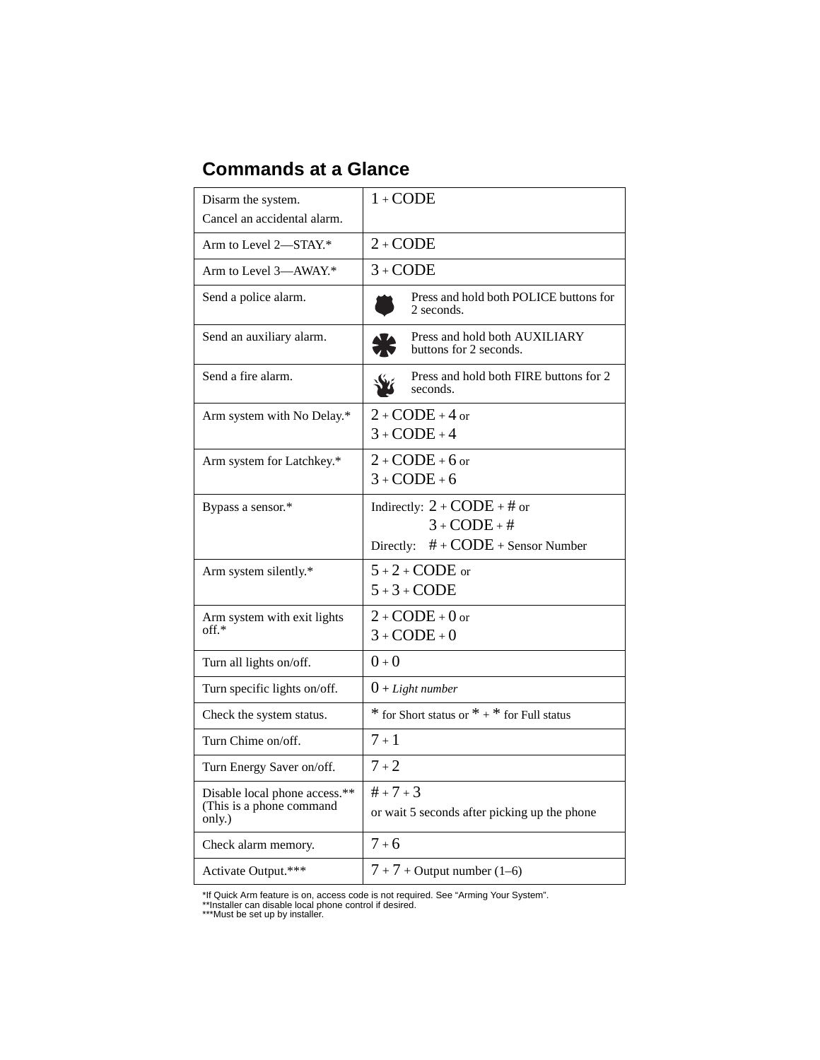## Commands at a Glance

| | |
|---|---|
| Disarm the system.<br>Cancel an accidental alarm. | 1 + CODE |
| Arm to Level 2—STAY.* | 2 + CODE |
| Arm to Level 3—AWAY.* | 3 + CODE |
| Send a police alarm. | Press and hold both POLICE buttons for 2 seconds. |
| Send an auxiliary alarm. | Press and hold both AUXILIARY buttons for 2 seconds. |
| Send a fire alarm. | Press and hold both FIRE buttons for 2 seconds. |
| Arm system with No Delay.* | 2 + CODE + 4 or<br>3 + CODE + 4 |
| Arm system for Latchkey.* | 2 + CODE + 6 or<br>3 + CODE + 6 |
| Bypass a sensor.* | Indirectly: 2 + CODE + # or<br>3 + CODE + #<br>Directly: # + CODE + Sensor Number |
| Arm system silently.* | 5 + 2 + CODE or<br>5 + 3 + CODE |
| Arm system with exit lights off.* | 2 + CODE + 0 or<br>3 + CODE + 0 |
| Turn all lights on/off. | 0 + 0 |
| Turn specific lights on/off. | 0 + *Light number* |
| Check the system status. | * for Short status or * + * for Full status |
| Turn Chime on/off. | 7 + 1 |
| Turn Energy Saver on/off. | 7 + 2 |
| Disable local phone access.**<br>(This is a phone command only.) | # + 7 + 3<br>or wait 5 seconds after picking up the phone |
| Check alarm memory. | 7 + 6 |
| Activate Output.*** | 7 + 7 + Output number (1–6) |

*If Quick Arm feature is on, access code is not required. See “Arming Your System”.
**Installer can disable local phone control if desired.
***Must be set up by installer.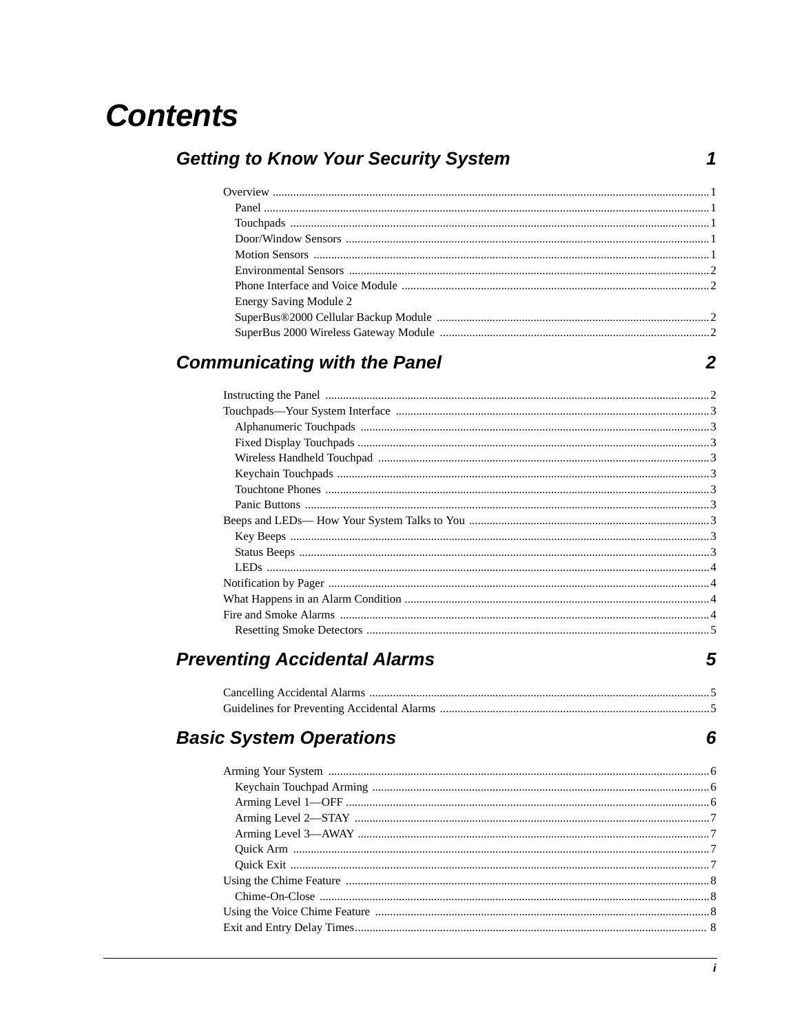# Contents

## Getting to Know Your Security System 1

Overview ... 1
- Panel ... 1
- Touchpads ... 1
- Door/Window Sensors ... 1
- Motion Sensors ... 1
- Environmental Sensors ... 2
- Phone Interface and Voice Module ... 2
- Energy Saving Module 2
- SuperBus®2000 Cellular Backup Module ... 2
- SuperBus 2000 Wireless Gateway Module ... 2

## Communicating with the Panel 2

Instructing the Panel ... 2
Touchpads—Your System Interface ... 3
- Alphanumeric Touchpads ... 3
- Fixed Display Touchpads ... 3
- Wireless Handheld Touchpad ... 3
- Keychain Touchpads ... 3
- Touchtone Phones ... 3
- Panic Buttons ... 3

Beeps and LEDs— How Your System Talks to You ... 3
- Key Beeps ... 3
- Status Beeps ... 3
- LEDs ... 4

Notification by Pager ... 4
What Happens in an Alarm Condition ... 4
Fire and Smoke Alarms ... 4
- Resetting Smoke Detectors ... 5

## Preventing Accidental Alarms 5

Cancelling Accidental Alarms ... 5
Guidelines for Preventing Accidental Alarms ... 5

## Basic System Operations 6

Arming Your System ... 6
- Keychain Touchpad Arming ... 6
- Arming Level 1—OFF ... 6
- Arming Level 2—STAY ... 7
- Arming Level 3—AWAY ... 7
- Quick Arm ... 7
- Quick Exit ... 7

Using the Chime Feature ... 8
- Chime-On-Close ... 8

Using the Voice Chime Feature ... 8
Exit and Entry Delay Times... 8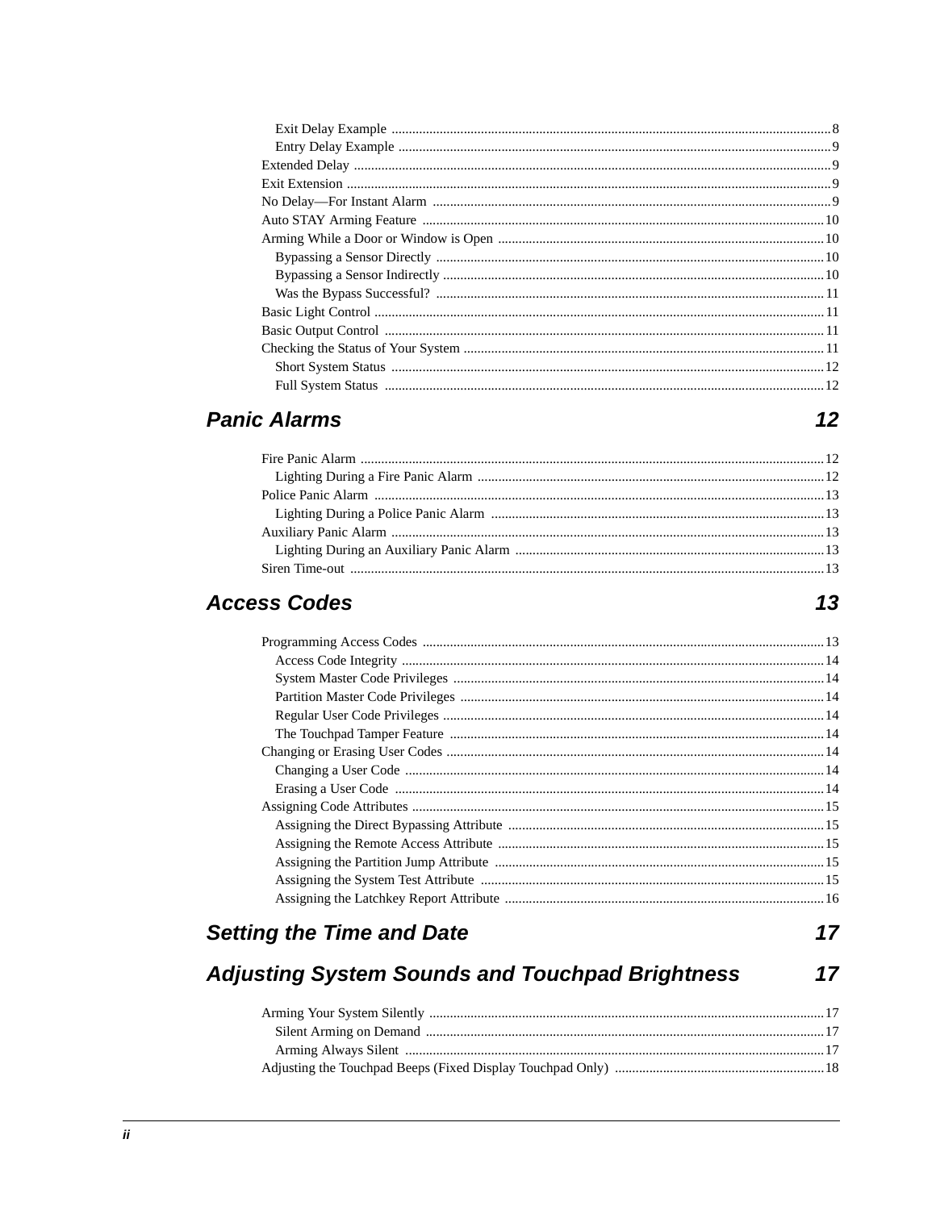Exit Delay Example ........ 8
Entry Delay Example ........ 9
Extended Delay ........ 9
Exit Extension ........ 9
No Delay—For Instant Alarm ........ 9
Auto STAY Arming Feature ........ 10
Arming While a Door or Window is Open ........ 10
Bypassing a Sensor Directly ........ 10
Bypassing a Sensor Indirectly ........ 10
Was the Bypass Successful? ........ 11
Basic Light Control ........ 11
Basic Output Control ........ 11
Checking the Status of Your System ........ 11
Short System Status ........ 12
Full System Status ........ 12

## *Panic Alarms* 12

Fire Panic Alarm ........ 12
Lighting During a Fire Panic Alarm ........ 12
Police Panic Alarm ........ 13
Lighting During a Police Panic Alarm ........ 13
Auxiliary Panic Alarm ........ 13
Lighting During an Auxiliary Panic Alarm ........ 13
Siren Time-out ........ 13

## *Access Codes* 13

Programming Access Codes ........ 13
Access Code Integrity ........ 14
System Master Code Privileges ........ 14
Partition Master Code Privileges ........ 14
Regular User Code Privileges ........ 14
The Touchpad Tamper Feature ........ 14
Changing or Erasing User Codes ........ 14
Changing a User Code ........ 14
Erasing a User Code ........ 14
Assigning Code Attributes ........ 15
Assigning the Direct Bypassing Attribute ........ 15
Assigning the Remote Access Attribute ........ 15
Assigning the Partition Jump Attribute ........ 15
Assigning the System Test Attribute ........ 15
Assigning the Latchkey Report Attribute ........ 16

## *Setting the Time and Date* 17

## *Adjusting System Sounds and Touchpad Brightness* 17

Arming Your System Silently ........ 17
Silent Arming on Demand ........ 17
Arming Always Silent ........ 17
Adjusting the Touchpad Beeps (Fixed Display Touchpad Only) ........ 18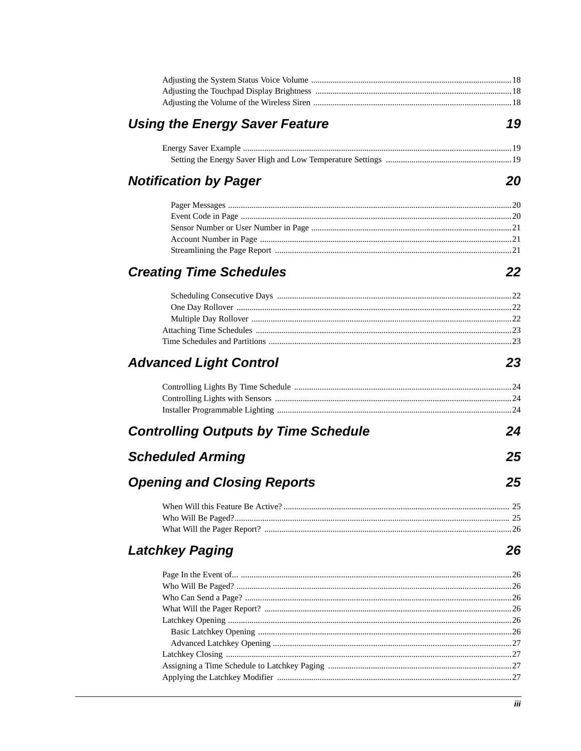Adjusting the System Status Voice Volume .......... 18
Adjusting the Touchpad Display Brightness .......... 18
Adjusting the Volume of the Wireless Siren .......... 18

## Using the Energy Saver Feature 19

Energy Saver Example .......... 19
Setting the Energy Saver High and Low Temperature Settings .......... 19

## Notification by Pager 20

Pager Messages .......... 20
Event Code in Page .......... 20
Sensor Number or User Number in Page .......... 21
Account Number in Page .......... 21
Streamlining the Page Report .......... 21

## Creating Time Schedules 22

Scheduling Consecutive Days .......... 22
One Day Rollover .......... 22
Multiple Day Rollover .......... 22
Attaching Time Schedules .......... 23
Time Schedules and Partitions .......... 23

## Advanced Light Control 23

Controlling Lights By Time Schedule .......... 24
Controlling Lights with Sensors .......... 24
Installer Programmable Lighting .......... 24

## Controlling Outputs by Time Schedule 24

## Scheduled Arming 25

## Opening and Closing Reports 25

When Will this Feature Be Active? .......... 25
Who Will Be Paged? .......... 25
What Will the Pager Report? .......... 26

## Latchkey Paging 26

Page In the Event of... .......... 26
Who Will Be Paged? .......... 26
Who Can Send a Page? .......... 26
What Will the Pager Report? .......... 26
Latchkey Opening .......... 26
Basic Latchkey Opening .......... 26
Advanced Latchkey Opening .......... 27
Latchkey Closing .......... 27
Assigning a Time Schedule to Latchkey Paging .......... 27
Applying the Latchkey Modifier .......... 27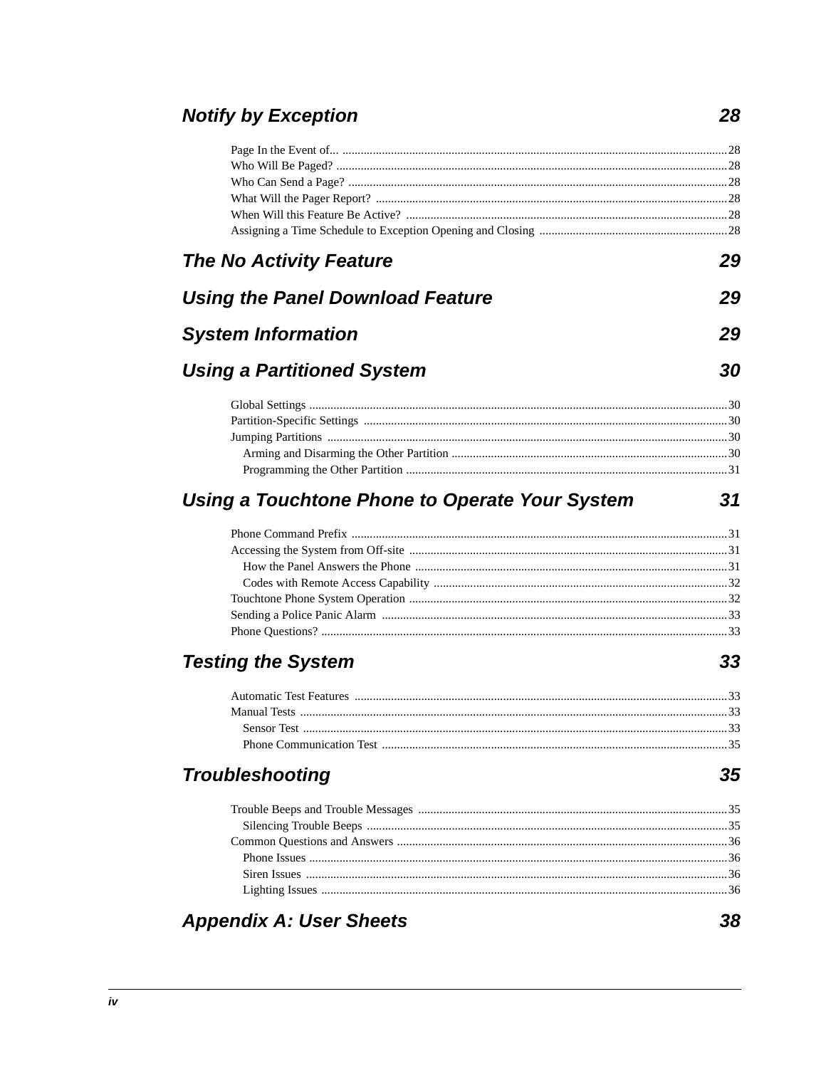## Notify by Exception 28

- Page In the Event of... 28
- Who Will Be Paged? 28
- Who Can Send a Page? 28
- What Will the Pager Report? 28
- When Will this Feature Be Active? 28
- Assigning a Time Schedule to Exception Opening and Closing 28

## The No Activity Feature 29

## Using the Panel Download Feature 29

## System Information 29

## Using a Partitioned System 30

- Global Settings 30
- Partition-Specific Settings 30
- Jumping Partitions 30
  - Arming and Disarming the Other Partition 30
  - Programming the Other Partition 31

## Using a Touchtone Phone to Operate Your System 31

- Phone Command Prefix 31
- Accessing the System from Off-site 31
  - How the Panel Answers the Phone 31
  - Codes with Remote Access Capability 32
- Touchtone Phone System Operation 32
- Sending a Police Panic Alarm 33
- Phone Questions? 33

## Testing the System 33

- Automatic Test Features 33
- Manual Tests 33
  - Sensor Test 33
  - Phone Communication Test 35

## Troubleshooting 35

- Trouble Beeps and Trouble Messages 35
  - Silencing Trouble Beeps 35
- Common Questions and Answers 36
  - Phone Issues 36
  - Siren Issues 36
  - Lighting Issues 36

## Appendix A: User Sheets 38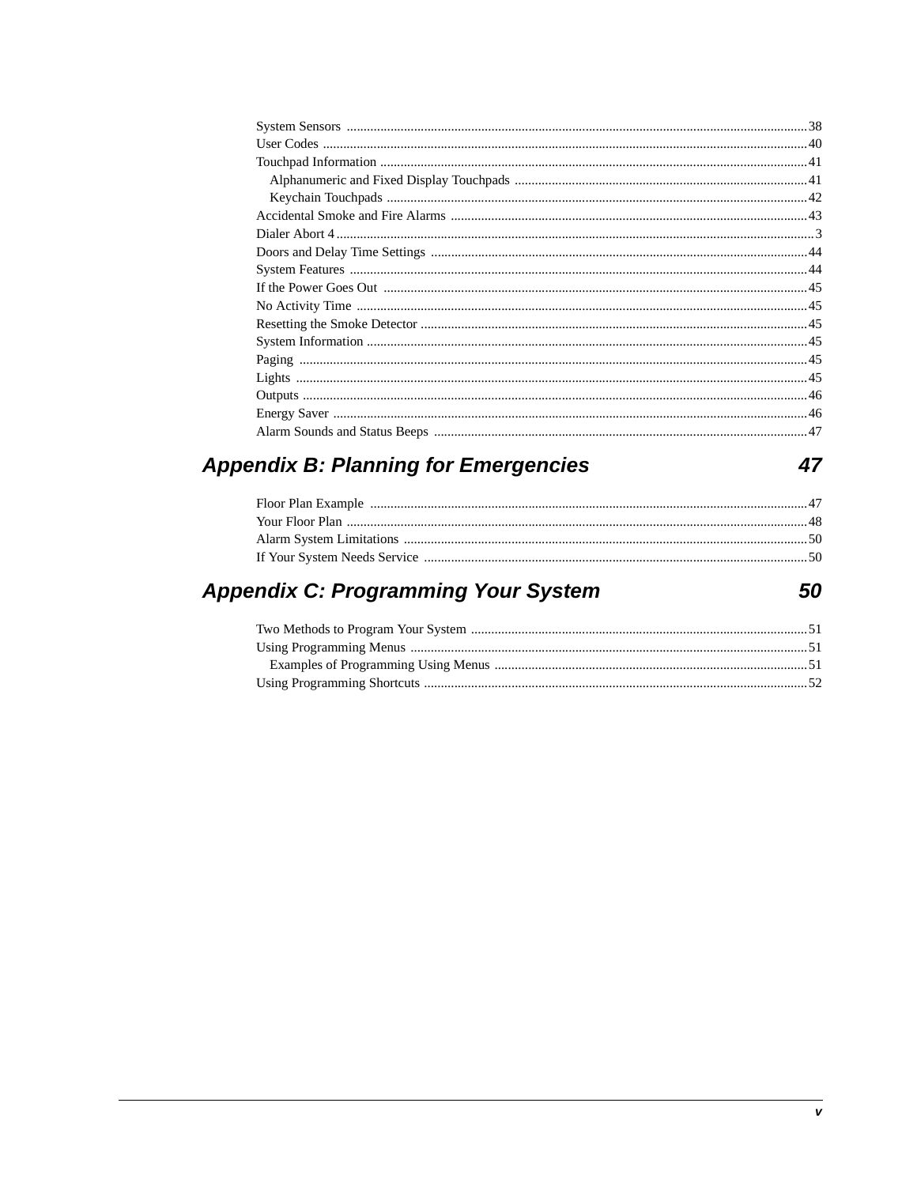System Sensors ........................................................................................................................................38
User Codes ...............................................................................................................................................40
Touchpad Information ..............................................................................................................................41
  Alphanumeric and Fixed Display Touchpads .......................................................................................41
  Keychain Touchpads ............................................................................................................................42
Accidental Smoke and Fire Alarms .........................................................................................................43
Dialer Abort 4............................................................................................................................................3
Doors and Delay Time Settings ...............................................................................................................44
System Features .......................................................................................................................................44
If the Power Goes Out .............................................................................................................................45
No Activity Time .....................................................................................................................................45
Resetting the Smoke Detector ..................................................................................................................45
System Information ..................................................................................................................................45
Paging ......................................................................................................................................................45
Lights .......................................................................................................................................................45
Outputs .....................................................................................................................................................46
Energy Saver ............................................................................................................................................46
Alarm Sounds and Status Beeps ..............................................................................................................47

## *Appendix B: Planning for Emergencies* — 47

Floor Plan Example .................................................................................................................................47
Your Floor Plan ........................................................................................................................................48
Alarm System Limitations .......................................................................................................................50
If Your System Needs Service .................................................................................................................50

## *Appendix C: Programming Your System* — 50

Two Methods to Program Your System ...................................................................................................51
Using Programming Menus .....................................................................................................................51
  Examples of Programming Using Menus ............................................................................................51
Using Programming Shortcuts .................................................................................................................52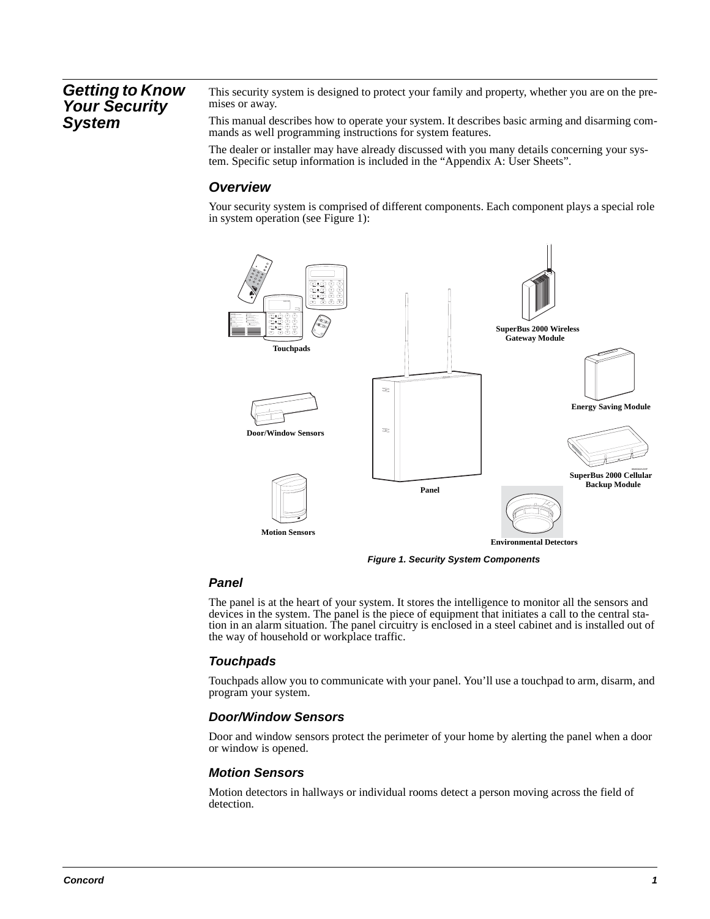# Getting to Know Your Security System

This security system is designed to protect your family and property, whether you are on the premises or away.

This manual describes how to operate your system. It describes basic arming and disarming commands as well programming instructions for system features.

The dealer or installer may have already discussed with you many details concerning your system. Specific setup information is included in the “Appendix A: User Sheets”.

## Overview

Your security system is comprised of different components. Each component plays a special role in system operation (see Figure 1):

Touchpads

Door/Window Sensors

Motion Sensors

Panel

SuperBus 2000 Wireless Gateway Module

Energy Saving Module

SuperBus 2000 Cellular Backup Module

Environmental Detectors

*Figure 1. Security System Components*

### Panel

The panel is at the heart of your system. It stores the intelligence to monitor all the sensors and devices in the system. The panel is the piece of equipment that initiates a call to the central station in an alarm situation. The panel circuitry is enclosed in a steel cabinet and is installed out of the way of household or workplace traffic.

### Touchpads

Touchpads allow you to communicate with your panel. You’ll use a touchpad to arm, disarm, and program your system.

### Door/Window Sensors

Door and window sensors protect the perimeter of your home by alerting the panel when a door or window is opened.

### Motion Sensors

Motion detectors in hallways or individual rooms detect a person moving across the field of detection.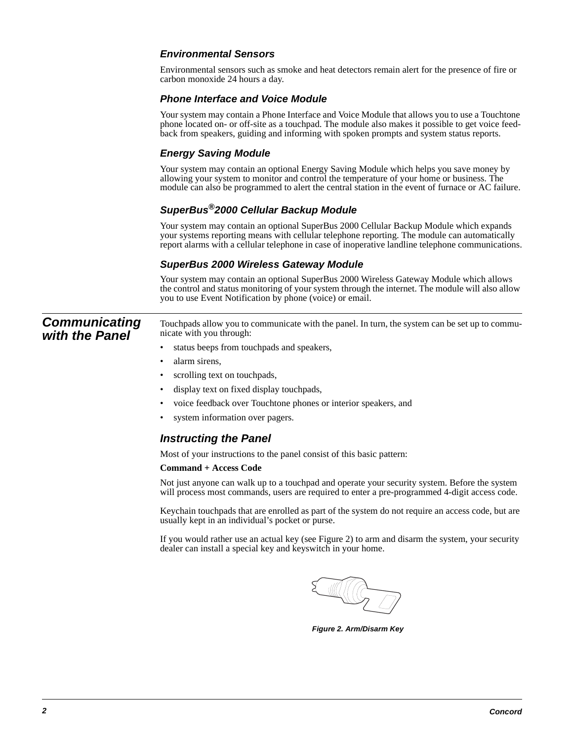### Environmental Sensors

Environmental sensors such as smoke and heat detectors remain alert for the presence of fire or carbon monoxide 24 hours a day.

### Phone Interface and Voice Module

Your system may contain a Phone Interface and Voice Module that allows you to use a Touchtone phone located on- or off-site as a touchpad. The module also makes it possible to get voice feedback from speakers, guiding and informing with spoken prompts and system status reports.

### Energy Saving Module

Your system may contain an optional Energy Saving Module which helps you save money by allowing your system to monitor and control the temperature of your home or business. The module can also be programmed to alert the central station in the event of furnace or AC failure.

### SuperBus® 2000 Cellular Backup Module

Your system may contain an optional SuperBus 2000 Cellular Backup Module which expands your systems reporting means with cellular telephone reporting. The module can automatically report alarms with a cellular telephone in case of inoperative landline telephone communications.

### SuperBus 2000 Wireless Gateway Module

Your system may contain an optional SuperBus 2000 Wireless Gateway Module which allows the control and status monitoring of your system through the internet. The module will also allow you to use Event Notification by phone (voice) or email.

## Communicating with the Panel

Touchpads allow you to communicate with the panel. In turn, the system can be set up to communicate with you through:

- status beeps from touchpads and speakers,
- alarm sirens,
- scrolling text on touchpads,
- display text on fixed display touchpads,
- voice feedback over Touchtone phones or interior speakers, and
- system information over pagers.

### Instructing the Panel

Most of your instructions to the panel consist of this basic pattern:

**Command + Access Code**

Not just anyone can walk up to a touchpad and operate your security system. Before the system will process most commands, users are required to enter a pre-programmed 4-digit access code.

Keychain touchpads that are enrolled as part of the system do not require an access code, but are usually kept in an individual's pocket or purse.

If you would rather use an actual key (see Figure 2) to arm and disarm the system, your security dealer can install a special key and keyswitch in your home.

*Figure 2. Arm/Disarm Key*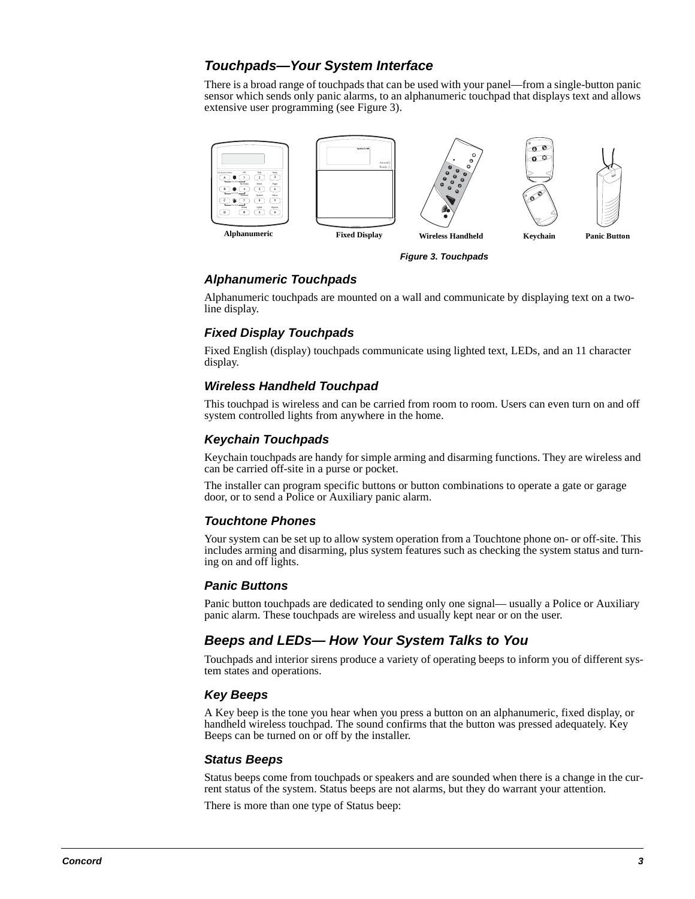## Touchpads—Your System Interface

There is a broad range of touchpads that can be used with your panel—from a single-button panic sensor which sends only panic alarms, to an alphanumeric touchpad that displays text and allows extensive user programming (see Figure 3).

Alphanumeric | Fixed Display | Wireless Handheld | Keychain | Panic Button

*Figure 3. Touchpads*

### Alphanumeric Touchpads

Alphanumeric touchpads are mounted on a wall and communicate by displaying text on a two-line display.

### Fixed Display Touchpads

Fixed English (display) touchpads communicate using lighted text, LEDs, and an 11 character display.

### Wireless Handheld Touchpad

This touchpad is wireless and can be carried from room to room. Users can even turn on and off system controlled lights from anywhere in the home.

### Keychain Touchpads

Keychain touchpads are handy for simple arming and disarming functions. They are wireless and can be carried off-site in a purse or pocket.

The installer can program specific buttons or button combinations to operate a gate or garage door, or to send a Police or Auxiliary panic alarm.

### Touchtone Phones

Your system can be set up to allow system operation from a Touchtone phone on- or off-site. This includes arming and disarming, plus system features such as checking the system status and turning on and off lights.

### Panic Buttons

Panic button touchpads are dedicated to sending only one signal— usually a Police or Auxiliary panic alarm. These touchpads are wireless and usually kept near or on the user.

## Beeps and LEDs— How Your System Talks to You

Touchpads and interior sirens produce a variety of operating beeps to inform you of different system states and operations.

### Key Beeps

A Key beep is the tone you hear when you press a button on an alphanumeric, fixed display, or handheld wireless touchpad. The sound confirms that the button was pressed adequately. Key Beeps can be turned on or off by the installer.

### Status Beeps

Status beeps come from touchpads or speakers and are sounded when there is a change in the current status of the system. Status beeps are not alarms, but they do warrant your attention.

There is more than one type of Status beep: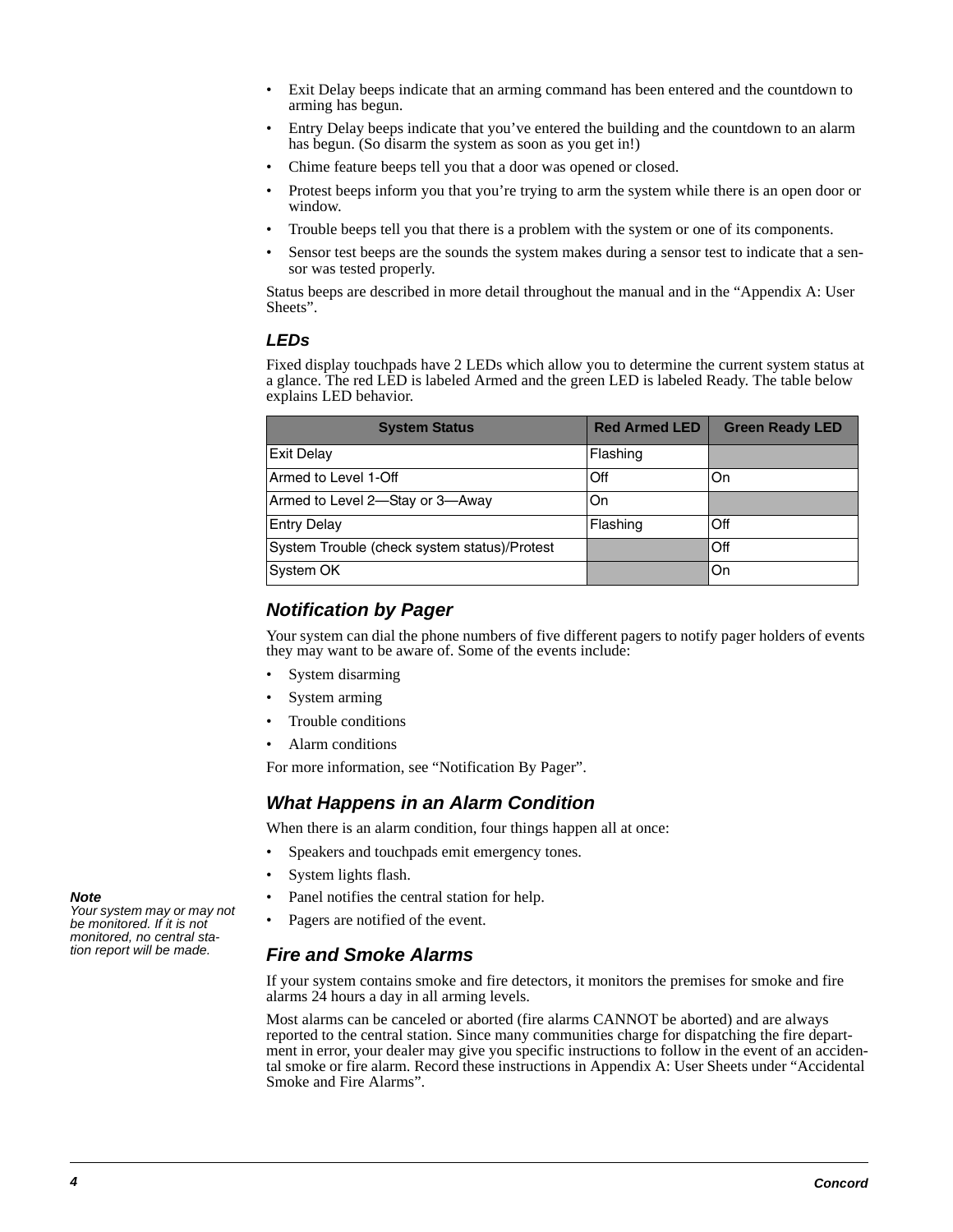- Exit Delay beeps indicate that an arming command has been entered and the countdown to arming has begun.
- Entry Delay beeps indicate that you've entered the building and the countdown to an alarm has begun. (So disarm the system as soon as you get in!)
- Chime feature beeps tell you that a door was opened or closed.
- Protest beeps inform you that you're trying to arm the system while there is an open door or window.
- Trouble beeps tell you that there is a problem with the system or one of its components.
- Sensor test beeps are the sounds the system makes during a sensor test to indicate that a sensor was tested properly.

Status beeps are described in more detail throughout the manual and in the "Appendix A: User Sheets".

### LEDs

Fixed display touchpads have 2 LEDs which allow you to determine the current system status at a glance. The red LED is labeled Armed and the green LED is labeled Ready. The table below explains LED behavior.

| System Status | Red Armed LED | Green Ready LED |
|---|---|---|
| Exit Delay | Flashing | |
| Armed to Level 1-Off | Off | On |
| Armed to Level 2—Stay or 3—Away | On | |
| Entry Delay | Flashing | Off |
| System Trouble (check system status)/Protest | | Off |
| System OK | | On |

## Notification by Pager

Your system can dial the phone numbers of five different pagers to notify pager holders of events they may want to be aware of. Some of the events include:

- System disarming
- System arming
- Trouble conditions
- Alarm conditions

For more information, see "Notification By Pager".

## What Happens in an Alarm Condition

When there is an alarm condition, four things happen all at once:

- Speakers and touchpads emit emergency tones.
- System lights flash.
- Panel notifies the central station for help.
- Pagers are notified of the event.

***Note***
*Your system may or may not be monitored. If it is not monitored, no central station report will be made.*

## Fire and Smoke Alarms

If your system contains smoke and fire detectors, it monitors the premises for smoke and fire alarms 24 hours a day in all arming levels.

Most alarms can be canceled or aborted (fire alarms CANNOT be aborted) and are always reported to the central station. Since many communities charge for dispatching the fire department in error, your dealer may give you specific instructions to follow in the event of an accidental smoke or fire alarm. Record these instructions in Appendix A: User Sheets under "Accidental Smoke and Fire Alarms".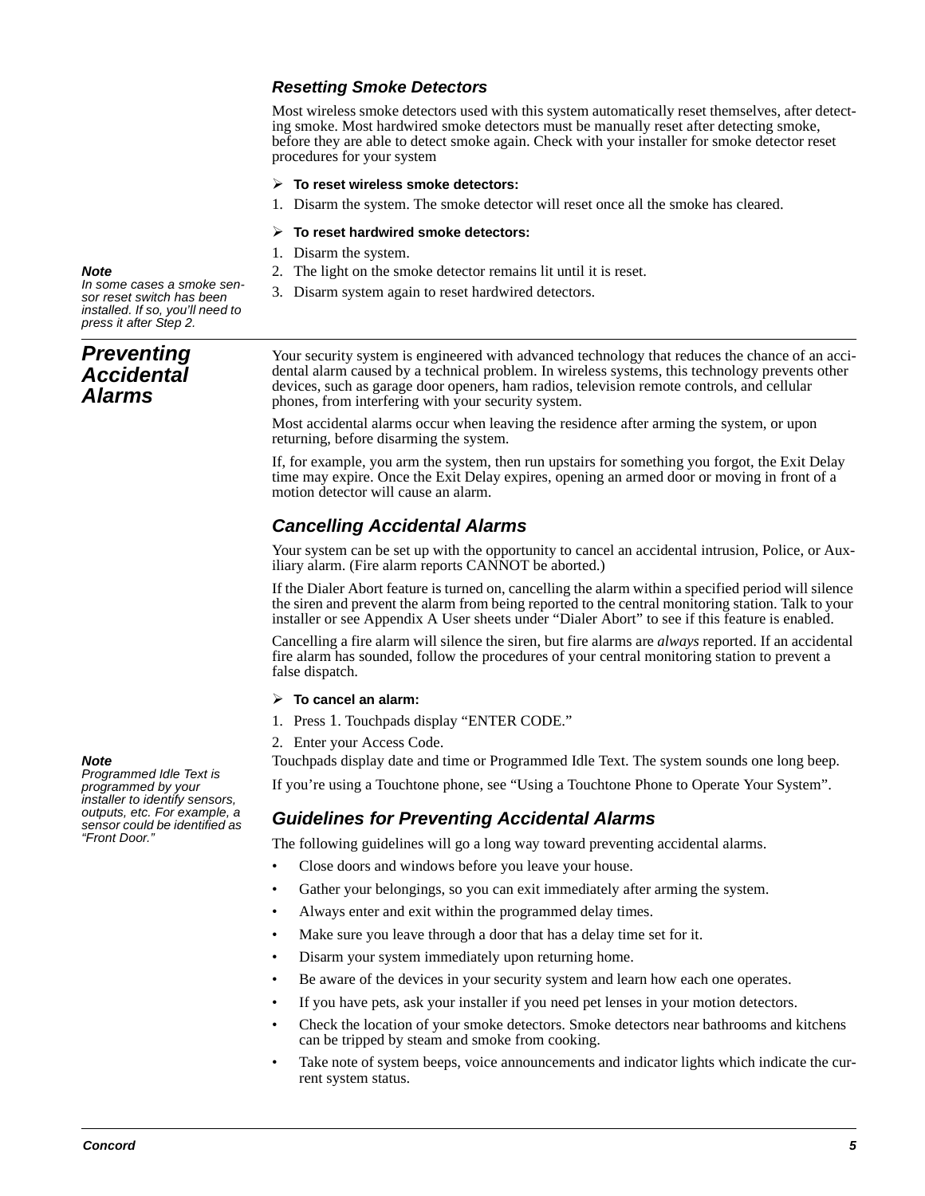### *Resetting Smoke Detectors*

Most wireless smoke detectors used with this system automatically reset themselves, after detecting smoke. Most hardwired smoke detectors must be manually reset after detecting smoke, before they are able to detect smoke again. Check with your installer for smoke detector reset procedures for your system

➢ **To reset wireless smoke detectors:**

1. Disarm the system. The smoke detector will reset once all the smoke has cleared.

➢ **To reset hardwired smoke detectors:**

1. Disarm the system.
2. The light on the smoke detector remains lit until it is reset.
3. Disarm system again to reset hardwired detectors.

***Note***
*In some cases a smoke sensor reset switch has been installed. If so, you'll need to press it after Step 2.*

## *Preventing Accidental Alarms*

Your security system is engineered with advanced technology that reduces the chance of an accidental alarm caused by a technical problem. In wireless systems, this technology prevents other devices, such as garage door openers, ham radios, television remote controls, and cellular phones, from interfering with your security system.

Most accidental alarms occur when leaving the residence after arming the system, or upon returning, before disarming the system.

If, for example, you arm the system, then run upstairs for something you forgot, the Exit Delay time may expire. Once the Exit Delay expires, opening an armed door or moving in front of a motion detector will cause an alarm.

### *Cancelling Accidental Alarms*

Your system can be set up with the opportunity to cancel an accidental intrusion, Police, or Auxiliary alarm. (Fire alarm reports CANNOT be aborted.)

If the Dialer Abort feature is turned on, cancelling the alarm within a specified period will silence the siren and prevent the alarm from being reported to the central monitoring station. Talk to your installer or see Appendix A User sheets under "Dialer Abort" to see if this feature is enabled.

Cancelling a fire alarm will silence the siren, but fire alarms are *always* reported. If an accidental fire alarm has sounded, follow the procedures of your central monitoring station to prevent a false dispatch.

➢ **To cancel an alarm:**

1. Press 1. Touchpads display "ENTER CODE."
2. Enter your Access Code.

Touchpads display date and time or Programmed Idle Text. The system sounds one long beep.

If you're using a Touchtone phone, see "Using a Touchtone Phone to Operate Your System".

***Note***
*Programmed Idle Text is programmed by your installer to identify sensors, outputs, etc. For example, a sensor could be identified as "Front Door."*

### *Guidelines for Preventing Accidental Alarms*

The following guidelines will go a long way toward preventing accidental alarms.

- Close doors and windows before you leave your house.
- Gather your belongings, so you can exit immediately after arming the system.
- Always enter and exit within the programmed delay times.
- Make sure you leave through a door that has a delay time set for it.
- Disarm your system immediately upon returning home.
- Be aware of the devices in your security system and learn how each one operates.
- If you have pets, ask your installer if you need pet lenses in your motion detectors.
- Check the location of your smoke detectors. Smoke detectors near bathrooms and kitchens can be tripped by steam and smoke from cooking.
- Take note of system beeps, voice announcements and indicator lights which indicate the current system status.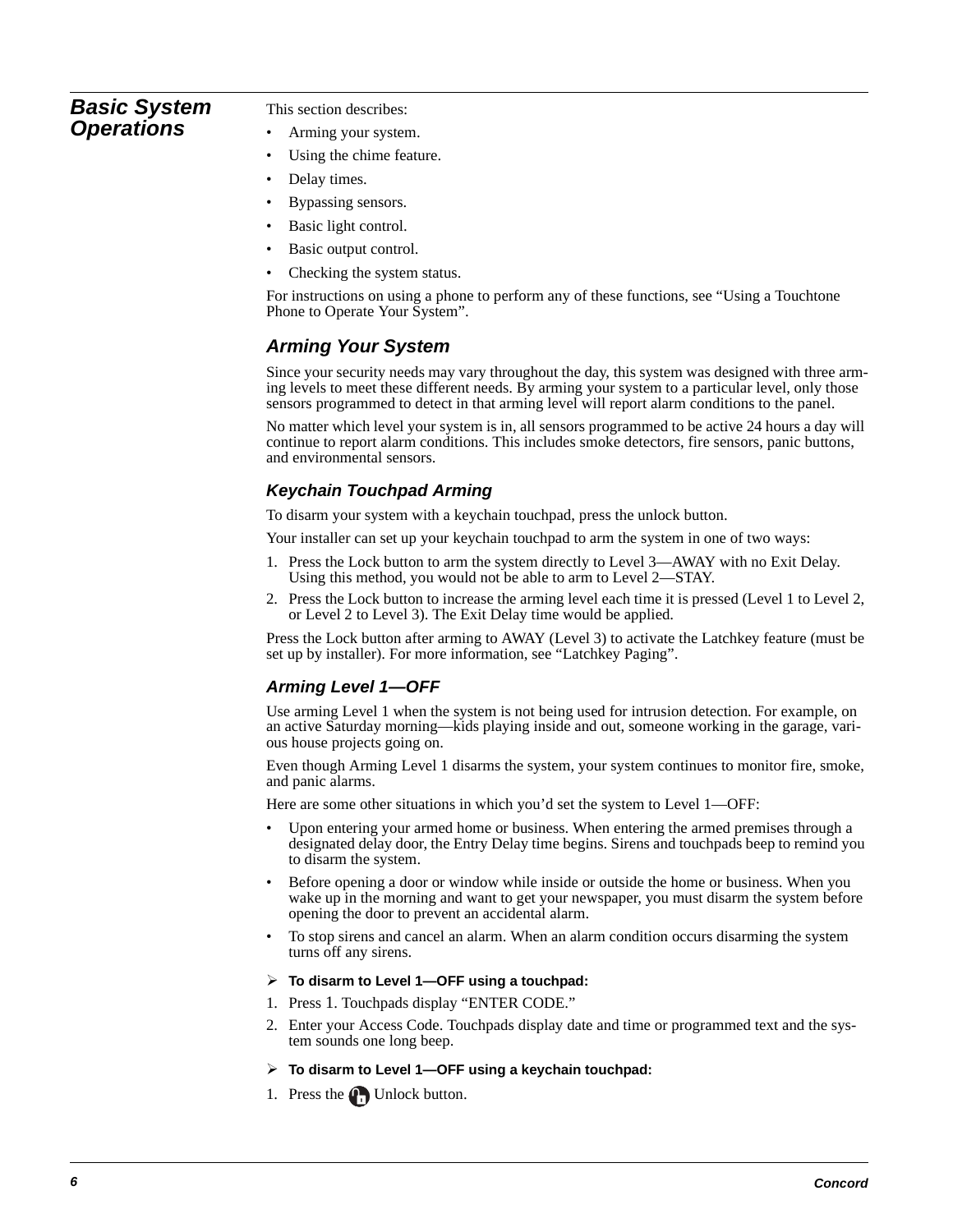## Basic System Operations

This section describes:

- Arming your system.
- Using the chime feature.
- Delay times.
- Bypassing sensors.
- Basic light control.
- Basic output control.
- Checking the system status.

For instructions on using a phone to perform any of these functions, see “Using a Touchtone Phone to Operate Your System”.

### Arming Your System

Since your security needs may vary throughout the day, this system was designed with three arming levels to meet these different needs. By arming your system to a particular level, only those sensors programmed to detect in that arming level will report alarm conditions to the panel.

No matter which level your system is in, all sensors programmed to be active 24 hours a day will continue to report alarm conditions. This includes smoke detectors, fire sensors, panic buttons, and environmental sensors.

#### Keychain Touchpad Arming

To disarm your system with a keychain touchpad, press the unlock button.

Your installer can set up your keychain touchpad to arm the system in one of two ways:

1. Press the Lock button to arm the system directly to Level 3—AWAY with no Exit Delay. Using this method, you would not be able to arm to Level 2—STAY.
2. Press the Lock button to increase the arming level each time it is pressed (Level 1 to Level 2, or Level 2 to Level 3). The Exit Delay time would be applied.

Press the Lock button after arming to AWAY (Level 3) to activate the Latchkey feature (must be set up by installer). For more information, see “Latchkey Paging”.

#### Arming Level 1—OFF

Use arming Level 1 when the system is not being used for intrusion detection. For example, on an active Saturday morning—kids playing inside and out, someone working in the garage, various house projects going on.

Even though Arming Level 1 disarms the system, your system continues to monitor fire, smoke, and panic alarms.

Here are some other situations in which you’d set the system to Level 1—OFF:

- Upon entering your armed home or business. When entering the armed premises through a designated delay door, the Entry Delay time begins. Sirens and touchpads beep to remind you to disarm the system.
- Before opening a door or window while inside or outside the home or business. When you wake up in the morning and want to get your newspaper, you must disarm the system before opening the door to prevent an accidental alarm.
- To stop sirens and cancel an alarm. When an alarm condition occurs disarming the system turns off any sirens.

➢ **To disarm to Level 1—OFF using a touchpad:**

1. Press 1. Touchpads display “ENTER CODE.”
2. Enter your Access Code. Touchpads display date and time or programmed text and the system sounds one long beep.

➢ **To disarm to Level 1—OFF using a keychain touchpad:**

1. Press the Unlock button.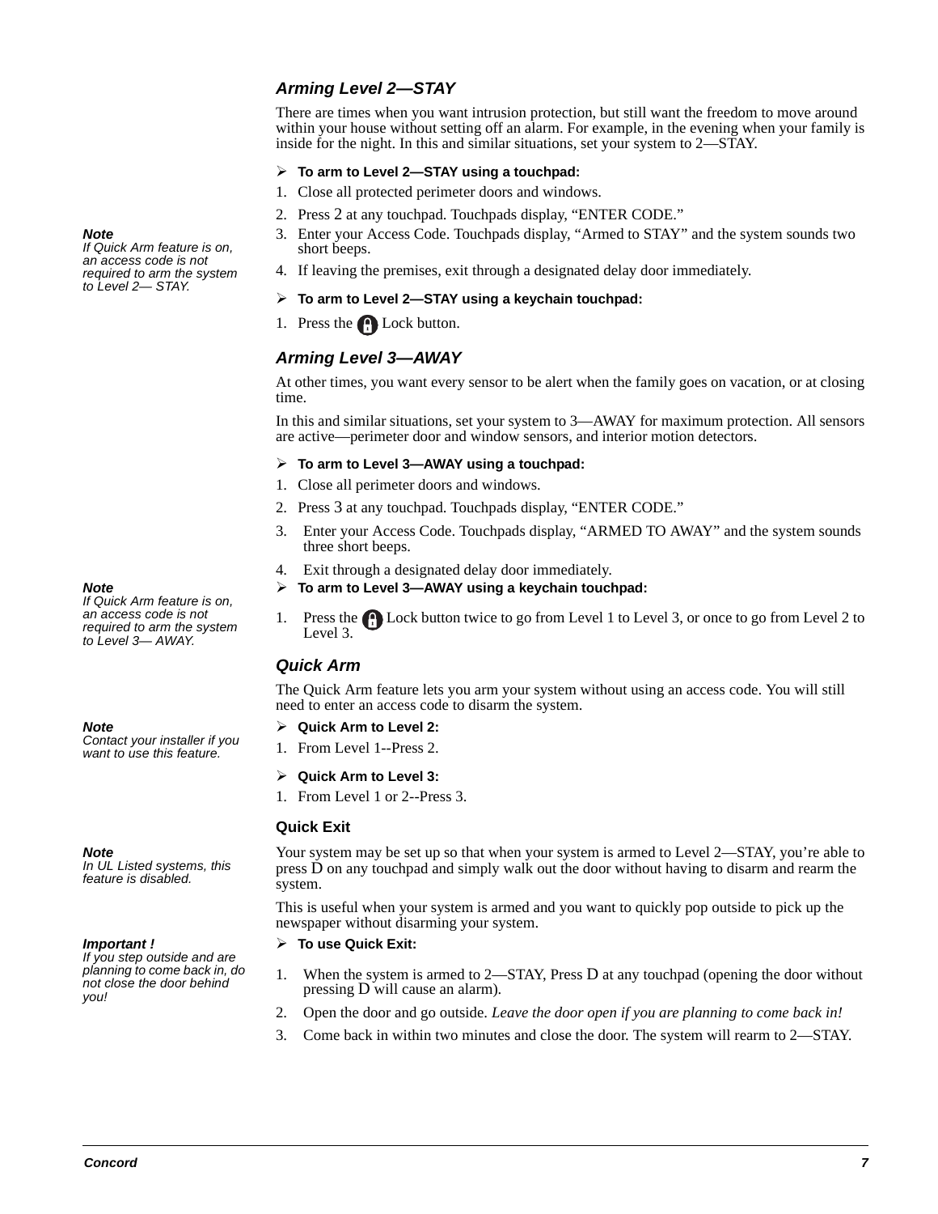### *Arming Level 2—STAY*

There are times when you want intrusion protection, but still want the freedom to move around within your house without setting off an alarm. For example, in the evening when your family is inside for the night. In this and similar situations, set your system to 2—STAY.

➢ **To arm to Level 2—STAY using a touchpad:**

1. Close all protected perimeter doors and windows.
2. Press 2 at any touchpad. Touchpads display, “ENTER CODE.”
3. Enter your Access Code. Touchpads display, “Armed to STAY” and the system sounds two short beeps.
4. If leaving the premises, exit through a designated delay door immediately.

***Note***
*If Quick Arm feature is on, an access code is not required to arm the system to Level 2— STAY.*

➢ **To arm to Level 2—STAY using a keychain touchpad:**

1. Press the Lock button.

### *Arming Level 3—AWAY*

At other times, you want every sensor to be alert when the family goes on vacation, or at closing time.

In this and similar situations, set your system to 3—AWAY for maximum protection. All sensors are active—perimeter door and window sensors, and interior motion detectors.

➢ **To arm to Level 3—AWAY using a touchpad:**

1. Close all perimeter doors and windows.
2. Press 3 at any touchpad. Touchpads display, “ENTER CODE.”
3. Enter your Access Code. Touchpads display, “ARMED TO AWAY” and the system sounds three short beeps.
4. Exit through a designated delay door immediately.

***Note***
*If Quick Arm feature is on, an access code is not required to arm the system to Level 3— AWAY.*

➢ **To arm to Level 3—AWAY using a keychain touchpad:**

1. Press the Lock button twice to go from Level 1 to Level 3, or once to go from Level 2 to Level 3.

### *Quick Arm*

The Quick Arm feature lets you arm your system without using an access code. You will still need to enter an access code to disarm the system.

***Note***
*Contact your installer if you want to use this feature.*

➢ **Quick Arm to Level 2:**

1. From Level 1--Press 2.

➢ **Quick Arm to Level 3:**

1. From Level 1 or 2--Press 3.

#### Quick Exit

***Note***
*In UL Listed systems, this feature is disabled.*

Your system may be set up so that when your system is armed to Level 2—STAY, you’re able to press D on any touchpad and simply walk out the door without having to disarm and rearm the system.

This is useful when your system is armed and you want to quickly pop outside to pick up the newspaper without disarming your system.

***Important !***
*If you step outside and are planning to come back in, do not close the door behind you!*

➢ **To use Quick Exit:**

1. When the system is armed to 2—STAY, Press D at any touchpad (opening the door without pressing D will cause an alarm).
2. Open the door and go outside. *Leave the door open if you are planning to come back in!*
3. Come back in within two minutes and close the door. The system will rearm to 2—STAY.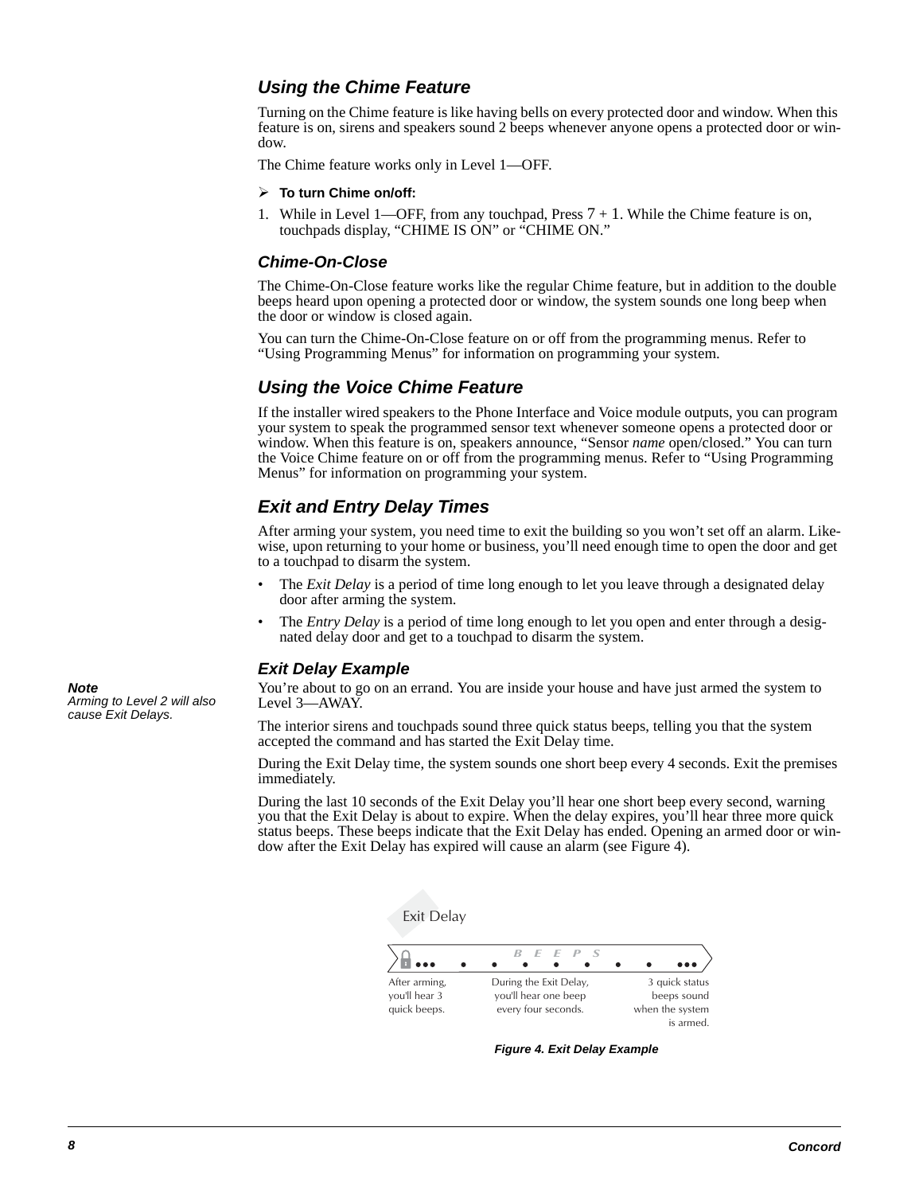## *Using the Chime Feature*

Turning on the Chime feature is like having bells on every protected door and window. When this feature is on, sirens and speakers sound 2 beeps whenever anyone opens a protected door or window.

The Chime feature works only in Level 1—OFF.

➢ **To turn Chime on/off:**

1. While in Level 1—OFF, from any touchpad, Press 7 + 1. While the Chime feature is on, touchpads display, “CHIME IS ON” or “CHIME ON.”

### *Chime-On-Close*

The Chime-On-Close feature works like the regular Chime feature, but in addition to the double beeps heard upon opening a protected door or window, the system sounds one long beep when the door or window is closed again.

You can turn the Chime-On-Close feature on or off from the programming menus. Refer to “Using Programming Menus” for information on programming your system.

## *Using the Voice Chime Feature*

If the installer wired speakers to the Phone Interface and Voice module outputs, you can program your system to speak the programmed sensor text whenever someone opens a protected door or window. When this feature is on, speakers announce, “Sensor *name* open/closed.” You can turn the Voice Chime feature on or off from the programming menus. Refer to “Using Programming Menus” for information on programming your system.

## *Exit and Entry Delay Times*

After arming your system, you need time to exit the building so you won’t set off an alarm. Likewise, upon returning to your home or business, you’ll need enough time to open the door and get to a touchpad to disarm the system.

- The *Exit Delay* is a period of time long enough to let you leave through a designated delay door after arming the system.
- The *Entry Delay* is a period of time long enough to let you open and enter through a designated delay door and get to a touchpad to disarm the system.

### *Exit Delay Example*

***Note***
*Arming to Level 2 will also cause Exit Delays.*

You’re about to go on an errand. You are inside your house and have just armed the system to Level 3—AWAY.

The interior sirens and touchpads sound three quick status beeps, telling you that the system accepted the command and has started the Exit Delay time.

During the Exit Delay time, the system sounds one short beep every 4 seconds. Exit the premises immediately.

During the last 10 seconds of the Exit Delay you’ll hear one short beep every second, warning you that the Exit Delay is about to expire. When the delay expires, you’ll hear three more quick status beeps. These beeps indicate that the Exit Delay has ended. Opening an armed door or window after the Exit Delay has expired will cause an alarm (see Figure 4).

Exit Delay

BEEPS

After arming, you'll hear 3 quick beeps. | During the Exit Delay, you'll hear one beep every four seconds. | 3 quick status beeps sound when the system is armed.

***Figure 4. Exit Delay Example***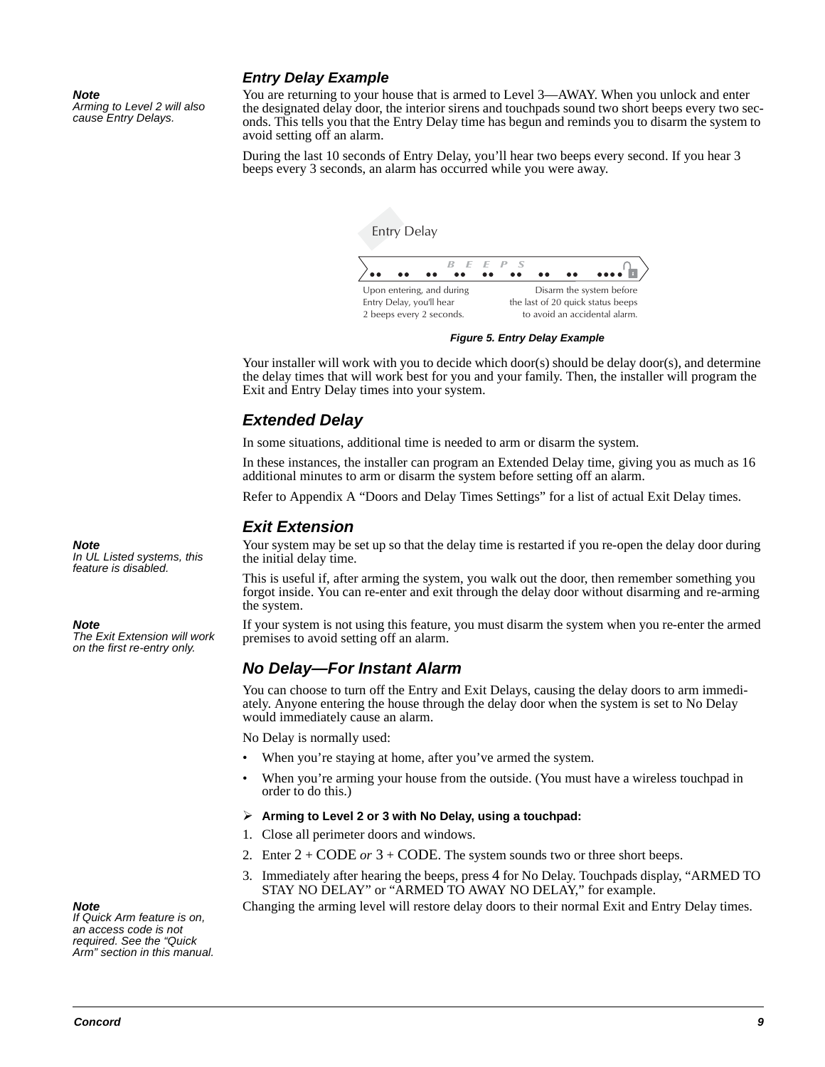### Entry Delay Example

> **Note**
> *Arming to Level 2 will also cause Entry Delays.*

You are returning to your house that is armed to Level 3—AWAY. When you unlock and enter the designated delay door, the interior sirens and touchpads sound two short beeps every two seconds. This tells you that the Entry Delay time has begun and reminds you to disarm the system to avoid setting off an alarm.

During the last 10 seconds of Entry Delay, you'll hear two beeps every second. If you hear 3 beeps every 3 seconds, an alarm has occurred while you were away.

Entry Delay

BEEPS

Upon entering, and during Entry Delay, you'll hear 2 beeps every 2 seconds.

Disarm the system before the last of 20 quick status beeps to avoid an accidental alarm.

*Figure 5. Entry Delay Example*

Your installer will work with you to decide which door(s) should be delay door(s), and determine the delay times that will work best for you and your family. Then, the installer will program the Exit and Entry Delay times into your system.

### Extended Delay

In some situations, additional time is needed to arm or disarm the system.

In these instances, the installer can program an Extended Delay time, giving you as much as 16 additional minutes to arm or disarm the system before setting off an alarm.

Refer to Appendix A "Doors and Delay Times Settings" for a list of actual Exit Delay times.

### Exit Extension

> **Note**
> *In UL Listed systems, this feature is disabled.*

Your system may be set up so that the delay time is restarted if you re-open the delay door during the initial delay time.

This is useful if, after arming the system, you walk out the door, then remember something you forgot inside. You can re-enter and exit through the delay door without disarming and re-arming the system.

> **Note**
> *The Exit Extension will work on the first re-entry only.*

If your system is not using this feature, you must disarm the system when you re-enter the armed premises to avoid setting off an alarm.

### No Delay—For Instant Alarm

You can choose to turn off the Entry and Exit Delays, causing the delay doors to arm immediately. Anyone entering the house through the delay door when the system is set to No Delay would immediately cause an alarm.

No Delay is normally used:

- When you're staying at home, after you've armed the system.
- When you're arming your house from the outside. (You must have a wireless touchpad in order to do this.)

➢ **Arming to Level 2 or 3 with No Delay, using a touchpad:**

1. Close all perimeter doors and windows.
2. Enter 2 + CODE *or* 3 + CODE. The system sounds two or three short beeps.
3. Immediately after hearing the beeps, press 4 for No Delay. Touchpads display, "ARMED TO STAY NO DELAY" or "ARMED TO AWAY NO DELAY," for example.

> **Note**
> *If Quick Arm feature is on, an access code is not required. See the "Quick Arm" section in this manual.*

Changing the arming level will restore delay doors to their normal Exit and Entry Delay times.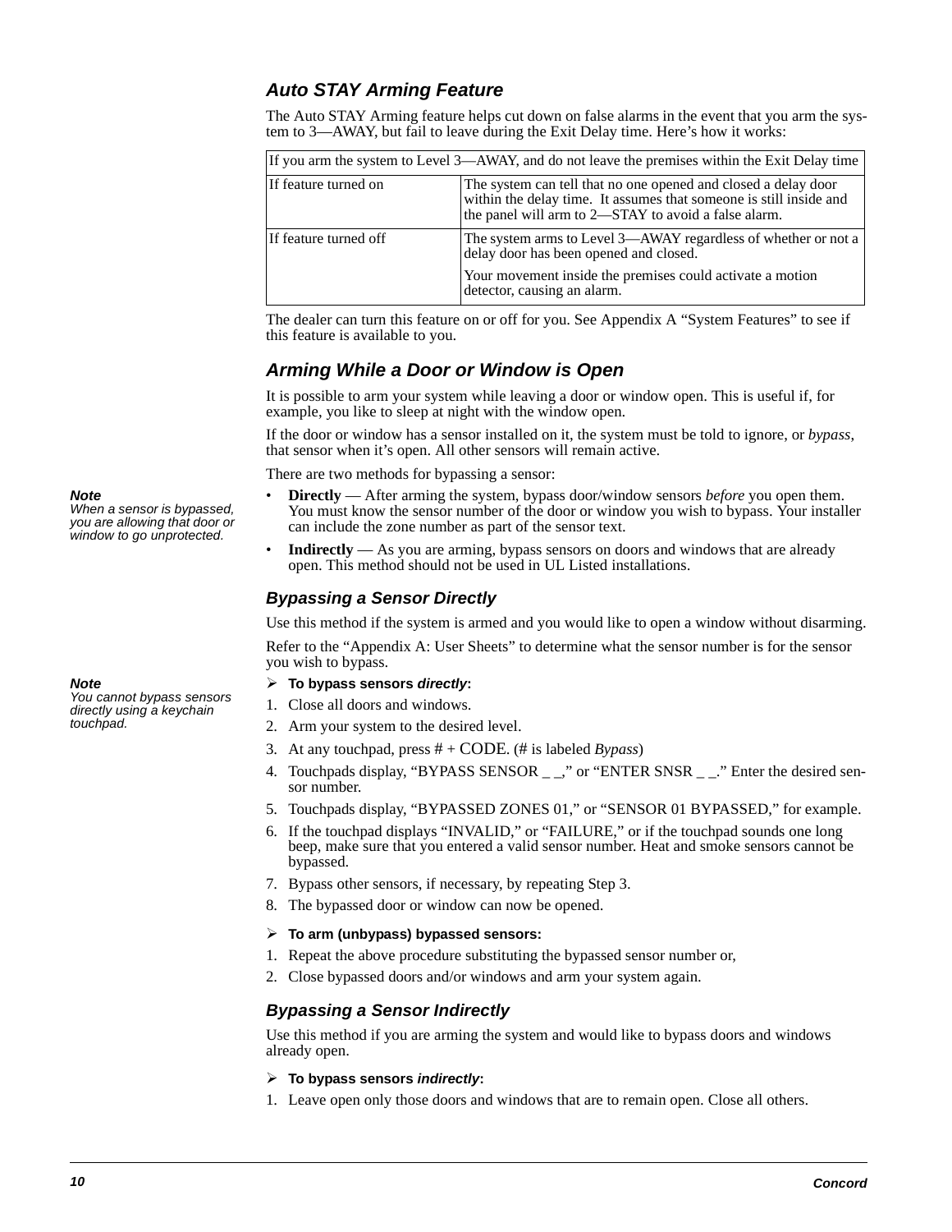## Auto STAY Arming Feature

The Auto STAY Arming feature helps cut down on false alarms in the event that you arm the system to 3—AWAY, but fail to leave during the Exit Delay time. Here's how it works:

| If you arm the system to Level 3—AWAY, and do not leave the premises within the Exit Delay time | |
|---|---|
| If feature turned on | The system can tell that no one opened and closed a delay door within the delay time. It assumes that someone is still inside and the panel will arm to 2—STAY to avoid a false alarm. |
| If feature turned off | The system arms to Level 3—AWAY regardless of whether or not a delay door has been opened and closed. Your movement inside the premises could activate a motion detector, causing an alarm. |

The dealer can turn this feature on or off for you. See Appendix A "System Features" to see if this feature is available to you.

## Arming While a Door or Window is Open

It is possible to arm your system while leaving a door or window open. This is useful if, for example, you like to sleep at night with the window open.

If the door or window has a sensor installed on it, the system must be told to ignore, or *bypass*, that sensor when it's open. All other sensors will remain active.

There are two methods for bypassing a sensor:

***Note***
*When a sensor is bypassed, you are allowing that door or window to go unprotected.*

- **Directly** — After arming the system, bypass door/window sensors *before* you open them. You must know the sensor number of the door or window you wish to bypass. Your installer can include the zone number as part of the sensor text.
- **Indirectly** — As you are arming, bypass sensors on doors and windows that are already open. This method should not be used in UL Listed installations.

### Bypassing a Sensor Directly

Use this method if the system is armed and you would like to open a window without disarming.

Refer to the "Appendix A: User Sheets" to determine what the sensor number is for the sensor you wish to bypass.

***Note***
*You cannot bypass sensors directly using a keychain touchpad.*

➢ **To bypass sensors *directly*:**

1. Close all doors and windows.
2. Arm your system to the desired level.
3. At any touchpad, press # + CODE. (# is labeled *Bypass*)
4. Touchpads display, "BYPASS SENSOR _ _," or "ENTER SNSR _ _." Enter the desired sensor number.
5. Touchpads display, "BYPASSED ZONES 01," or "SENSOR 01 BYPASSED," for example.
6. If the touchpad displays "INVALID," or "FAILURE," or if the touchpad sounds one long beep, make sure that you entered a valid sensor number. Heat and smoke sensors cannot be bypassed.
7. Bypass other sensors, if necessary, by repeating Step 3.
8. The bypassed door or window can now be opened.

➢ **To arm (unbypass) bypassed sensors:**

1. Repeat the above procedure substituting the bypassed sensor number or,
2. Close bypassed doors and/or windows and arm your system again.

### Bypassing a Sensor Indirectly

Use this method if you are arming the system and would like to bypass doors and windows already open.

➢ **To bypass sensors *indirectly*:**

1. Leave open only those doors and windows that are to remain open. Close all others.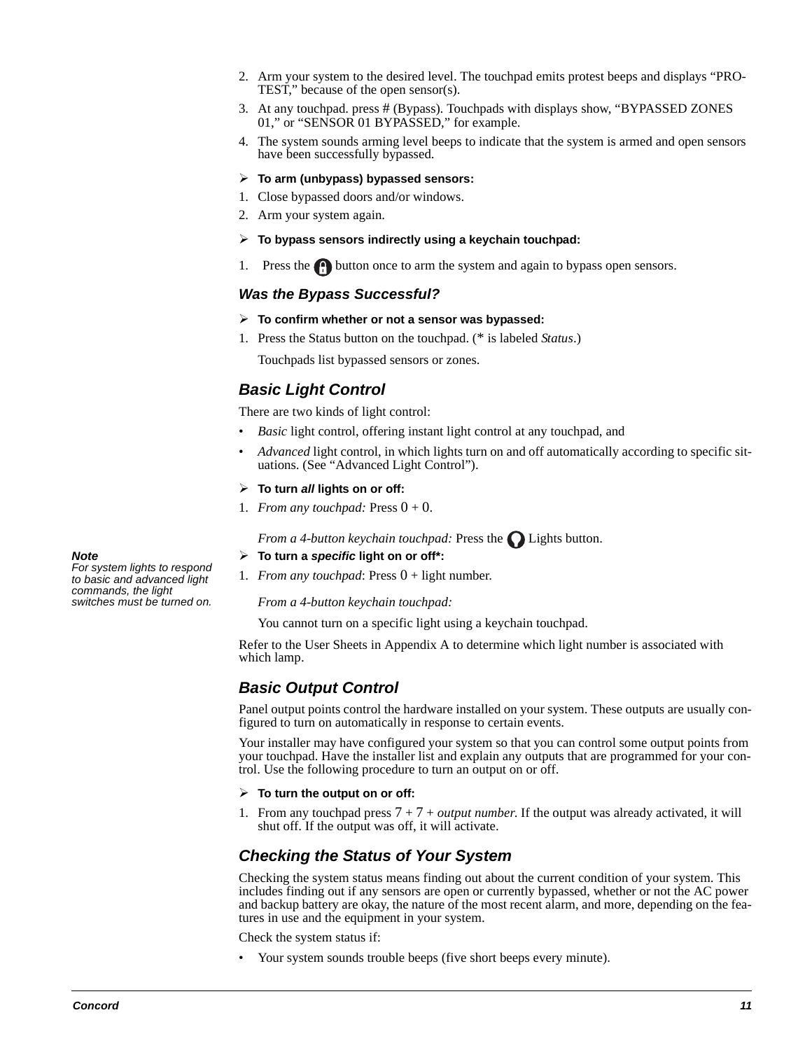2. Arm your system to the desired level. The touchpad emits protest beeps and displays "PROTEST," because of the open sensor(s).
3. At any touchpad. press # (Bypass). Touchpads with displays show, "BYPASSED ZONES 01," or "SENSOR 01 BYPASSED," for example.
4. The system sounds arming level beeps to indicate that the system is armed and open sensors have been successfully bypassed.

➢ **To arm (unbypass) bypassed sensors:**

1. Close bypassed doors and/or windows.
2. Arm your system again.

➢ **To bypass sensors indirectly using a keychain touchpad:**

1. Press the button once to arm the system and again to bypass open sensors.

### *Was the Bypass Successful?*

➢ **To confirm whether or not a sensor was bypassed:**

1. Press the Status button on the touchpad. (* is labeled *Status*.)

   Touchpads list bypassed sensors or zones.

## *Basic Light Control*

There are two kinds of light control:

- *Basic* light control, offering instant light control at any touchpad, and
- *Advanced* light control, in which lights turn on and off automatically according to specific situations. (See "Advanced Light Control").

➢ **To turn *all* lights on or off:**

1. *From any touchpad:* Press 0 + 0.

   *From a 4-button keychain touchpad:* Press the Lights button.

➢ **To turn a *specific* light on or off*:**

1. *From any touchpad*: Press 0 + light number.

   *From a 4-button keychain touchpad:*

   You cannot turn on a specific light using a keychain touchpad.

***Note***
*For system lights to respond to basic and advanced light commands, the light switches must be turned on.*

Refer to the User Sheets in Appendix A to determine which light number is associated with which lamp.

## *Basic Output Control*

Panel output points control the hardware installed on your system. These outputs are usually configured to turn on automatically in response to certain events.

Your installer may have configured your system so that you can control some output points from your touchpad. Have the installer list and explain any outputs that are programmed for your control. Use the following procedure to turn an output on or off.

➢ **To turn the output on or off:**

1. From any touchpad press 7 + 7 + *output number.* If the output was already activated, it will shut off. If the output was off, it will activate.

## *Checking the Status of Your System*

Checking the system status means finding out about the current condition of your system. This includes finding out if any sensors are open or currently bypassed, whether or not the AC power and backup battery are okay, the nature of the most recent alarm, and more, depending on the features in use and the equipment in your system.

Check the system status if:

- Your system sounds trouble beeps (five short beeps every minute).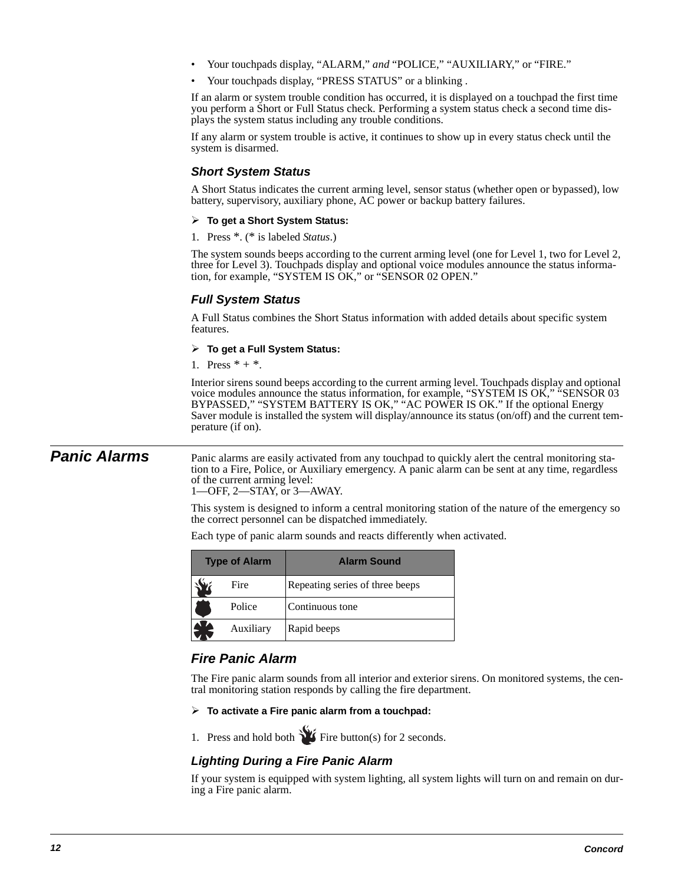- Your touchpads display, “ALARM,” *and* “POLICE,” “AUXILIARY,” or “FIRE.”
- Your touchpads display, “PRESS STATUS” or a blinking .

If an alarm or system trouble condition has occurred, it is displayed on a touchpad the first time you perform a Short or Full Status check. Performing a system status check a second time displays the system status including any trouble conditions.

If any alarm or system trouble is active, it continues to show up in every status check until the system is disarmed.

### *Short System Status*

A Short Status indicates the current arming level, sensor status (whether open or bypassed), low battery, supervisory, auxiliary phone, AC power or backup battery failures.

➢ **To get a Short System Status:**

1. Press *. (* is labeled *Status*.)

The system sounds beeps according to the current arming level (one for Level 1, two for Level 2, three for Level 3). Touchpads display and optional voice modules announce the status information, for example, “SYSTEM IS OK,” or “SENSOR 02 OPEN.”

### *Full System Status*

A Full Status combines the Short Status information with added details about specific system features.

➢ **To get a Full System Status:**

1. Press * + *.

Interior sirens sound beeps according to the current arming level. Touchpads display and optional voice modules announce the status information, for example, “SYSTEM IS OK,” “SENSOR 03 BYPASSED,” “SYSTEM BATTERY IS OK,” “AC POWER IS OK.” If the optional Energy Saver module is installed the system will display/announce its status (on/off) and the current temperature (if on).

## *Panic Alarms*

Panic alarms are easily activated from any touchpad to quickly alert the central monitoring station to a Fire, Police, or Auxiliary emergency. A panic alarm can be sent at any time, regardless of the current arming level:
1—OFF, 2—STAY, or 3—AWAY.

This system is designed to inform a central monitoring station of the nature of the emergency so the correct personnel can be dispatched immediately.

Each type of panic alarm sounds and reacts differently when activated.

| Type of Alarm | Alarm Sound |
|---|---|
| Fire | Repeating series of three beeps |
| Police | Continuous tone |
| Auxiliary | Rapid beeps |

### *Fire Panic Alarm*

The Fire panic alarm sounds from all interior and exterior sirens. On monitored systems, the central monitoring station responds by calling the fire department.

➢ **To activate a Fire panic alarm from a touchpad:**

1. Press and hold both Fire button(s) for 2 seconds.

### *Lighting During a Fire Panic Alarm*

If your system is equipped with system lighting, all system lights will turn on and remain on during a Fire panic alarm.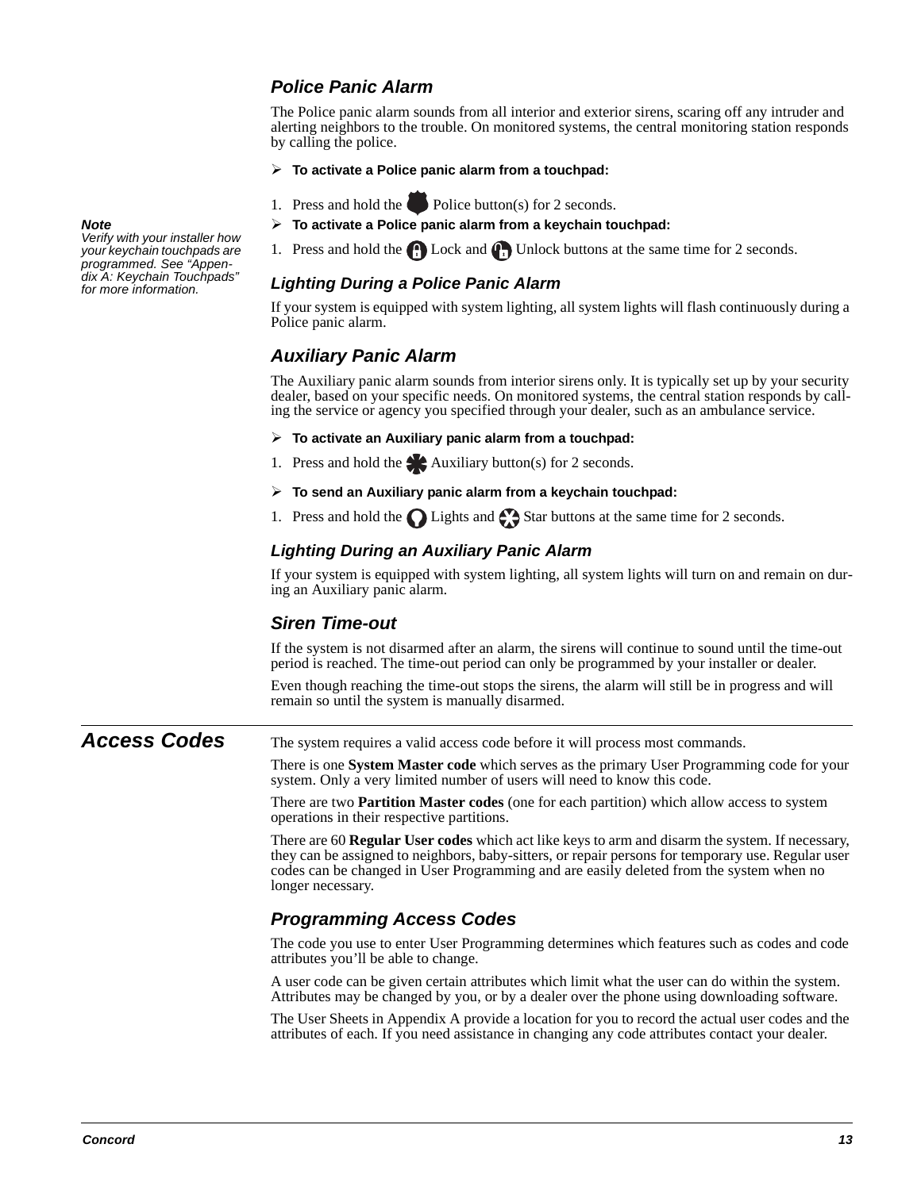### Police Panic Alarm

The Police panic alarm sounds from all interior and exterior sirens, scaring off any intruder and alerting neighbors to the trouble. On monitored systems, the central monitoring station responds by calling the police.

➢ **To activate a Police panic alarm from a touchpad:**

1. Press and hold the Police button(s) for 2 seconds.

➢ **To activate a Police panic alarm from a keychain touchpad:**

1. Press and hold the Lock and Unlock buttons at the same time for 2 seconds.

***Note***
*Verify with your installer how your keychain touchpads are programmed. See "Appendix A: Keychain Touchpads" for more information.*

### Lighting During a Police Panic Alarm

If your system is equipped with system lighting, all system lights will flash continuously during a Police panic alarm.

### Auxiliary Panic Alarm

The Auxiliary panic alarm sounds from interior sirens only. It is typically set up by your security dealer, based on your specific needs. On monitored systems, the central station responds by calling the service or agency you specified through your dealer, such as an ambulance service.

➢ **To activate an Auxiliary panic alarm from a touchpad:**

1. Press and hold the Auxiliary button(s) for 2 seconds.

➢ **To send an Auxiliary panic alarm from a keychain touchpad:**

1. Press and hold the Lights and Star buttons at the same time for 2 seconds.

### Lighting During an Auxiliary Panic Alarm

If your system is equipped with system lighting, all system lights will turn on and remain on during an Auxiliary panic alarm.

### Siren Time-out

If the system is not disarmed after an alarm, the sirens will continue to sound until the time-out period is reached. The time-out period can only be programmed by your installer or dealer.

Even though reaching the time-out stops the sirens, the alarm will still be in progress and will remain so until the system is manually disarmed.

## Access Codes

The system requires a valid access code before it will process most commands.

There is one **System Master code** which serves as the primary User Programming code for your system. Only a very limited number of users will need to know this code.

There are two **Partition Master codes** (one for each partition) which allow access to system operations in their respective partitions.

There are 60 **Regular User codes** which act like keys to arm and disarm the system. If necessary, they can be assigned to neighbors, baby-sitters, or repair persons for temporary use. Regular user codes can be changed in User Programming and are easily deleted from the system when no longer necessary.

### Programming Access Codes

The code you use to enter User Programming determines which features such as codes and code attributes you'll be able to change.

A user code can be given certain attributes which limit what the user can do within the system. Attributes may be changed by you, or by a dealer over the phone using downloading software.

The User Sheets in Appendix A provide a location for you to record the actual user codes and the attributes of each. If you need assistance in changing any code attributes contact your dealer.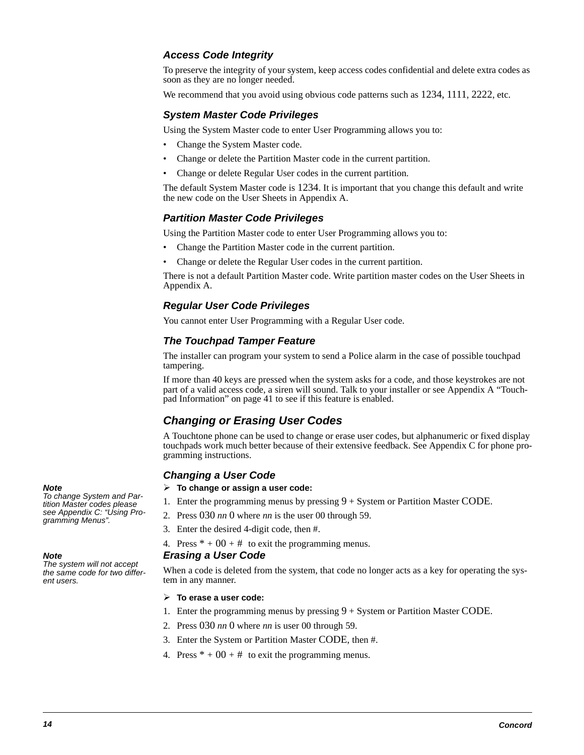### Access Code Integrity

To preserve the integrity of your system, keep access codes confidential and delete extra codes as soon as they are no longer needed.

We recommend that you avoid using obvious code patterns such as 1234, 1111, 2222, etc.

### System Master Code Privileges

Using the System Master code to enter User Programming allows you to:

- Change the System Master code.
- Change or delete the Partition Master code in the current partition.
- Change or delete Regular User codes in the current partition.

The default System Master code is 1234. It is important that you change this default and write the new code on the User Sheets in Appendix A.

### Partition Master Code Privileges

Using the Partition Master code to enter User Programming allows you to:

- Change the Partition Master code in the current partition.
- Change or delete the Regular User codes in the current partition.

There is not a default Partition Master code. Write partition master codes on the User Sheets in Appendix A.

### Regular User Code Privileges

You cannot enter User Programming with a Regular User code.

### The Touchpad Tamper Feature

The installer can program your system to send a Police alarm in the case of possible touchpad tampering.

If more than 40 keys are pressed when the system asks for a code, and those keystrokes are not part of a valid access code, a siren will sound. Talk to your installer or see Appendix A "Touchpad Information" on page 41 to see if this feature is enabled.

## Changing or Erasing User Codes

A Touchtone phone can be used to change or erase user codes, but alphanumeric or fixed display touchpads work much better because of their extensive feedback. See Appendix C for phone programming instructions.

### Changing a User Code

*Note*
*To change System and Partition Master codes please see Appendix C: "Using Programming Menus".*

➢ **To change or assign a user code:**

1. Enter the programming menus by pressing 9 + System or Partition Master CODE.
2. Press 030 *nn* 0 where *nn* is the user 00 through 59.
3. Enter the desired 4-digit code, then #.
4. Press * + 00 + # to exit the programming menus.

### Erasing a User Code

*Note*
*The system will not accept the same code for two different users.*

When a code is deleted from the system, that code no longer acts as a key for operating the system in any manner.

➢ **To erase a user code:**

1. Enter the programming menus by pressing 9 + System or Partition Master CODE.
2. Press 030 *nn* 0 where *nn* is user 00 through 59.
3. Enter the System or Partition Master CODE, then #.
4. Press * + 00 + # to exit the programming menus.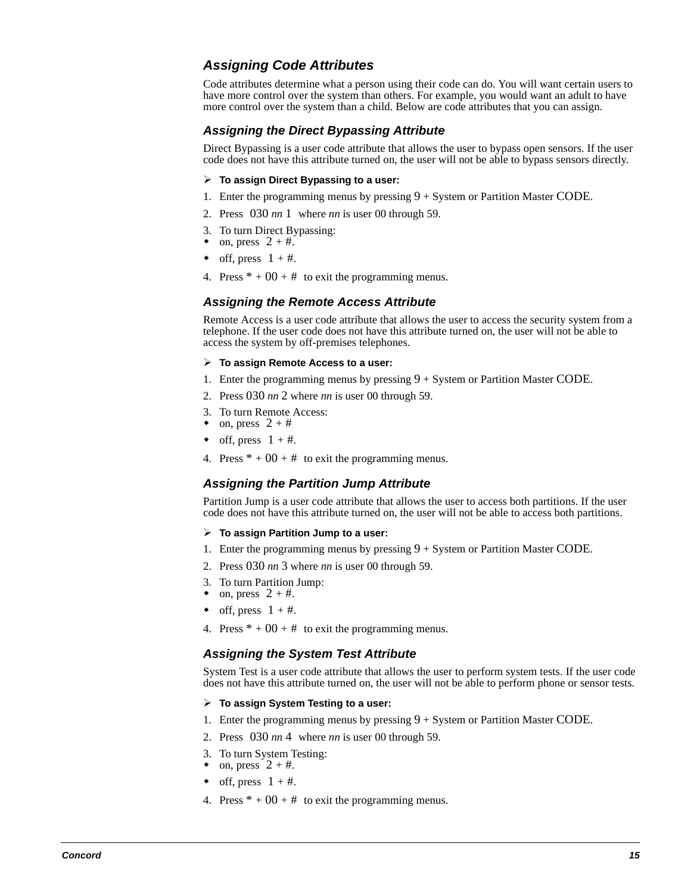## Assigning Code Attributes

Code attributes determine what a person using their code can do. You will want certain users to have more control over the system than others. For example, you would want an adult to have more control over the system than a child. Below are code attributes that you can assign.

### Assigning the Direct Bypassing Attribute

Direct Bypassing is a user code attribute that allows the user to bypass open sensors. If the user code does not have this attribute turned on, the user will not be able to bypass sensors directly.

➢ **To assign Direct Bypassing to a user:**

1. Enter the programming menus by pressing 9 + System or Partition Master CODE.
2. Press 030 *nn* 1 where *nn* is user 00 through 59.
3. To turn Direct Bypassing:
   - on, press 2 + #.
   - off, press 1 + #.
4. Press * + 00 + # to exit the programming menus.

### Assigning the Remote Access Attribute

Remote Access is a user code attribute that allows the user to access the security system from a telephone. If the user code does not have this attribute turned on, the user will not be able to access the system by off-premises telephones.

➢ **To assign Remote Access to a user:**

1. Enter the programming menus by pressing 9 + System or Partition Master CODE.
2. Press 030 *nn* 2 where *nn* is user 00 through 59.
3. To turn Remote Access:
   - on, press 2 + #
   - off, press 1 + #.
4. Press * + 00 + # to exit the programming menus.

### Assigning the Partition Jump Attribute

Partition Jump is a user code attribute that allows the user to access both partitions. If the user code does not have this attribute turned on, the user will not be able to access both partitions.

➢ **To assign Partition Jump to a user:**

1. Enter the programming menus by pressing 9 + System or Partition Master CODE.
2. Press 030 *nn* 3 where *nn* is user 00 through 59.
3. To turn Partition Jump:
   - on, press 2 + #.
   - off, press 1 + #.
4. Press * + 00 + # to exit the programming menus.

### Assigning the System Test Attribute

System Test is a user code attribute that allows the user to perform system tests. If the user code does not have this attribute turned on, the user will not be able to perform phone or sensor tests.

➢ **To assign System Testing to a user:**

1. Enter the programming menus by pressing 9 + System or Partition Master CODE.
2. Press 030 *nn* 4 where *nn* is user 00 through 59.
3. To turn System Testing:
   - on, press 2 + #.
   - off, press 1 + #.
4. Press * + 00 + # to exit the programming menus.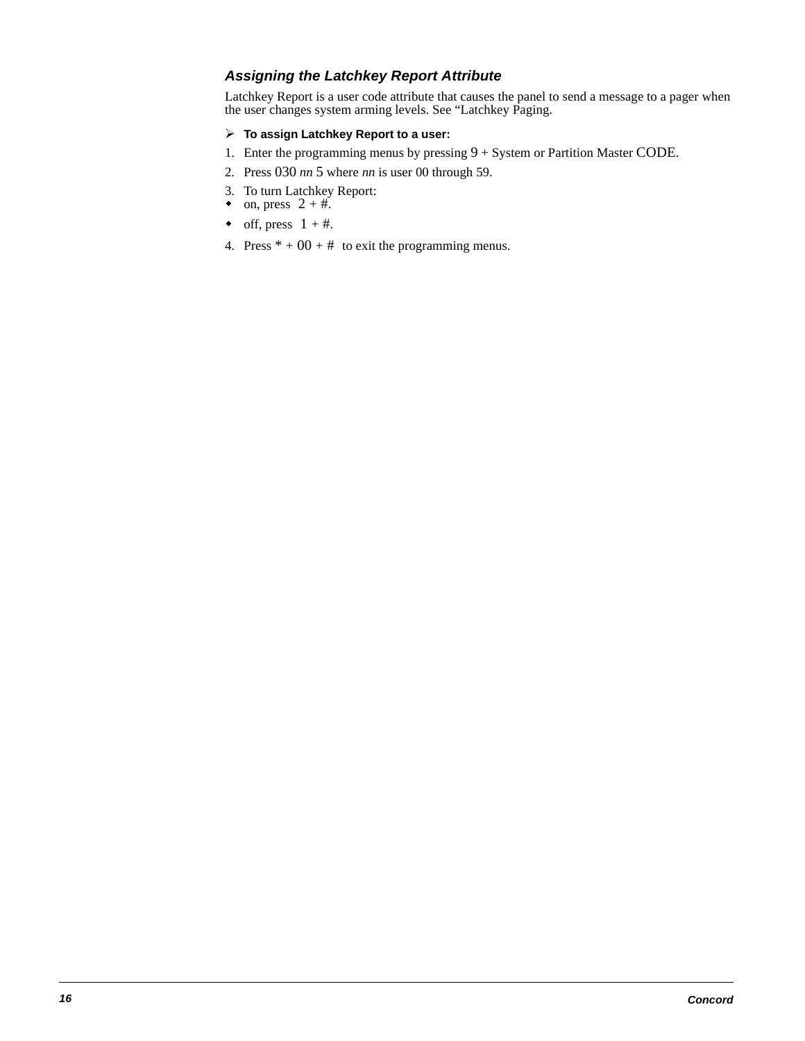### *Assigning the Latchkey Report Attribute*

Latchkey Report is a user code attribute that causes the panel to send a message to a pager when the user changes system arming levels. See “Latchkey Paging.

➢ **To assign Latchkey Report to a user:**

1. Enter the programming menus by pressing 9 + System or Partition Master CODE.
2. Press 030 *nn* 5 where *nn* is user 00 through 59.
3. To turn Latchkey Report:
   - on, press 2 + #.
   - off, press 1 + #.
4. Press * + 00 + # to exit the programming menus.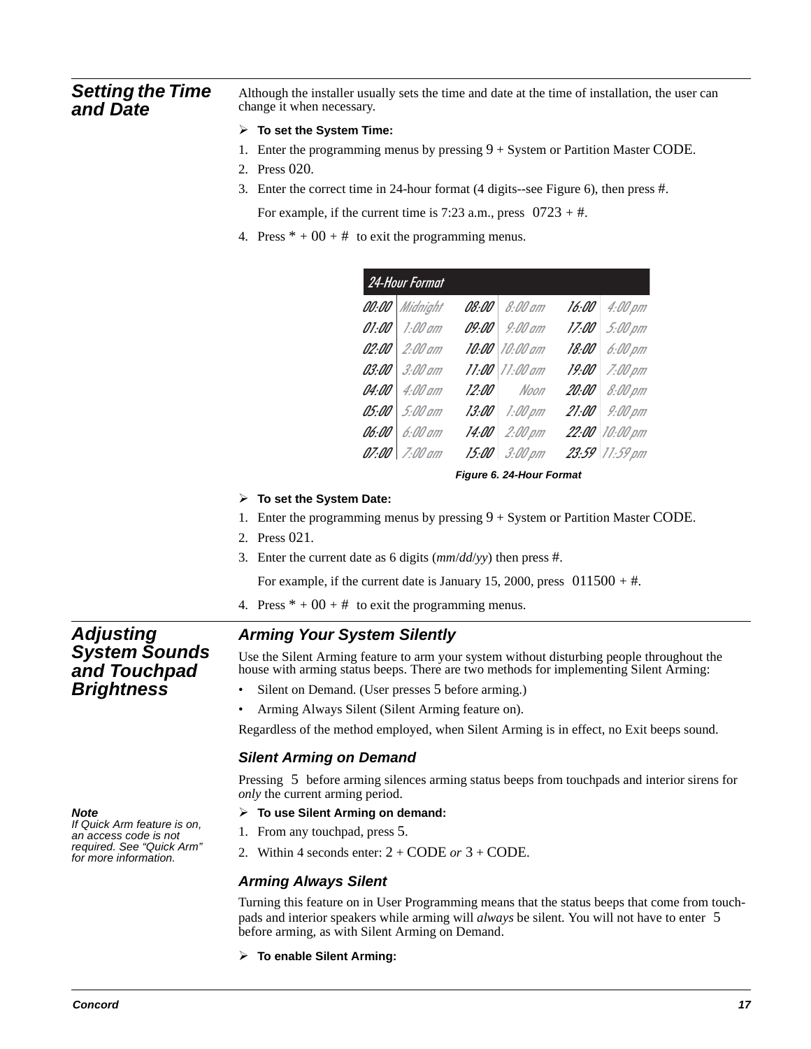## Setting the Time and Date

Although the installer usually sets the time and date at the time of installation, the user can change it when necessary.

➢ **To set the System Time:**

1. Enter the programming menus by pressing 9 + System or Partition Master CODE.
2. Press 020.
3. Enter the correct time in 24-hour format (4 digits--see Figure 6), then press #.

   For example, if the current time is 7:23 a.m., press 0723 + #.
4. Press * + 00 + # to exit the programming menus.

| 24-Hour Format | | | | | |
|---|---|---|---|---|---|
| 00:00 | Midnight | 08:00 | 8:00 am | 16:00 | 4:00 pm |
| 01:00 | 1:00 am | 09:00 | 9:00 am | 17:00 | 5:00 pm |
| 02:00 | 2:00 am | 10:00 | 10:00 am | 18:00 | 6:00 pm |
| 03:00 | 3:00 am | 11:00 | 11:00 am | 19:00 | 7:00 pm |
| 04:00 | 4:00 am | 12:00 | Noon | 20:00 | 8:00 pm |
| 05:00 | 5:00 am | 13:00 | 1:00 pm | 21:00 | 9:00 pm |
| 06:00 | 6:00 am | 14:00 | 2:00 pm | 22:00 | 10:00 pm |
| 07:00 | 7:00 am | 15:00 | 3:00 pm | 23:59 | 11:59 pm |

**Figure 6. 24-Hour Format**

➢ **To set the System Date:**

1. Enter the programming menus by pressing 9 + System or Partition Master CODE.
2. Press 021.
3. Enter the current date as 6 digits (*mm*/*dd*/*yy*) then press #.

   For example, if the current date is January 15, 2000, press 011500 + #.
4. Press * + 00 + # to exit the programming menus.

## Adjusting System Sounds and Touchpad Brightness

### Arming Your System Silently

Use the Silent Arming feature to arm your system without disturbing people throughout the house with arming status beeps. There are two methods for implementing Silent Arming:

- Silent on Demand. (User presses 5 before arming.)
- Arming Always Silent (Silent Arming feature on).

Regardless of the method employed, when Silent Arming is in effect, no Exit beeps sound.

### Silent Arming on Demand

Pressing 5 before arming silences arming status beeps from touchpads and interior sirens for *only* the current arming period.

***Note***
*If Quick Arm feature is on, an access code is not required. See "Quick Arm" for more information.*

➢ **To use Silent Arming on demand:**

1. From any touchpad, press 5.
2. Within 4 seconds enter: 2 + CODE *or* 3 + CODE.

### Arming Always Silent

Turning this feature on in User Programming means that the status beeps that come from touchpads and interior speakers while arming will *always* be silent. You will not have to enter 5 before arming, as with Silent Arming on Demand.

➢ **To enable Silent Arming:**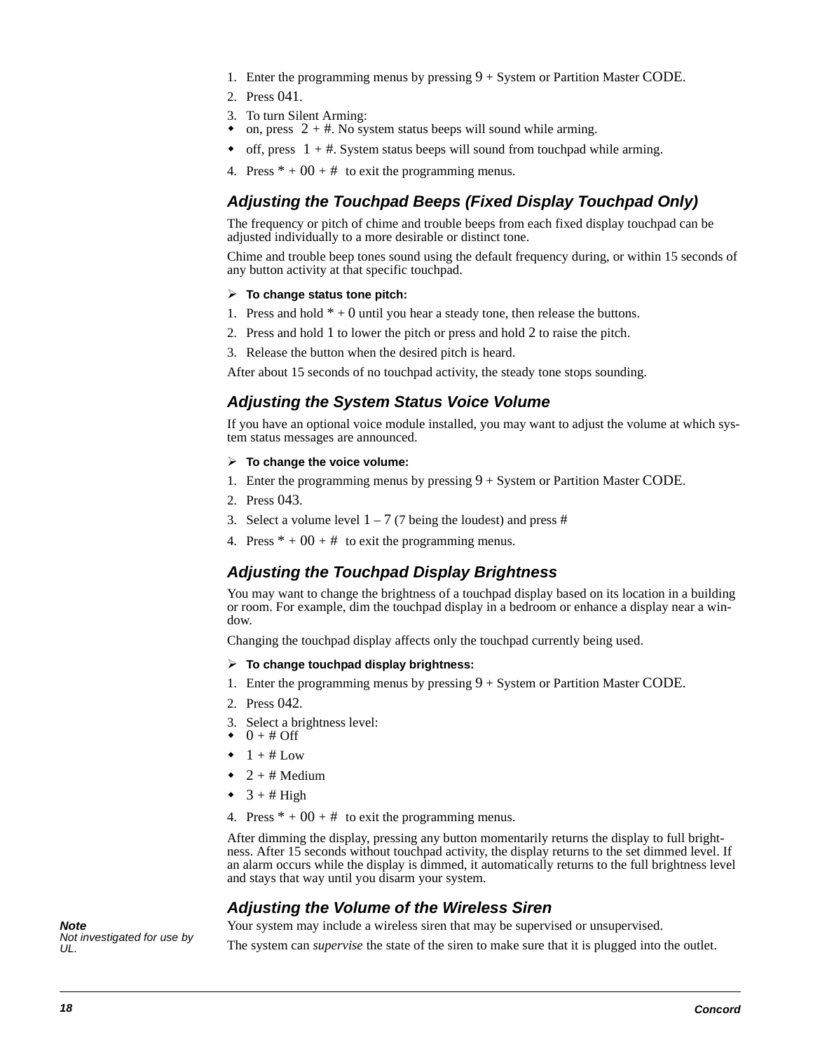1. Enter the programming menus by pressing 9 + System or Partition Master CODE.
2. Press 041.
3. To turn Silent Arming:
   - on, press 2 + #. No system status beeps will sound while arming.
   - off, press 1 + #. System status beeps will sound from touchpad while arming.
4. Press * + 00 + # to exit the programming menus.

### *Adjusting the Touchpad Beeps (Fixed Display Touchpad Only)*

The frequency or pitch of chime and trouble beeps from each fixed display touchpad can be adjusted individually to a more desirable or distinct tone.

Chime and trouble beep tones sound using the default frequency during, or within 15 seconds of any button activity at that specific touchpad.

➢ **To change status tone pitch:**

1. Press and hold * + 0 until you hear a steady tone, then release the buttons.
2. Press and hold 1 to lower the pitch or press and hold 2 to raise the pitch.
3. Release the button when the desired pitch is heard.

After about 15 seconds of no touchpad activity, the steady tone stops sounding.

### *Adjusting the System Status Voice Volume*

If you have an optional voice module installed, you may want to adjust the volume at which system status messages are announced.

➢ **To change the voice volume:**

1. Enter the programming menus by pressing 9 + System or Partition Master CODE.
2. Press 043.
3. Select a volume level 1 – 7 (7 being the loudest) and press #
4. Press * + 00 + # to exit the programming menus.

### *Adjusting the Touchpad Display Brightness*

You may want to change the brightness of a touchpad display based on its location in a building or room. For example, dim the touchpad display in a bedroom or enhance a display near a window.

Changing the touchpad display affects only the touchpad currently being used.

➢ **To change touchpad display brightness:**

1. Enter the programming menus by pressing 9 + System or Partition Master CODE.
2. Press 042.
3. Select a brightness level:
   - 0 + # Off
   - 1 + # Low
   - 2 + # Medium
   - 3 + # High
4. Press * + 00 + # to exit the programming menus.

After dimming the display, pressing any button momentarily returns the display to full brightness. After 15 seconds without touchpad activity, the display returns to the set dimmed level. If an alarm occurs while the display is dimmed, it automatically returns to the full brightness level and stays that way until you disarm your system.

### *Adjusting the Volume of the Wireless Siren*

***Note***
*Not investigated for use by UL.*

Your system may include a wireless siren that may be supervised or unsupervised.

The system can *supervise* the state of the siren to make sure that it is plugged into the outlet.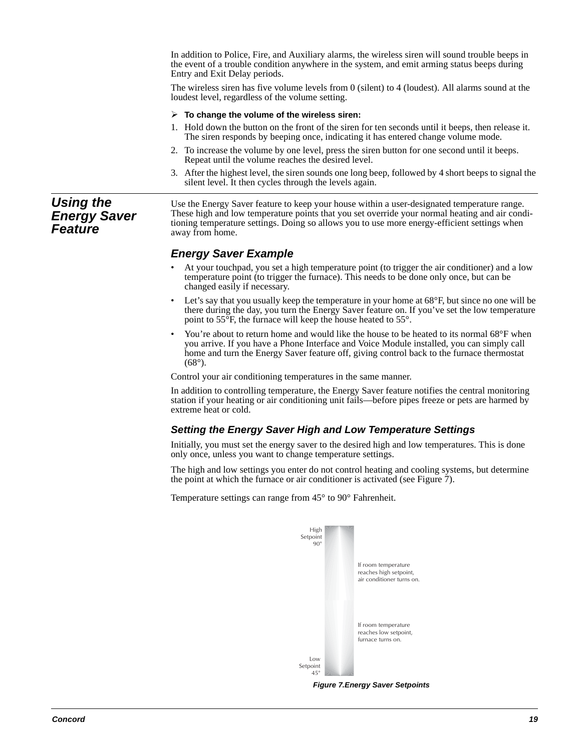In addition to Police, Fire, and Auxiliary alarms, the wireless siren will sound trouble beeps in the event of a trouble condition anywhere in the system, and emit arming status beeps during Entry and Exit Delay periods.

The wireless siren has five volume levels from 0 (silent) to 4 (loudest). All alarms sound at the loudest level, regardless of the volume setting.

➢ **To change the volume of the wireless siren:**

1. Hold down the button on the front of the siren for ten seconds until it beeps, then release it. The siren responds by beeping once, indicating it has entered change volume mode.
2. To increase the volume by one level, press the siren button for one second until it beeps. Repeat until the volume reaches the desired level.
3. After the highest level, the siren sounds one long beep, followed by 4 short beeps to signal the silent level. It then cycles through the levels again.

## *Using the Energy Saver Feature*

Use the Energy Saver feature to keep your house within a user-designated temperature range. These high and low temperature points that you set override your normal heating and air conditioning temperature settings. Doing so allows you to use more energy-efficient settings when away from home.

### *Energy Saver Example*

- At your touchpad, you set a high temperature point (to trigger the air conditioner) and a low temperature point (to trigger the furnace). This needs to be done only once, but can be changed easily if necessary.
- Let's say that you usually keep the temperature in your home at 68°F, but since no one will be there during the day, you turn the Energy Saver feature on. If you've set the low temperature point to 55°F, the furnace will keep the house heated to 55°.
- You're about to return home and would like the house to be heated to its normal 68°F when you arrive. If you have a Phone Interface and Voice Module installed, you can simply call home and turn the Energy Saver feature off, giving control back to the furnace thermostat (68°).

Control your air conditioning temperatures in the same manner.

In addition to controlling temperature, the Energy Saver feature notifies the central monitoring station if your heating or air conditioning unit fails—before pipes freeze or pets are harmed by extreme heat or cold.

### *Setting the Energy Saver High and Low Temperature Settings*

Initially, you must set the energy saver to the desired high and low temperatures. This is done only once, unless you want to change temperature settings.

The high and low settings you enter do not control heating and cooling systems, but determine the point at which the furnace or air conditioner is activated (see Figure 7).

Temperature settings can range from 45° to 90° Fahrenheit.

High Setpoint 90°

If room temperature reaches high setpoint, air conditioner turns on.

If room temperature reaches low setpoint, furnace turns on.

Low Setpoint 45°

*Figure 7.Energy Saver Setpoints*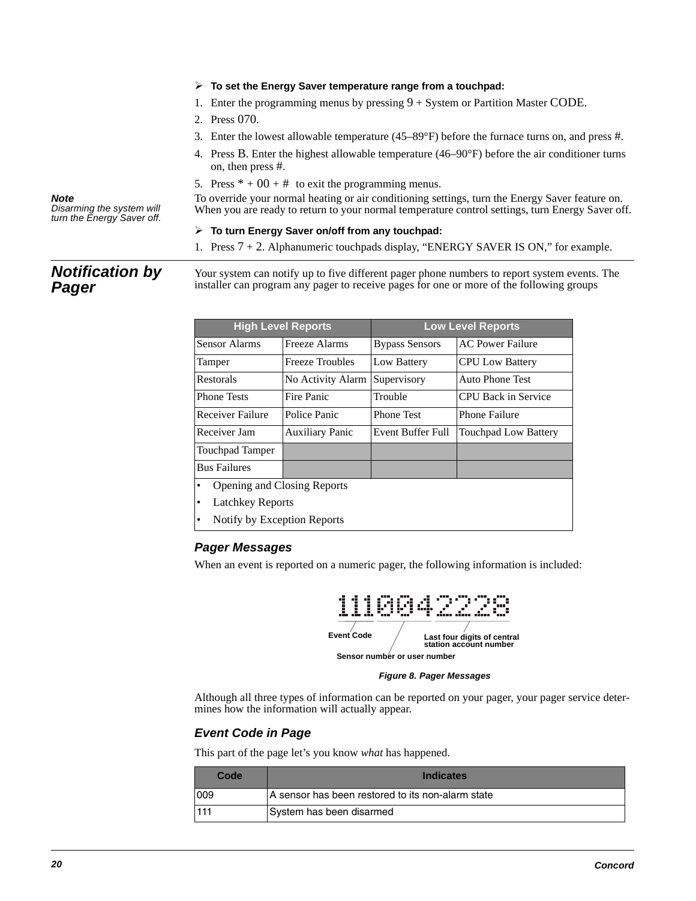➢ **To set the Energy Saver temperature range from a touchpad:**

1. Enter the programming menus by pressing 9 + System or Partition Master CODE.
2. Press 070.
3. Enter the lowest allowable temperature (45–89°F) before the furnace turns on, and press #.
4. Press B. Enter the highest allowable temperature (46–90°F) before the air conditioner turns on, then press #.
5. Press * + 00 + # to exit the programming menus.

***Note***
*Disarming the system will turn the Energy Saver off.*

To override your normal heating or air conditioning settings, turn the Energy Saver feature on. When you are ready to return to your normal temperature control settings, turn Energy Saver off.

➢ **To turn Energy Saver on/off from any touchpad:**

1. Press 7 + 2. Alphanumeric touchpads display, "ENERGY SAVER IS ON," for example.

## Notification by Pager

Your system can notify up to five different pager phone numbers to report system events. The installer can program any pager to receive pages for one or more of the following groups

| High Level Reports | | Low Level Reports | |
|---|---|---|---|
| Sensor Alarms | Freeze Alarms | Bypass Sensors | AC Power Failure |
| Tamper | Freeze Troubles | Low Battery | CPU Low Battery |
| Restorals | No Activity Alarm | Supervisory | Auto Phone Test |
| Phone Tests | Fire Panic | Trouble | CPU Back in Service |
| Receiver Failure | Police Panic | Phone Test | Phone Failure |
| Receiver Jam | Auxiliary Panic | Event Buffer Full | Touchpad Low Battery |
| Touchpad Tamper | | | |
| Bus Failures | | | |

- Opening and Closing Reports
- Latchkey Reports
- Notify by Exception Reports

### Pager Messages

When an event is reported on a numeric pager, the following information is included:

111 004 2228

Event Code — Sensor number or user number — Last four digits of central station account number

*Figure 8. Pager Messages*

Although all three types of information can be reported on your pager, your pager service determines how the information will actually appear.

### Event Code in Page

This part of the page let's you know *what* has happened.

| Code | Indicates |
|---|---|
| 009 | A sensor has been restored to its non-alarm state |
| 111 | System has been disarmed |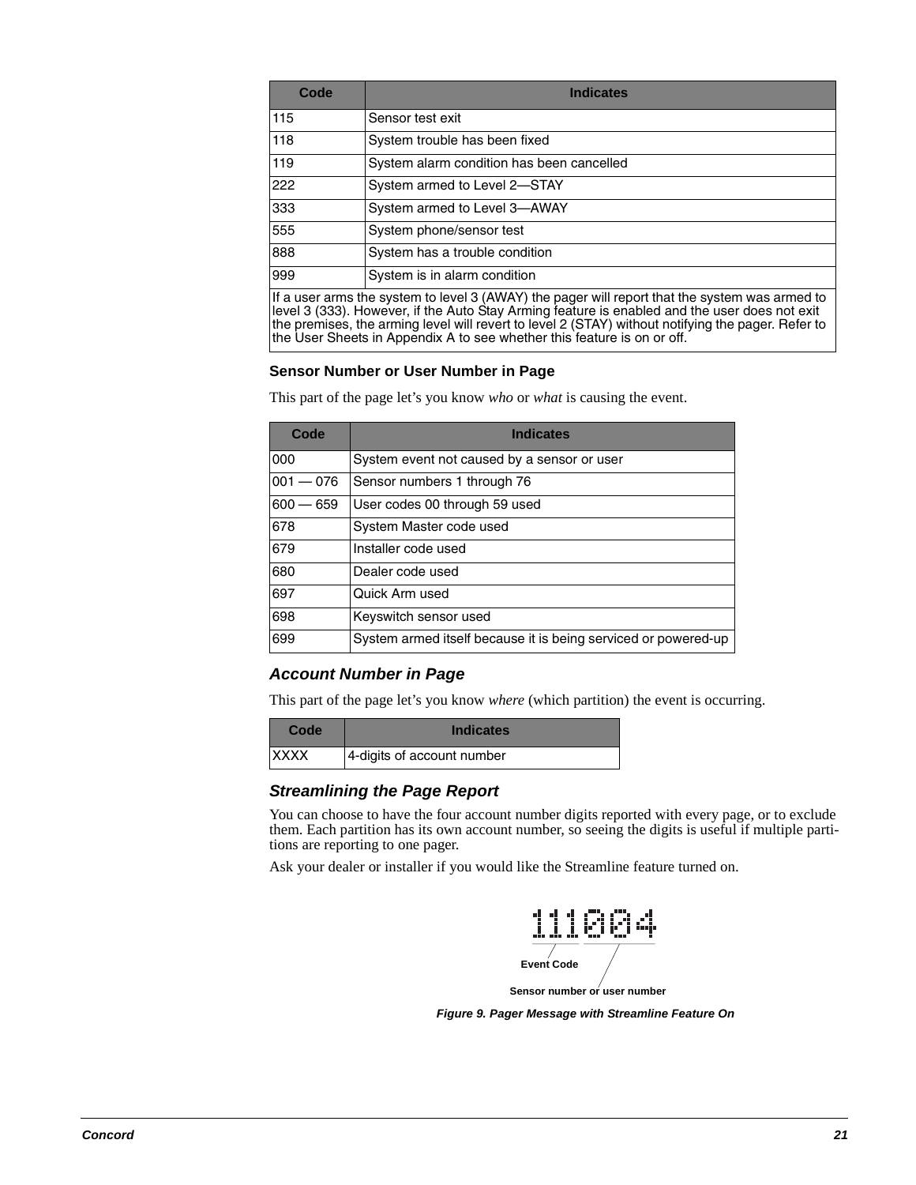| Code | Indicates |
|---|---|
| 115 | Sensor test exit |
| 118 | System trouble has been fixed |
| 119 | System alarm condition has been cancelled |
| 222 | System armed to Level 2—STAY |
| 333 | System armed to Level 3—AWAY |
| 555 | System phone/sensor test |
| 888 | System has a trouble condition |
| 999 | System is in alarm condition |
| If a user arms the system to level 3 (AWAY) the pager will report that the system was armed to level 3 (333). However, if the Auto Stay Arming feature is enabled and the user does not exit the premises, the arming level will revert to level 2 (STAY) without notifying the pager. Refer to the User Sheets in Appendix A to see whether this feature is on or off. | |

### Sensor Number or User Number in Page

This part of the page let's you know *who* or *what* is causing the event.

| Code | Indicates |
|---|---|
| 000 | System event not caused by a sensor or user |
| 001 — 076 | Sensor numbers 1 through 76 |
| 600 — 659 | User codes 00 through 59 used |
| 678 | System Master code used |
| 679 | Installer code used |
| 680 | Dealer code used |
| 697 | Quick Arm used |
| 698 | Keyswitch sensor used |
| 699 | System armed itself because it is being serviced or powered-up |

### *Account Number in Page*

This part of the page let's you know *where* (which partition) the event is occurring.

| Code | Indicates |
|---|---|
| XXXX | 4-digits of account number |

### *Streamlining the Page Report*

You can choose to have the four account number digits reported with every page, or to exclude them. Each partition has its own account number, so seeing the digits is useful if multiple partitions are reporting to one pager.

Ask your dealer or installer if you would like the Streamline feature turned on.

111004

Event Code

Sensor number or user number

*Figure 9. Pager Message with Streamline Feature On*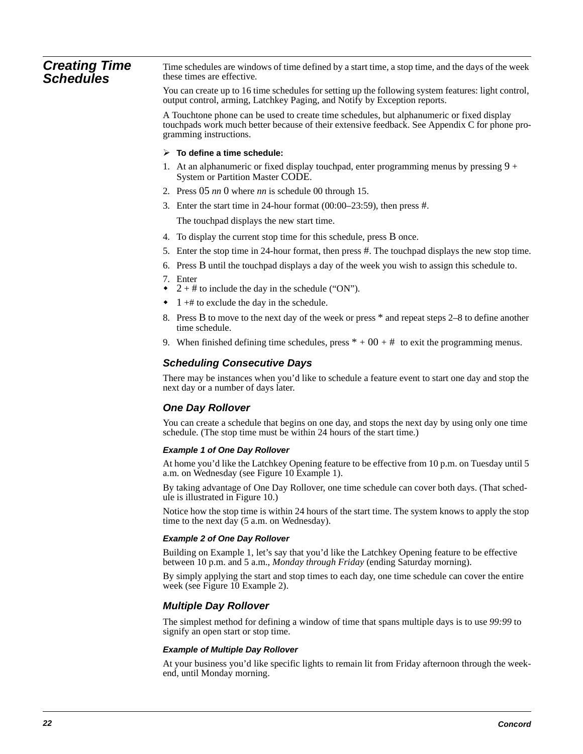## Creating Time Schedules

Time schedules are windows of time defined by a start time, a stop time, and the days of the week these times are effective.

You can create up to 16 time schedules for setting up the following system features: light control, output control, arming, Latchkey Paging, and Notify by Exception reports.

A Touchtone phone can be used to create time schedules, but alphanumeric or fixed display touchpads work much better because of their extensive feedback. See Appendix C for phone programming instructions.

➢ **To define a time schedule:**

1. At an alphanumeric or fixed display touchpad, enter programming menus by pressing 9 + System or Partition Master CODE.
2. Press 05 *nn* 0 where *nn* is schedule 00 through 15.
3. Enter the start time in 24-hour format (00:00–23:59), then press #.

   The touchpad displays the new start time.
4. To display the current stop time for this schedule, press B once.
5. Enter the stop time in 24-hour format, then press #. The touchpad displays the new stop time.
6. Press B until the touchpad displays a day of the week you wish to assign this schedule to.
7. Enter
   - 2 + # to include the day in the schedule (“ON”).
   - 1 +# to exclude the day in the schedule.
8. Press B to move to the next day of the week or press * and repeat steps 2–8 to define another time schedule.
9. When finished defining time schedules, press * + 00 + # to exit the programming menus.

### Scheduling Consecutive Days

There may be instances when you’d like to schedule a feature event to start one day and stop the next day or a number of days later.

### One Day Rollover

You can create a schedule that begins on one day, and stops the next day by using only one time schedule. (The stop time must be within 24 hours of the start time.)

#### Example 1 of One Day Rollover

At home you’d like the Latchkey Opening feature to be effective from 10 p.m. on Tuesday until 5 a.m. on Wednesday (see Figure 10 Example 1).

By taking advantage of One Day Rollover, one time schedule can cover both days. (That schedule is illustrated in Figure 10.)

Notice how the stop time is within 24 hours of the start time. The system knows to apply the stop time to the next day (5 a.m. on Wednesday).

#### Example 2 of One Day Rollover

Building on Example 1, let’s say that you’d like the Latchkey Opening feature to be effective between 10 p.m. and 5 a.m., *Monday through Friday* (ending Saturday morning).

By simply applying the start and stop times to each day, one time schedule can cover the entire week (see Figure 10 Example 2).

### Multiple Day Rollover

The simplest method for defining a window of time that spans multiple days is to use *99:99* to signify an open start or stop time.

#### Example of Multiple Day Rollover

At your business you’d like specific lights to remain lit from Friday afternoon through the weekend, until Monday morning.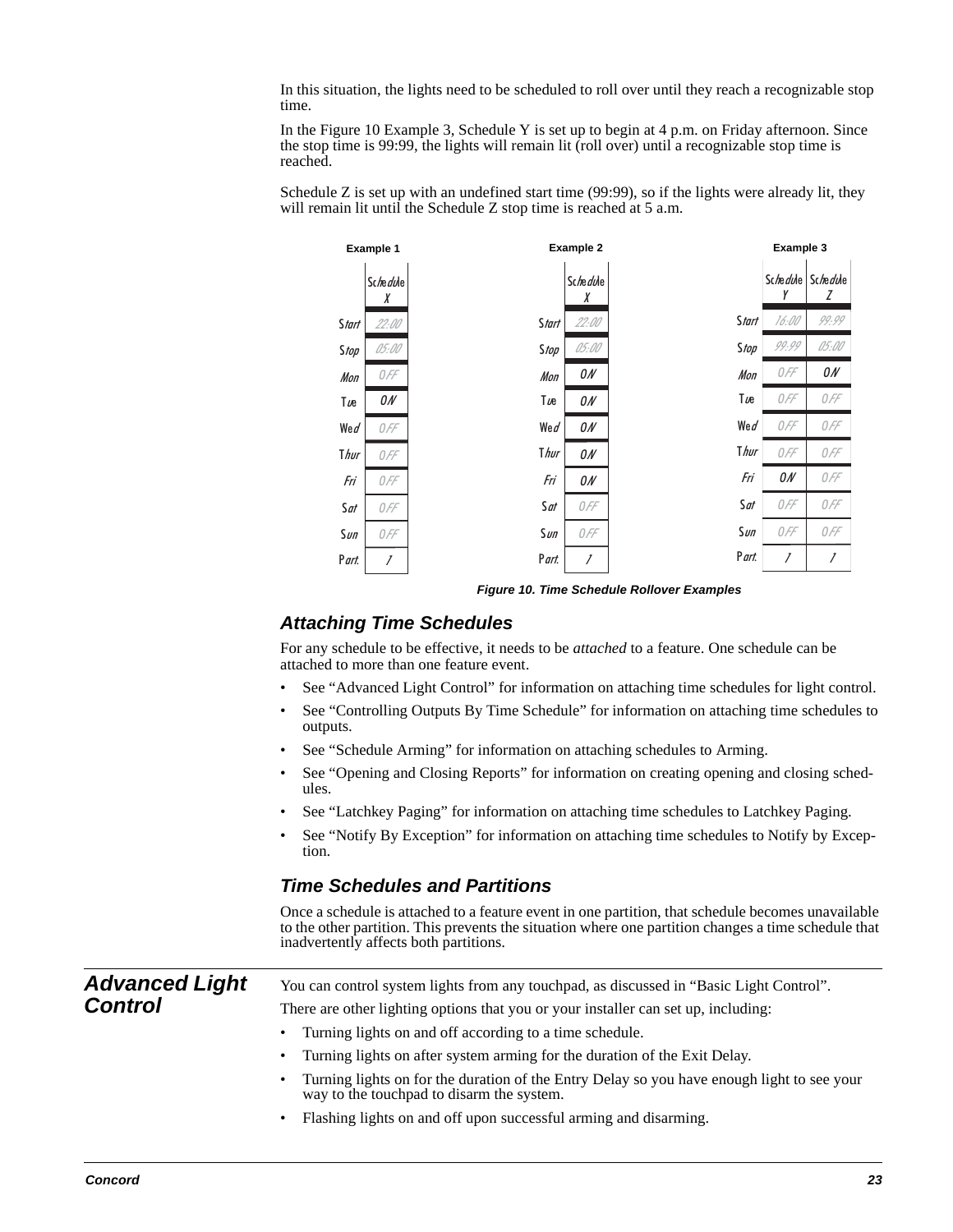In this situation, the lights need to be scheduled to roll over until they reach a recognizable stop time.

In the Figure 10 Example 3, Schedule Y is set up to begin at 4 p.m. on Friday afternoon. Since the stop time is 99:99, the lights will remain lit (roll over) until a recognizable stop time is reached.

Schedule Z is set up with an undefined start time (99:99), so if the lights were already lit, they will remain lit until the Schedule Z stop time is reached at 5 a.m.

**Example 1**

| | Schedule X |
|---|---|
| Start | 22:00 |
| Stop | 05:00 |
| Mon | OFF |
| Tue | ON |
| Wed | OFF |
| Thur | OFF |
| Fri | OFF |
| Sat | OFF |
| Sun | OFF |
| Part. | 1 |

**Example 2**

| | Schedule X |
|---|---|
| Start | 22:00 |
| Stop | 05:00 |
| Mon | ON |
| Tue | ON |
| Wed | ON |
| Thur | ON |
| Fri | ON |
| Sat | OFF |
| Sun | OFF |
| Part. | 1 |

**Example 3**

| | Schedule Y | Schedule Z |
|---|---|---|
| Start | 16:00 | 99:99 |
| Stop | 99:99 | 05:00 |
| Mon | OFF | ON |
| Tue | OFF | OFF |
| Wed | OFF | OFF |
| Thur | OFF | OFF |
| Fri | ON | OFF |
| Sat | OFF | OFF |
| Sun | OFF | OFF |
| Part. | 1 | 1 |

*Figure 10. Time Schedule Rollover Examples*

### Attaching Time Schedules

For any schedule to be effective, it needs to be *attached* to a feature. One schedule can be attached to more than one feature event.

- See "Advanced Light Control" for information on attaching time schedules for light control.
- See "Controlling Outputs By Time Schedule" for information on attaching time schedules to outputs.
- See "Schedule Arming" for information on attaching schedules to Arming.
- See "Opening and Closing Reports" for information on creating opening and closing schedules.
- See "Latchkey Paging" for information on attaching time schedules to Latchkey Paging.
- See "Notify By Exception" for information on attaching time schedules to Notify by Exception.

### Time Schedules and Partitions

Once a schedule is attached to a feature event in one partition, that schedule becomes unavailable to the other partition. This prevents the situation where one partition changes a time schedule that inadvertently affects both partitions.

## Advanced Light Control

You can control system lights from any touchpad, as discussed in "Basic Light Control".

There are other lighting options that you or your installer can set up, including:

- Turning lights on and off according to a time schedule.
- Turning lights on after system arming for the duration of the Exit Delay.
- Turning lights on for the duration of the Entry Delay so you have enough light to see your way to the touchpad to disarm the system.
- Flashing lights on and off upon successful arming and disarming.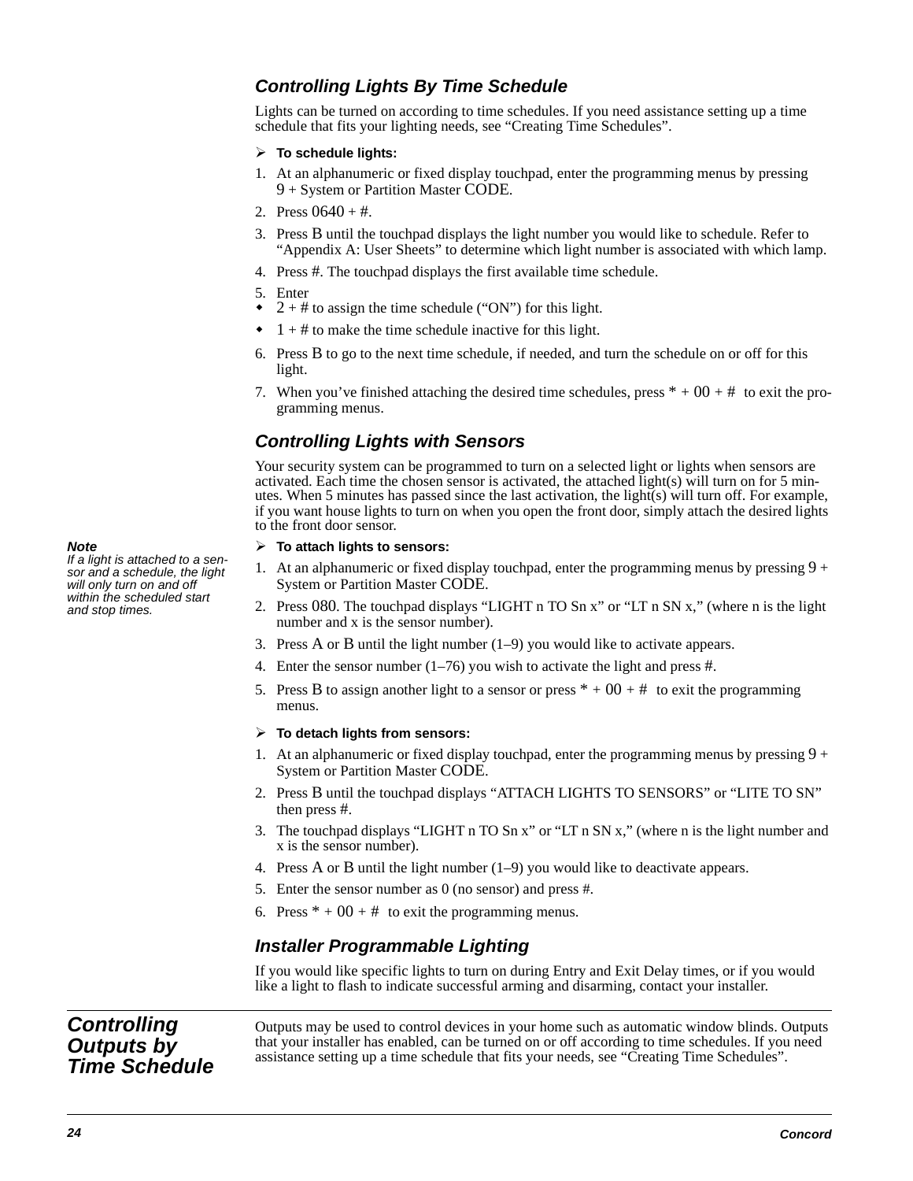### Controlling Lights By Time Schedule

Lights can be turned on according to time schedules. If you need assistance setting up a time schedule that fits your lighting needs, see "Creating Time Schedules".

➢ **To schedule lights:**

1. At an alphanumeric or fixed display touchpad, enter the programming menus by pressing 9 + System or Partition Master CODE.
2. Press 0640 + #.
3. Press B until the touchpad displays the light number you would like to schedule. Refer to "Appendix A: User Sheets" to determine which light number is associated with which lamp.
4. Press #. The touchpad displays the first available time schedule.
5. Enter
   - 2 + # to assign the time schedule ("ON") for this light.
   - 1 + # to make the time schedule inactive for this light.
6. Press B to go to the next time schedule, if needed, and turn the schedule on or off for this light.
7. When you've finished attaching the desired time schedules, press * + 00 + # to exit the programming menus.

### Controlling Lights with Sensors

Your security system can be programmed to turn on a selected light or lights when sensors are activated. Each time the chosen sensor is activated, the attached light(s) will turn on for 5 minutes. When 5 minutes has passed since the last activation, the light(s) will turn off. For example, if you want house lights to turn on when you open the front door, simply attach the desired lights to the front door sensor.

***Note***
*If a light is attached to a sensor and a schedule, the light will only turn on and off within the scheduled start and stop times.*

➢ **To attach lights to sensors:**

1. At an alphanumeric or fixed display touchpad, enter the programming menus by pressing 9 + System or Partition Master CODE.
2. Press 080. The touchpad displays "LIGHT n TO Sn x" or "LT n SN x," (where n is the light number and x is the sensor number).
3. Press A or B until the light number (1–9) you would like to activate appears.
4. Enter the sensor number (1–76) you wish to activate the light and press #.
5. Press B to assign another light to a sensor or press * + 00 + # to exit the programming menus.

➢ **To detach lights from sensors:**

1. At an alphanumeric or fixed display touchpad, enter the programming menus by pressing 9 + System or Partition Master CODE.
2. Press B until the touchpad displays "ATTACH LIGHTS TO SENSORS" or "LITE TO SN" then press #.
3. The touchpad displays "LIGHT n TO Sn x" or "LT n SN x," (where n is the light number and x is the sensor number).
4. Press A or B until the light number (1–9) you would like to deactivate appears.
5. Enter the sensor number as 0 (no sensor) and press #.
6. Press * + 00 + # to exit the programming menus.

### Installer Programmable Lighting

If you would like specific lights to turn on during Entry and Exit Delay times, or if you would like a light to flash to indicate successful arming and disarming, contact your installer.

## Controlling Outputs by Time Schedule

Outputs may be used to control devices in your home such as automatic window blinds. Outputs that your installer has enabled, can be turned on or off according to time schedules. If you need assistance setting up a time schedule that fits your needs, see "Creating Time Schedules".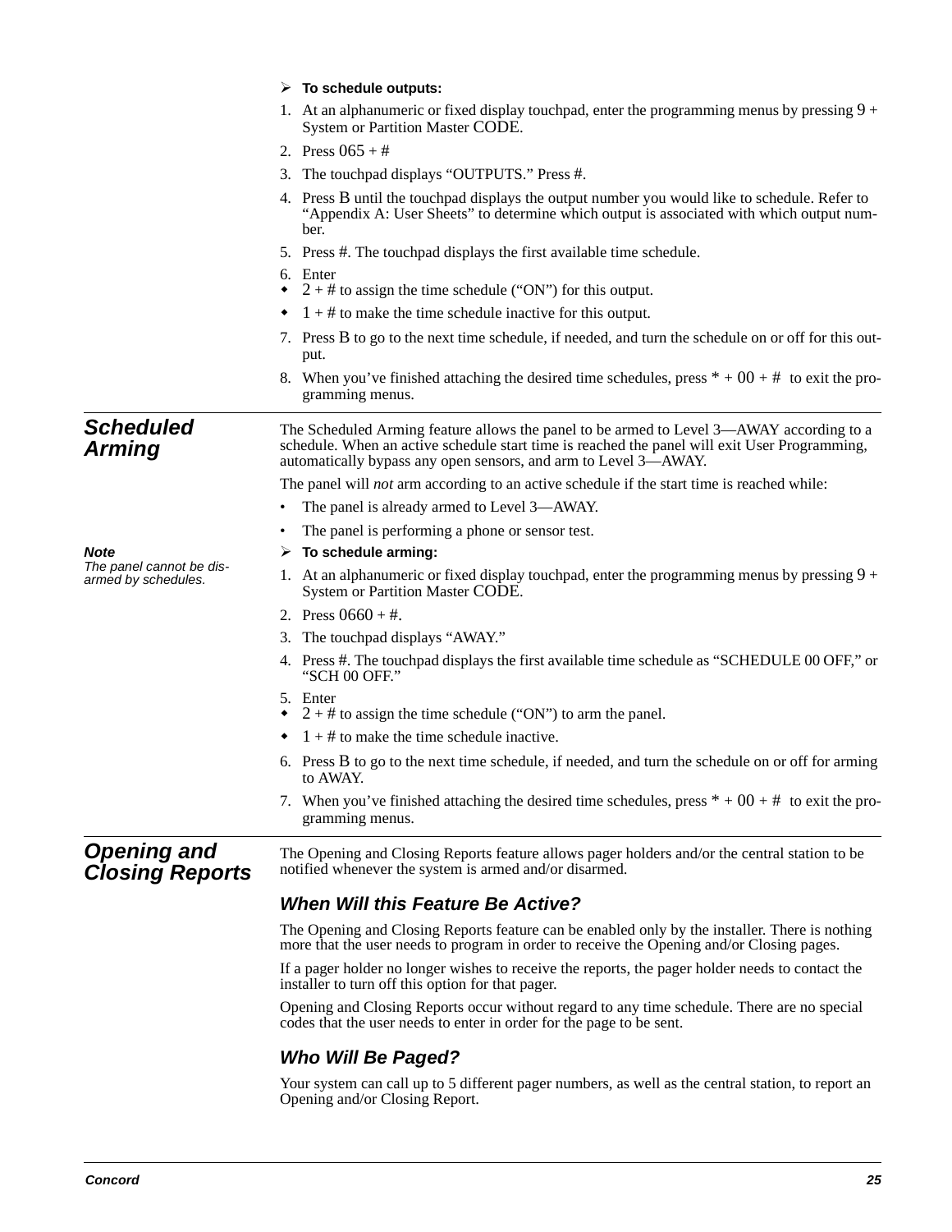➢ **To schedule outputs:**

1. At an alphanumeric or fixed display touchpad, enter the programming menus by pressing 9 + System or Partition Master CODE.
2. Press 065 + #
3. The touchpad displays “OUTPUTS.” Press #.
4. Press B until the touchpad displays the output number you would like to schedule. Refer to “Appendix A: User Sheets” to determine which output is associated with which output number.
5. Press #. The touchpad displays the first available time schedule.
6. Enter
   - 2 + # to assign the time schedule (“ON”) for this output.
   - 1 + # to make the time schedule inactive for this output.
7. Press B to go to the next time schedule, if needed, and turn the schedule on or off for this output.
8. When you’ve finished attaching the desired time schedules, press * + 00 + # to exit the programming menus.

## Scheduled Arming

The Scheduled Arming feature allows the panel to be armed to Level 3—AWAY according to a schedule. When an active schedule start time is reached the panel will exit User Programming, automatically bypass any open sensors, and arm to Level 3—AWAY.

The panel will *not* arm according to an active schedule if the start time is reached while:

- The panel is already armed to Level 3—AWAY.
- The panel is performing a phone or sensor test.

***Note***
*The panel cannot be disarmed by schedules.*

➢ **To schedule arming:**

1. At an alphanumeric or fixed display touchpad, enter the programming menus by pressing 9 + System or Partition Master CODE.
2. Press 0660 + #.
3. The touchpad displays “AWAY.”
4. Press #. The touchpad displays the first available time schedule as “SCHEDULE 00 OFF,” or “SCH 00 OFF.”
5. Enter
   - 2 + # to assign the time schedule (“ON”) to arm the panel.
   - 1 + # to make the time schedule inactive.
6. Press B to go to the next time schedule, if needed, and turn the schedule on or off for arming to AWAY.
7. When you’ve finished attaching the desired time schedules, press * + 00 + # to exit the programming menus.

## Opening and Closing Reports

The Opening and Closing Reports feature allows pager holders and/or the central station to be notified whenever the system is armed and/or disarmed.

### When Will this Feature Be Active?

The Opening and Closing Reports feature can be enabled only by the installer. There is nothing more that the user needs to program in order to receive the Opening and/or Closing pages.

If a pager holder no longer wishes to receive the reports, the pager holder needs to contact the installer to turn off this option for that pager.

Opening and Closing Reports occur without regard to any time schedule. There are no special codes that the user needs to enter in order for the page to be sent.

### Who Will Be Paged?

Your system can call up to 5 different pager numbers, as well as the central station, to report an Opening and/or Closing Report.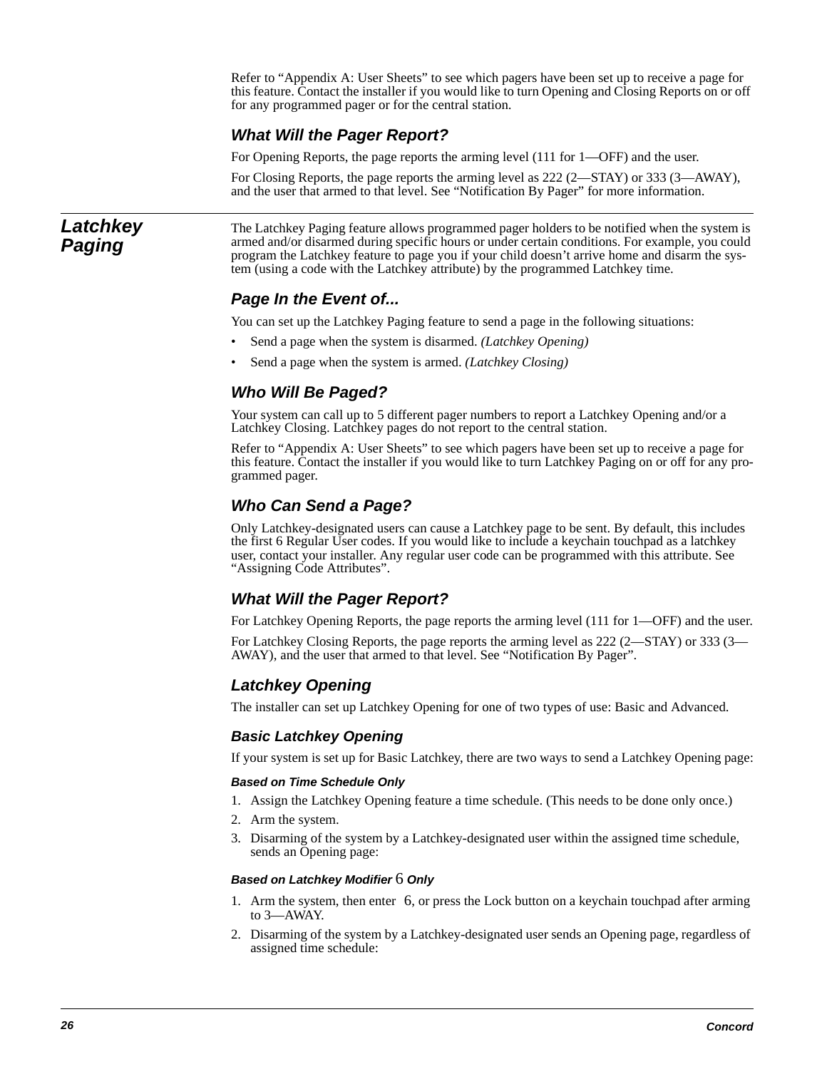Refer to “Appendix A: User Sheets” to see which pagers have been set up to receive a page for this feature. Contact the installer if you would like to turn Opening and Closing Reports on or off for any programmed pager or for the central station.

### What Will the Pager Report?

For Opening Reports, the page reports the arming level (111 for 1—OFF) and the user.

For Closing Reports, the page reports the arming level as 222 (2—STAY) or 333 (3—AWAY), and the user that armed to that level. See “Notification By Pager” for more information.

## Latchkey Paging

The Latchkey Paging feature allows programmed pager holders to be notified when the system is armed and/or disarmed during specific hours or under certain conditions. For example, you could program the Latchkey feature to page you if your child doesn’t arrive home and disarm the system (using a code with the Latchkey attribute) by the programmed Latchkey time.

### Page In the Event of...

You can set up the Latchkey Paging feature to send a page in the following situations:

- Send a page when the system is disarmed. *(Latchkey Opening)*
- Send a page when the system is armed. *(Latchkey Closing)*

### Who Will Be Paged?

Your system can call up to 5 different pager numbers to report a Latchkey Opening and/or a Latchkey Closing. Latchkey pages do not report to the central station.

Refer to “Appendix A: User Sheets” to see which pagers have been set up to receive a page for this feature. Contact the installer if you would like to turn Latchkey Paging on or off for any programmed pager.

### Who Can Send a Page?

Only Latchkey-designated users can cause a Latchkey page to be sent. By default, this includes the first 6 Regular User codes. If you would like to include a keychain touchpad as a latchkey user, contact your installer. Any regular user code can be programmed with this attribute. See “Assigning Code Attributes”.

### What Will the Pager Report?

For Latchkey Opening Reports, the page reports the arming level (111 for 1—OFF) and the user.

For Latchkey Closing Reports, the page reports the arming level as 222 (2—STAY) or 333 (3—AWAY), and the user that armed to that level. See “Notification By Pager”.

### Latchkey Opening

The installer can set up Latchkey Opening for one of two types of use: Basic and Advanced.

#### Basic Latchkey Opening

If your system is set up for Basic Latchkey, there are two ways to send a Latchkey Opening page:

##### Based on Time Schedule Only

1. Assign the Latchkey Opening feature a time schedule. (This needs to be done only once.)
2. Arm the system.
3. Disarming of the system by a Latchkey-designated user within the assigned time schedule, sends an Opening page:

##### Based on Latchkey Modifier 6 Only

1. Arm the system, then enter 6, or press the Lock button on a keychain touchpad after arming to 3—AWAY.
2. Disarming of the system by a Latchkey-designated user sends an Opening page, regardless of assigned time schedule: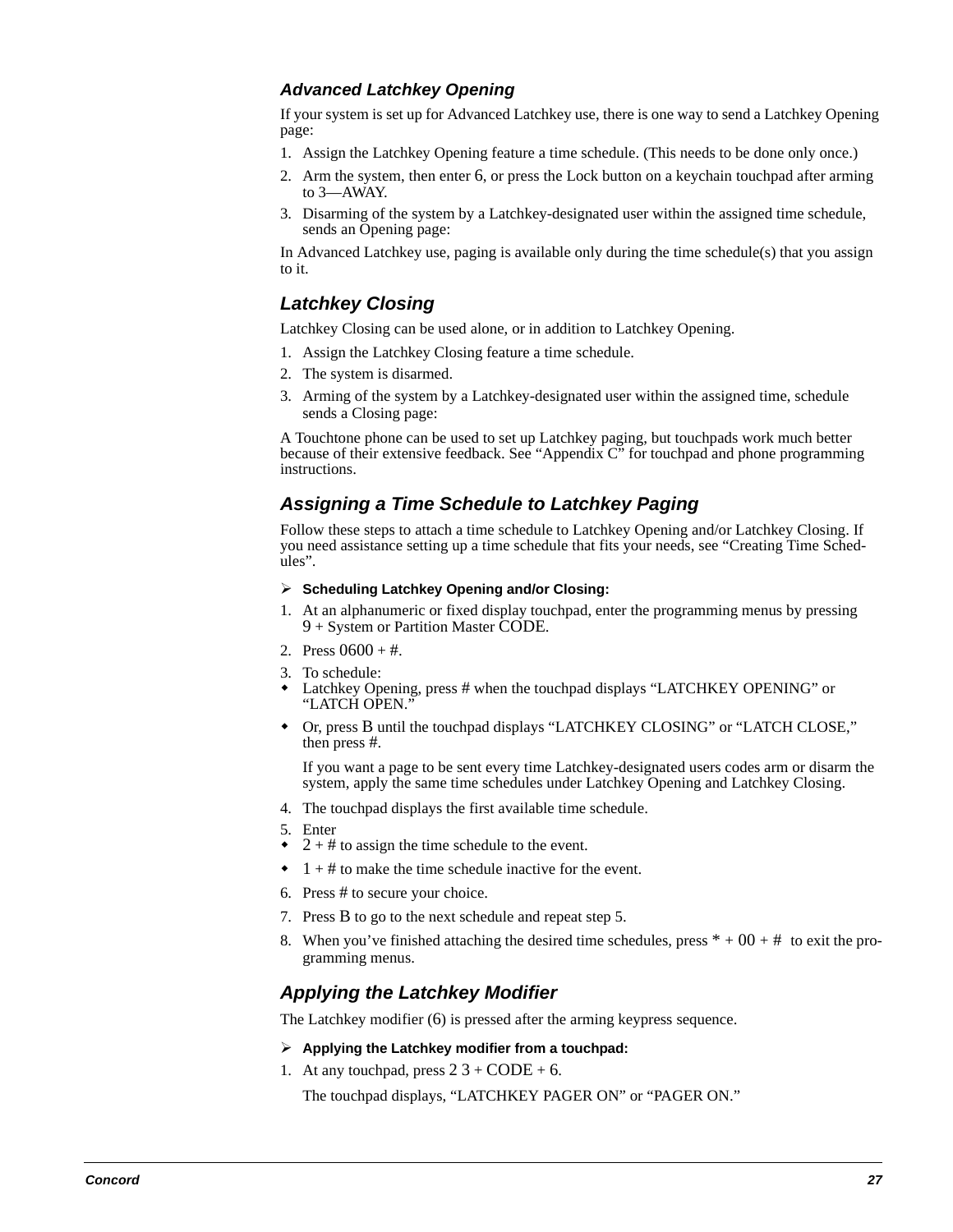### *Advanced Latchkey Opening*

If your system is set up for Advanced Latchkey use, there is one way to send a Latchkey Opening page:

1. Assign the Latchkey Opening feature a time schedule. (This needs to be done only once.)
2. Arm the system, then enter 6, or press the Lock button on a keychain touchpad after arming to 3—AWAY.
3. Disarming of the system by a Latchkey-designated user within the assigned time schedule, sends an Opening page:

In Advanced Latchkey use, paging is available only during the time schedule(s) that you assign to it.

## *Latchkey Closing*

Latchkey Closing can be used alone, or in addition to Latchkey Opening.

1. Assign the Latchkey Closing feature a time schedule.
2. The system is disarmed.
3. Arming of the system by a Latchkey-designated user within the assigned time, schedule sends a Closing page:

A Touchtone phone can be used to set up Latchkey paging, but touchpads work much better because of their extensive feedback. See “Appendix C” for touchpad and phone programming instructions.

## *Assigning a Time Schedule to Latchkey Paging*

Follow these steps to attach a time schedule to Latchkey Opening and/or Latchkey Closing. If you need assistance setting up a time schedule that fits your needs, see “Creating Time Schedules”.

➢ **Scheduling Latchkey Opening and/or Closing:**

1. At an alphanumeric or fixed display touchpad, enter the programming menus by pressing 9 + System or Partition Master CODE.
2. Press 0600 + #.
3. To schedule:
   - Latchkey Opening, press # when the touchpad displays “LATCHKEY OPENING” or “LATCH OPEN.”
   - Or, press B until the touchpad displays “LATCHKEY CLOSING” or “LATCH CLOSE,” then press #.

   If you want a page to be sent every time Latchkey-designated users codes arm or disarm the system, apply the same time schedules under Latchkey Opening and Latchkey Closing.
4. The touchpad displays the first available time schedule.
5. Enter
   - 2 + # to assign the time schedule to the event.
   - 1 + # to make the time schedule inactive for the event.
6. Press # to secure your choice.
7. Press B to go to the next schedule and repeat step 5.
8. When you’ve finished attaching the desired time schedules, press * + 00 + # to exit the programming menus.

## *Applying the Latchkey Modifier*

The Latchkey modifier (6) is pressed after the arming keypress sequence.

➢ **Applying the Latchkey modifier from a touchpad:**

1. At any touchpad, press 2 3 + CODE + 6.

   The touchpad displays, “LATCHKEY PAGER ON” or “PAGER ON.”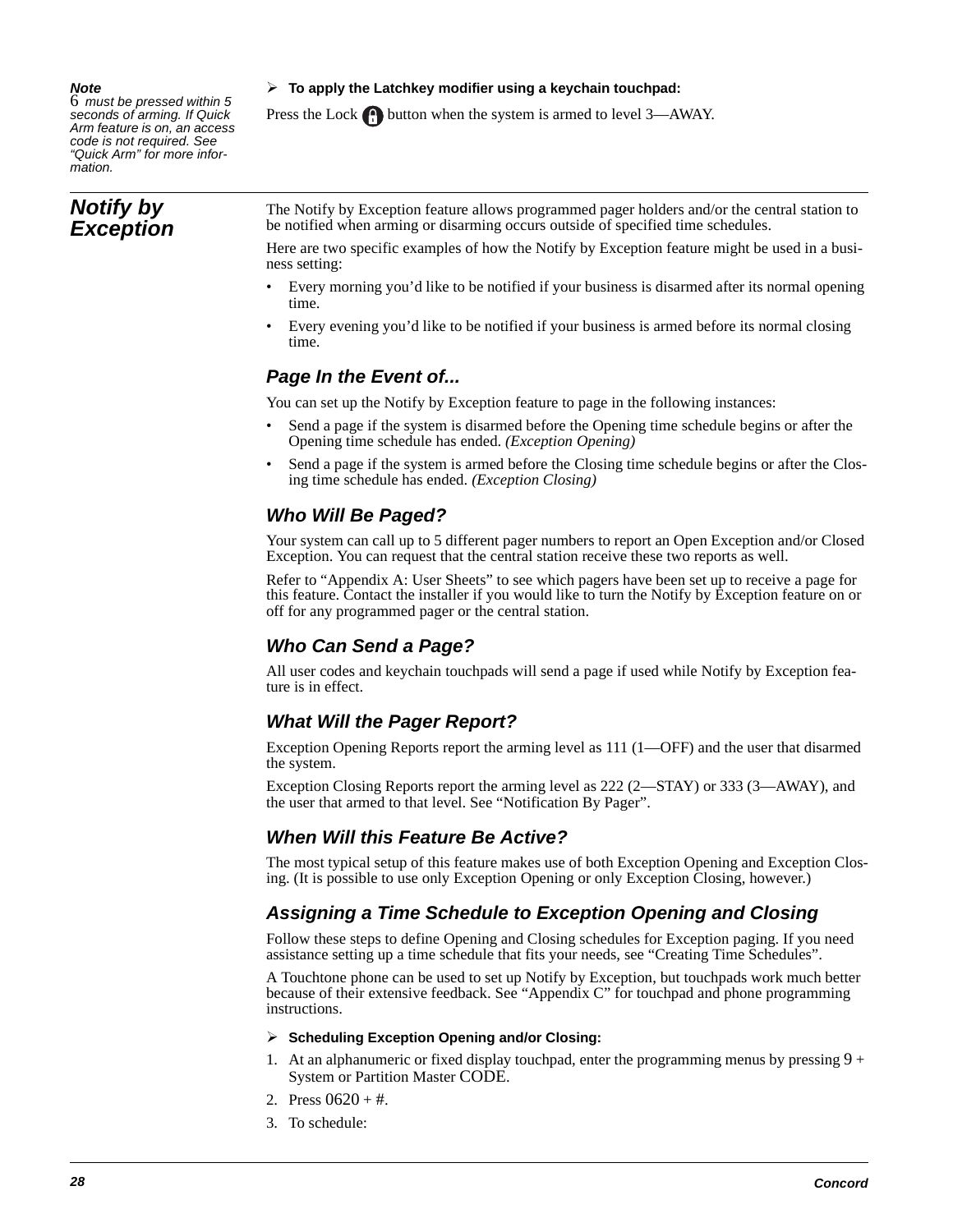**Note**
*6 must be pressed within 5 seconds of arming. If Quick Arm feature is on, an access code is not required. See "Quick Arm" for more information.*

➢ **To apply the Latchkey modifier using a keychain touchpad:**

Press the Lock button when the system is armed to level 3—AWAY.

## Notify by Exception

The Notify by Exception feature allows programmed pager holders and/or the central station to be notified when arming or disarming occurs outside of specified time schedules.

Here are two specific examples of how the Notify by Exception feature might be used in a business setting:

- Every morning you'd like to be notified if your business is disarmed after its normal opening time.
- Every evening you'd like to be notified if your business is armed before its normal closing time.

### Page In the Event of...

You can set up the Notify by Exception feature to page in the following instances:

- Send a page if the system is disarmed before the Opening time schedule begins or after the Opening time schedule has ended. *(Exception Opening)*
- Send a page if the system is armed before the Closing time schedule begins or after the Closing time schedule has ended. *(Exception Closing)*

### Who Will Be Paged?

Your system can call up to 5 different pager numbers to report an Open Exception and/or Closed Exception. You can request that the central station receive these two reports as well.

Refer to "Appendix A: User Sheets" to see which pagers have been set up to receive a page for this feature. Contact the installer if you would like to turn the Notify by Exception feature on or off for any programmed pager or the central station.

### Who Can Send a Page?

All user codes and keychain touchpads will send a page if used while Notify by Exception feature is in effect.

### What Will the Pager Report?

Exception Opening Reports report the arming level as 111 (1—OFF) and the user that disarmed the system.

Exception Closing Reports report the arming level as 222 (2—STAY) or 333 (3—AWAY), and the user that armed to that level. See "Notification By Pager".

### When Will this Feature Be Active?

The most typical setup of this feature makes use of both Exception Opening and Exception Closing. (It is possible to use only Exception Opening or only Exception Closing, however.)

### Assigning a Time Schedule to Exception Opening and Closing

Follow these steps to define Opening and Closing schedules for Exception paging. If you need assistance setting up a time schedule that fits your needs, see "Creating Time Schedules".

A Touchtone phone can be used to set up Notify by Exception, but touchpads work much better because of their extensive feedback. See "Appendix C" for touchpad and phone programming instructions.

➢ **Scheduling Exception Opening and/or Closing:**

1. At an alphanumeric or fixed display touchpad, enter the programming menus by pressing 9 + System or Partition Master CODE.
2. Press 0620 + #.
3. To schedule: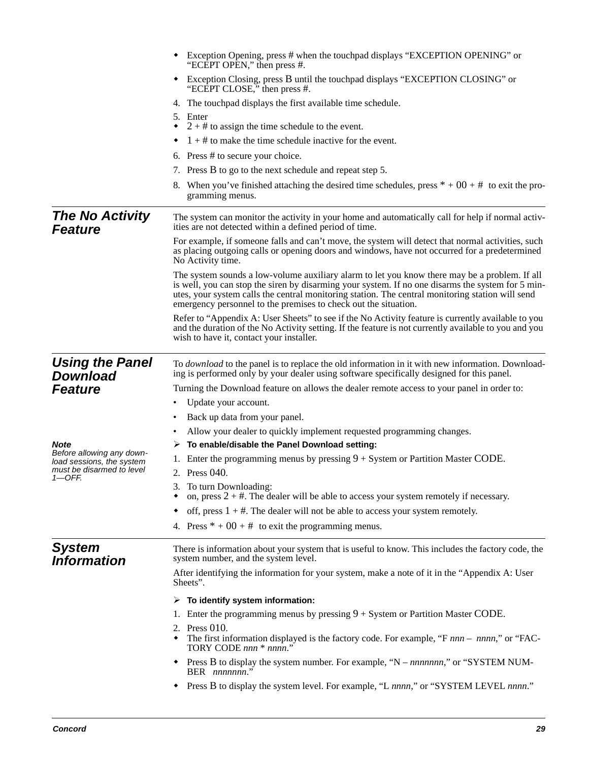- Exception Opening, press # when the touchpad displays “EXCEPTION OPENING” or “ECEPT OPEN,” then press #.
- Exception Closing, press B until the touchpad displays “EXCEPTION CLOSING” or “ECEPT CLOSE,” then press #.

4. The touchpad displays the first available time schedule.
5. Enter
   - 2 + # to assign the time schedule to the event.
   - 1 + # to make the time schedule inactive for the event.
6. Press # to secure your choice.
7. Press B to go to the next schedule and repeat step 5.
8. When you’ve finished attaching the desired time schedules, press * + 00 + # to exit the programming menus.

## The No Activity Feature

The system can monitor the activity in your home and automatically call for help if normal activities are not detected within a defined period of time.

For example, if someone falls and can’t move, the system will detect that normal activities, such as placing outgoing calls or opening doors and windows, have not occurred for a predetermined No Activity time.

The system sounds a low-volume auxiliary alarm to let you know there may be a problem. If all is well, you can stop the siren by disarming your system. If no one disarms the system for 5 minutes, your system calls the central monitoring station. The central monitoring station will send emergency personnel to the premises to check out the situation.

Refer to “Appendix A: User Sheets” to see if the No Activity feature is currently available to you and the duration of the No Activity setting. If the feature is not currently available to you and you wish to have it, contact your installer.

## Using the Panel Download Feature

To *download* to the panel is to replace the old information in it with new information. Downloading is performed only by your dealer using software specifically designed for this panel.

Turning the Download feature on allows the dealer remote access to your panel in order to:

- Update your account.
- Back up data from your panel.
- Allow your dealer to quickly implement requested programming changes.

***Note***
*Before allowing any download sessions, the system must be disarmed to level 1—OFF.*

➢ **To enable/disable the Panel Download setting:**

1. Enter the programming menus by pressing 9 + System or Partition Master CODE.
2. Press 040.
3. To turn Downloading:
   - on, press 2 + #. The dealer will be able to access your system remotely if necessary.
   - off, press 1 + #. The dealer will not be able to access your system remotely.
4. Press * + 00 + # to exit the programming menus.

## System Information

There is information about your system that is useful to know. This includes the factory code, the system number, and the system level.

After identifying the information for your system, make a note of it in the “Appendix A: User Sheets”.

➢ **To identify system information:**

1. Enter the programming menus by pressing 9 + System or Partition Master CODE.
2. Press 010.
   - The first information displayed is the factory code. For example, “F *nnn* – *nnnn*,” or “FACTORY CODE *nnn* * *nnnn*.”
   - Press B to display the system number. For example, “N – *nnnnnnn*,” or “SYSTEM NUMBER *nnnnnnn*.”
   - Press B to display the system level. For example, “L *nnnn*,” or “SYSTEM LEVEL *nnnn*.”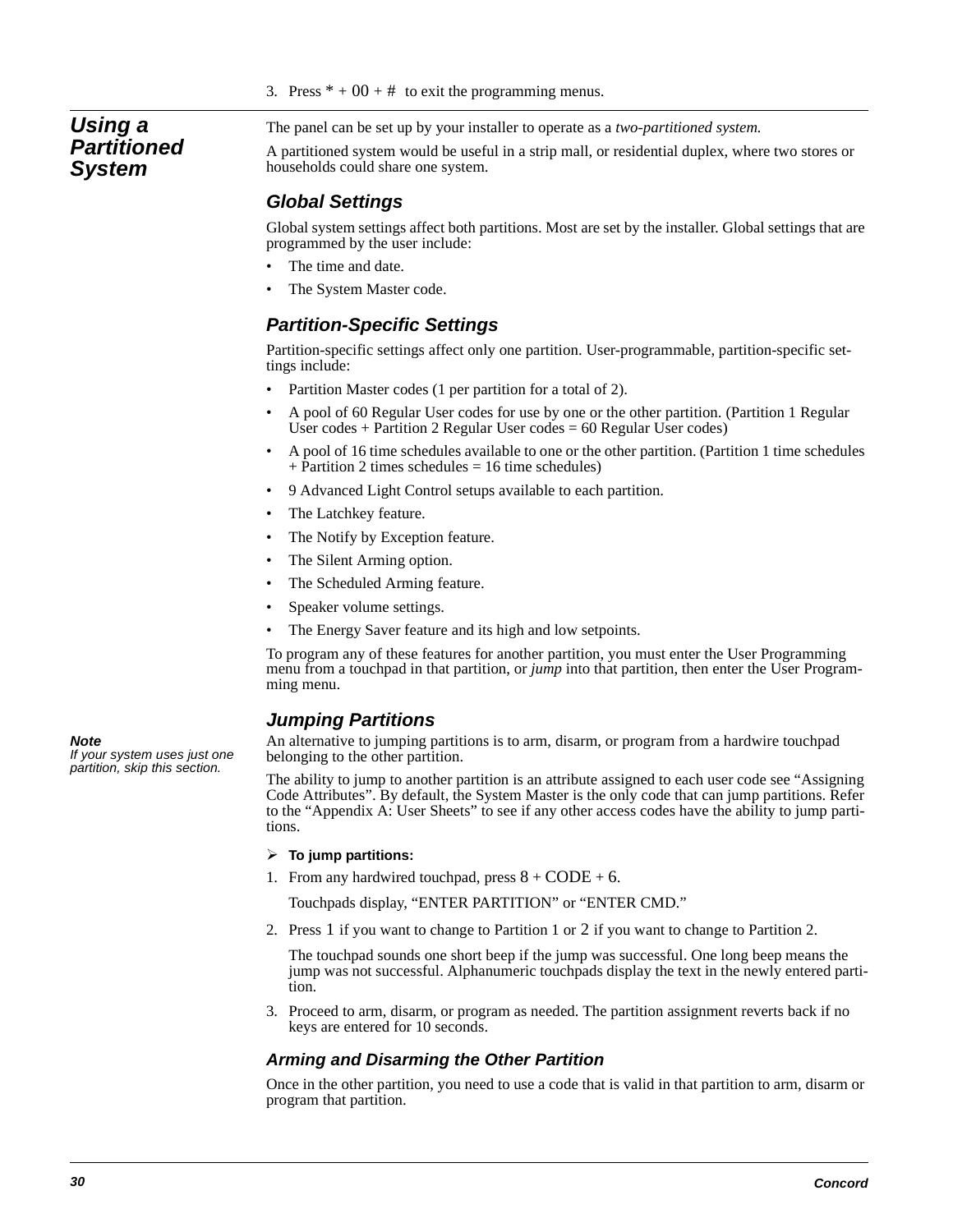3. Press * + 00 + # to exit the programming menus.

# Using a Partitioned System

The panel can be set up by your installer to operate as a *two-partitioned system.*

A partitioned system would be useful in a strip mall, or residential duplex, where two stores or households could share one system.

## Global Settings

Global system settings affect both partitions. Most are set by the installer. Global settings that are programmed by the user include:

- The time and date.
- The System Master code.

## Partition-Specific Settings

Partition-specific settings affect only one partition. User-programmable, partition-specific settings include:

- Partition Master codes (1 per partition for a total of 2).
- A pool of 60 Regular User codes for use by one or the other partition. (Partition 1 Regular User codes + Partition 2 Regular User codes = 60 Regular User codes)
- A pool of 16 time schedules available to one or the other partition. (Partition 1 time schedules + Partition 2 times schedules = 16 time schedules)
- 9 Advanced Light Control setups available to each partition.
- The Latchkey feature.
- The Notify by Exception feature.
- The Silent Arming option.
- The Scheduled Arming feature.
- Speaker volume settings.
- The Energy Saver feature and its high and low setpoints.

To program any of these features for another partition, you must enter the User Programming menu from a touchpad in that partition, or *jump* into that partition, then enter the User Programming menu.

## Jumping Partitions

***Note***
*If your system uses just one partition, skip this section.*

An alternative to jumping partitions is to arm, disarm, or program from a hardwire touchpad belonging to the other partition.

The ability to jump to another partition is an attribute assigned to each user code see “Assigning Code Attributes”. By default, the System Master is the only code that can jump partitions. Refer to the “Appendix A: User Sheets” to see if any other access codes have the ability to jump partitions.

➢ **To jump partitions:**

1. From any hardwired touchpad, press 8 + CODE + 6.

   Touchpads display, “ENTER PARTITION” or “ENTER CMD.”

2. Press 1 if you want to change to Partition 1 or 2 if you want to change to Partition 2.

   The touchpad sounds one short beep if the jump was successful. One long beep means the jump was not successful. Alphanumeric touchpads display the text in the newly entered partition.

3. Proceed to arm, disarm, or program as needed. The partition assignment reverts back if no keys are entered for 10 seconds.

### Arming and Disarming the Other Partition

Once in the other partition, you need to use a code that is valid in that partition to arm, disarm or program that partition.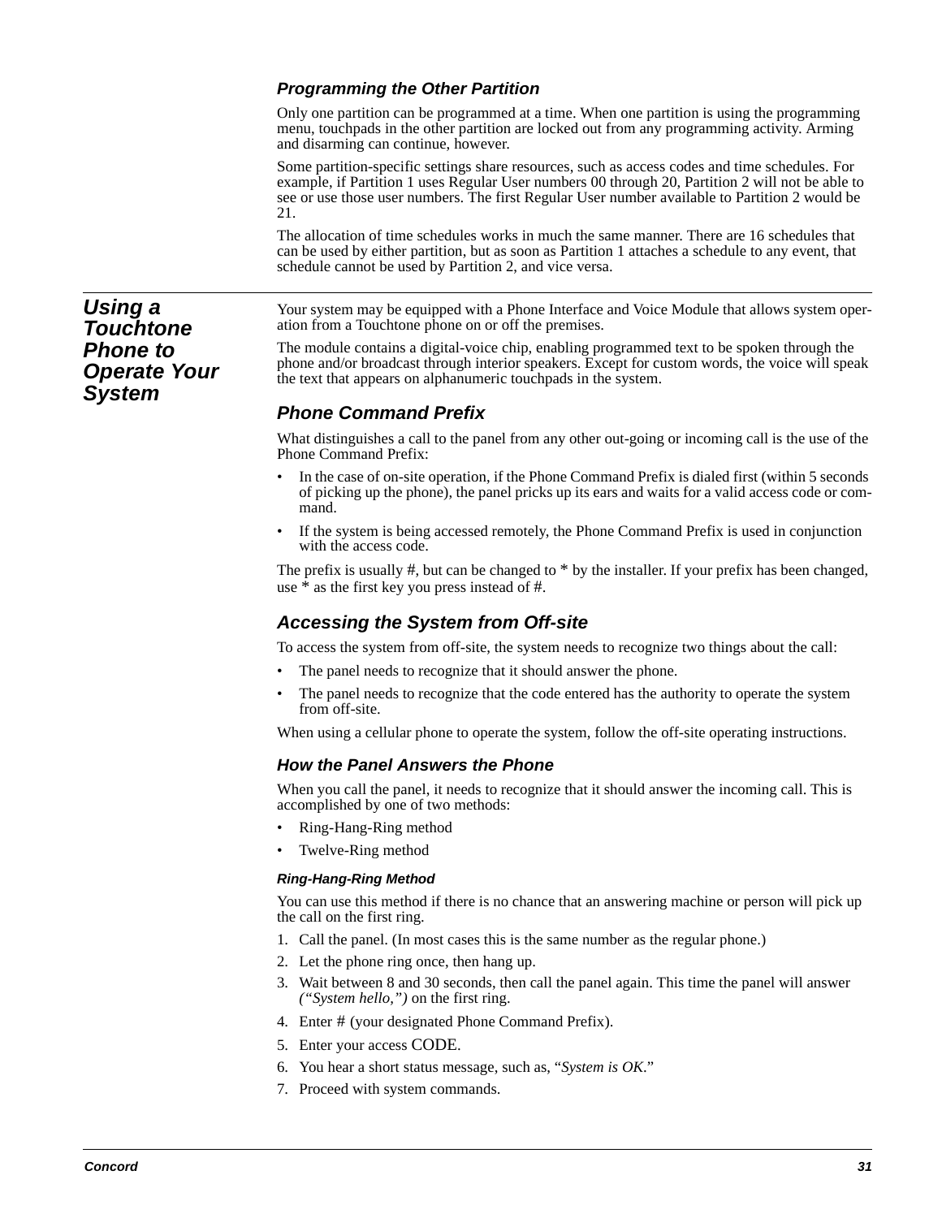### Programming the Other Partition

Only one partition can be programmed at a time. When one partition is using the programming menu, touchpads in the other partition are locked out from any programming activity. Arming and disarming can continue, however.

Some partition-specific settings share resources, such as access codes and time schedules. For example, if Partition 1 uses Regular User numbers 00 through 20, Partition 2 will not be able to see or use those user numbers. The first Regular User number available to Partition 2 would be 21.

The allocation of time schedules works in much the same manner. There are 16 schedules that can be used by either partition, but as soon as Partition 1 attaches a schedule to any event, that schedule cannot be used by Partition 2, and vice versa.

## Using a Touchtone Phone to Operate Your System

Your system may be equipped with a Phone Interface and Voice Module that allows system operation from a Touchtone phone on or off the premises.

The module contains a digital-voice chip, enabling programmed text to be spoken through the phone and/or broadcast through interior speakers. Except for custom words, the voice will speak the text that appears on alphanumeric touchpads in the system.

### Phone Command Prefix

What distinguishes a call to the panel from any other out-going or incoming call is the use of the Phone Command Prefix:

- In the case of on-site operation, if the Phone Command Prefix is dialed first (within 5 seconds of picking up the phone), the panel pricks up its ears and waits for a valid access code or command.
- If the system is being accessed remotely, the Phone Command Prefix is used in conjunction with the access code.

The prefix is usually #, but can be changed to * by the installer. If your prefix has been changed, use * as the first key you press instead of #.

### Accessing the System from Off-site

To access the system from off-site, the system needs to recognize two things about the call:

- The panel needs to recognize that it should answer the phone.
- The panel needs to recognize that the code entered has the authority to operate the system from off-site.

When using a cellular phone to operate the system, follow the off-site operating instructions.

### How the Panel Answers the Phone

When you call the panel, it needs to recognize that it should answer the incoming call. This is accomplished by one of two methods:

- Ring-Hang-Ring method
- Twelve-Ring method

#### Ring-Hang-Ring Method

You can use this method if there is no chance that an answering machine or person will pick up the call on the first ring.

1. Call the panel. (In most cases this is the same number as the regular phone.)
2. Let the phone ring once, then hang up.
3. Wait between 8 and 30 seconds, then call the panel again. This time the panel will answer *("System hello,")* on the first ring.
4. Enter # (your designated Phone Command Prefix).
5. Enter your access CODE.
6. You hear a short status message, such as, "*System is OK*."
7. Proceed with system commands.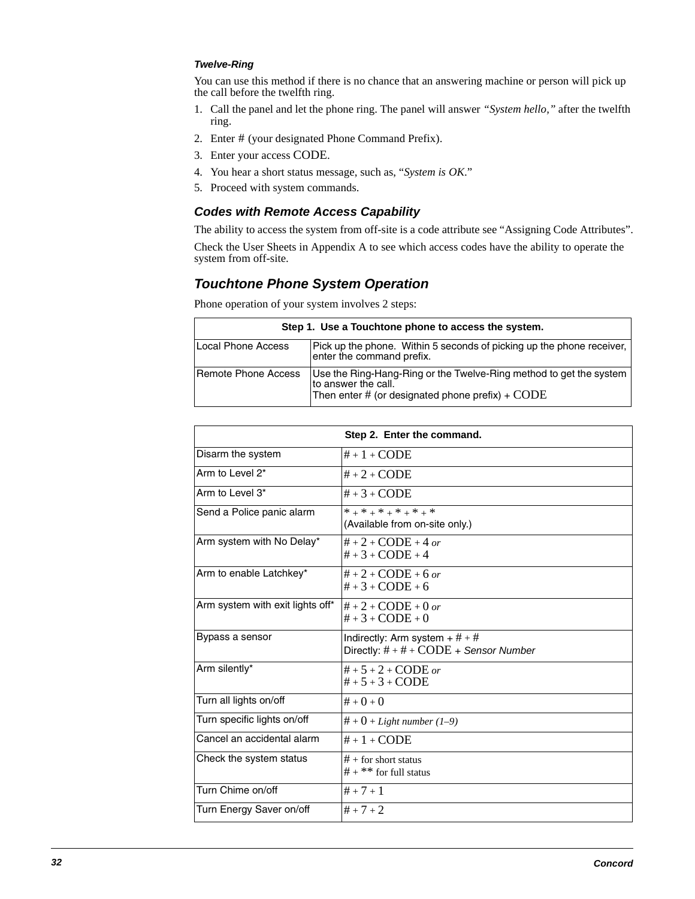#### *Twelve-Ring*

You can use this method if there is no chance that an answering machine or person will pick up the call before the twelfth ring.

1. Call the panel and let the phone ring. The panel will answer *"System hello,"* after the twelfth ring.
2. Enter # (your designated Phone Command Prefix).
3. Enter your access CODE.
4. You hear a short status message, such as, "*System is OK*."
5. Proceed with system commands.

### *Codes with Remote Access Capability*

The ability to access the system from off-site is a code attribute see "Assigning Code Attributes".

Check the User Sheets in Appendix A to see which access codes have the ability to operate the system from off-site.

## *Touchtone Phone System Operation*

Phone operation of your system involves 2 steps:

| Step 1. Use a Touchtone phone to access the system. | |
|---|---|
| Local Phone Access | Pick up the phone. Within 5 seconds of picking up the phone receiver, enter the command prefix. |
| Remote Phone Access | Use the Ring-Hang-Ring or the Twelve-Ring method to get the system to answer the call.<br>Then enter # (or designated phone prefix) + CODE |

| Step 2. Enter the command. | |
|---|---|
| Disarm the system | # + 1 + CODE |
| Arm to Level 2* | # + 2 + CODE |
| Arm to Level 3* | # + 3 + CODE |
| Send a Police panic alarm | * + * + * + * + * + *<br>(Available from on-site only.) |
| Arm system with No Delay* | # + 2 + CODE + 4 *or*<br># + 3 + CODE + 4 |
| Arm to enable Latchkey* | # + 2 + CODE + 6 *or*<br># + 3 + CODE + 6 |
| Arm system with exit lights off* | # + 2 + CODE + 0 *or*<br># + 3 + CODE + 0 |
| Bypass a sensor | Indirectly: Arm system + # + #<br>Directly: # + # + CODE + *Sensor Number* |
| Arm silently* | # + 5 + 2 + CODE *or*<br># + 5 + 3 + CODE |
| Turn all lights on/off | # + 0 + 0 |
| Turn specific lights on/off | # + 0 + *Light number (1–9)* |
| Cancel an accidental alarm | # + 1 + CODE |
| Check the system status | # + for short status<br># + ** for full status |
| Turn Chime on/off | # + 7 + 1 |
| Turn Energy Saver on/off | # + 7 + 2 |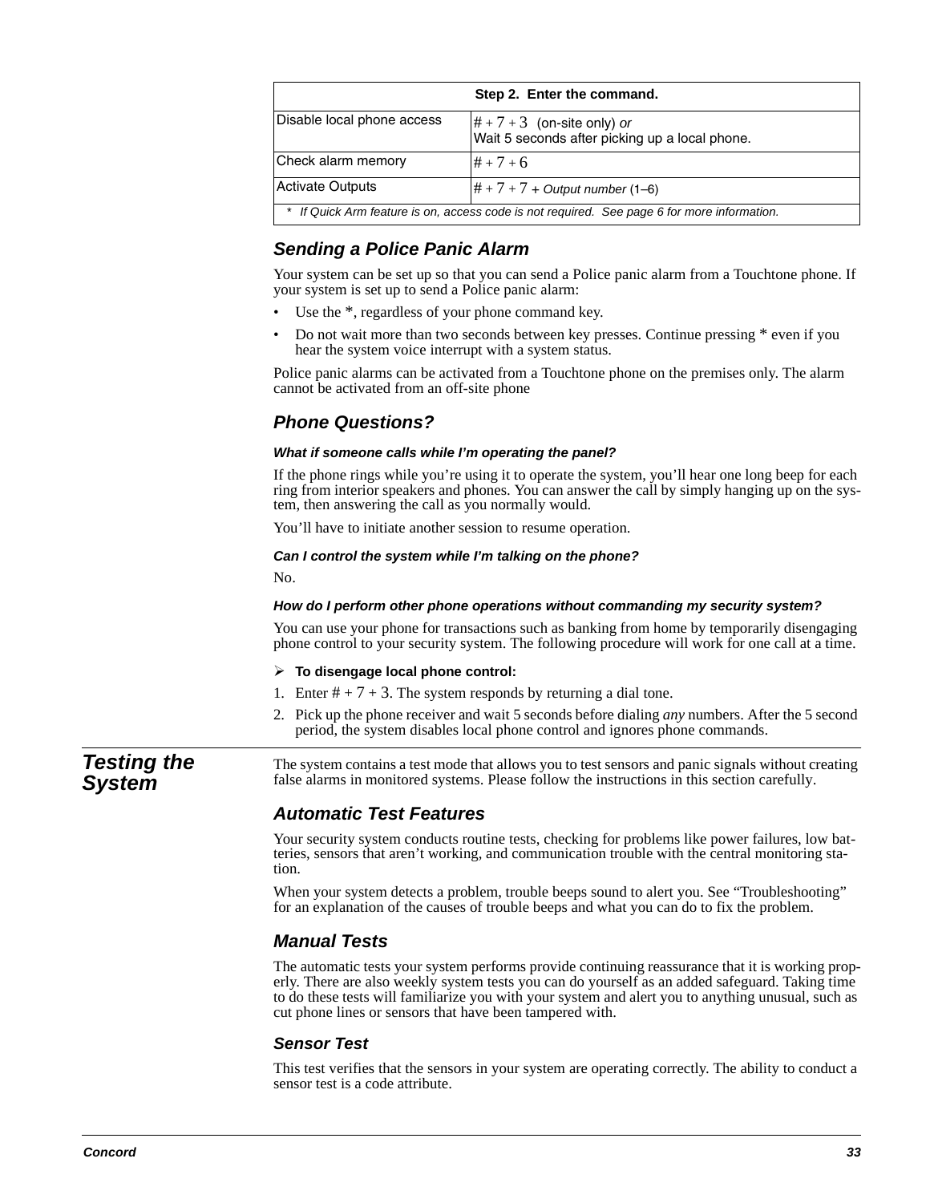| Step 2. Enter the command. | |
|---|---|
| Disable local phone access | # + 7 + 3 (on-site only) *or* Wait 5 seconds after picking up a local phone. |
| Check alarm memory | # + 7 + 6 |
| Activate Outputs | # + 7 + 7 + *Output number* (1–6) |
| * *If Quick Arm feature is on, access code is not required. See page 6 for more information.* | |

### *Sending a Police Panic Alarm*

Your system can be set up so that you can send a Police panic alarm from a Touchtone phone. If your system is set up to send a Police panic alarm:

- Use the *, regardless of your phone command key.
- Do not wait more than two seconds between key presses. Continue pressing * even if you hear the system voice interrupt with a system status.

Police panic alarms can be activated from a Touchtone phone on the premises only. The alarm cannot be activated from an off-site phone

### *Phone Questions?*

#### *What if someone calls while I'm operating the panel?*

If the phone rings while you're using it to operate the system, you'll hear one long beep for each ring from interior speakers and phones. You can answer the call by simply hanging up on the system, then answering the call as you normally would.

You'll have to initiate another session to resume operation.

#### *Can I control the system while I'm talking on the phone?*

No.

#### *How do I perform other phone operations without commanding my security system?*

You can use your phone for transactions such as banking from home by temporarily disengaging phone control to your security system. The following procedure will work for one call at a time.

➢ **To disengage local phone control:**

1. Enter # + 7 + 3. The system responds by returning a dial tone.
2. Pick up the phone receiver and wait 5 seconds before dialing *any* numbers. After the 5 second period, the system disables local phone control and ignores phone commands.

## *Testing the System*

The system contains a test mode that allows you to test sensors and panic signals without creating false alarms in monitored systems. Please follow the instructions in this section carefully.

### *Automatic Test Features*

Your security system conducts routine tests, checking for problems like power failures, low batteries, sensors that aren't working, and communication trouble with the central monitoring station.

When your system detects a problem, trouble beeps sound to alert you. See "Troubleshooting" for an explanation of the causes of trouble beeps and what you can do to fix the problem.

### *Manual Tests*

The automatic tests your system performs provide continuing reassurance that it is working properly. There are also weekly system tests you can do yourself as an added safeguard. Taking time to do these tests will familiarize you with your system and alert you to anything unusual, such as cut phone lines or sensors that have been tampered with.

#### *Sensor Test*

This test verifies that the sensors in your system are operating correctly. The ability to conduct a sensor test is a code attribute.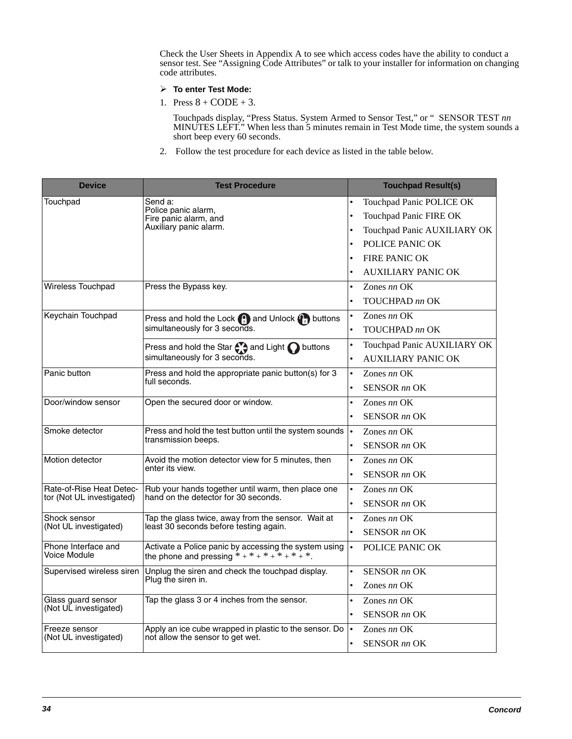Check the User Sheets in Appendix A to see which access codes have the ability to conduct a sensor test. See “Assigning Code Attributes” or talk to your installer for information on changing code attributes.

➢ **To enter Test Mode:**

1. Press 8 + CODE + 3.

   Touchpads display, “Press Status. System Armed to Sensor Test,” or “ SENSOR TEST *nn* MINUTES LEFT.” When less than 5 minutes remain in Test Mode time, the system sounds a short beep every 60 seconds.

2. Follow the test procedure for each device as listed in the table below.

| Device | Test Procedure | Touchpad Result(s) |
|---|---|---|
| Touchpad | Send a:<br>Police panic alarm,<br>Fire panic alarm, and<br>Auxiliary panic alarm. | • Touchpad Panic POLICE OK<br>• Touchpad Panic FIRE OK<br>• Touchpad Panic AUXILIARY OK<br>• POLICE PANIC OK<br>• FIRE PANIC OK<br>• AUXILIARY PANIC OK |
| Wireless Touchpad | Press the Bypass key. | • Zones *nn* OK<br>• TOUCHPAD *nn* OK |
| Keychain Touchpad | Press and hold the Lock and Unlock buttons simultaneously for 3 seconds. | • Zones *nn* OK<br>• TOUCHPAD *nn* OK |
| | Press and hold the Star and Light buttons simultaneously for 3 seconds. | • Touchpad Panic AUXILIARY OK<br>• AUXILIARY PANIC OK |
| Panic button | Press and hold the appropriate panic button(s) for 3 full seconds. | • Zones *nn* OK<br>• SENSOR *nn* OK |
| Door/window sensor | Open the secured door or window. | • Zones *nn* OK<br>• SENSOR *nn* OK |
| Smoke detector | Press and hold the test button until the system sounds transmission beeps. | • Zones *nn* OK<br>• SENSOR *nn* OK |
| Motion detector | Avoid the motion detector view for 5 minutes, then enter its view. | • Zones *nn* OK<br>• SENSOR *nn* OK |
| Rate-of-Rise Heat Detector (Not UL investigated) | Rub your hands together until warm, then place one hand on the detector for 30 seconds. | • Zones *nn* OK<br>• SENSOR *nn* OK |
| Shock sensor<br>(Not UL investigated) | Tap the glass twice, away from the sensor. Wait at least 30 seconds before testing again. | • Zones *nn* OK<br>• SENSOR *nn* OK |
| Phone Interface and Voice Module | Activate a Police panic by accessing the system using the phone and pressing * + * + * + * + * + *. | • POLICE PANIC OK |
| Supervised wireless siren | Unplug the siren and check the touchpad display. Plug the siren in. | • SENSOR *nn* OK<br>• Zones *nn* OK |
| Glass guard sensor<br>(Not UL investigated) | Tap the glass 3 or 4 inches from the sensor. | • Zones *nn* OK<br>• SENSOR *nn* OK |
| Freeze sensor<br>(Not UL investigated) | Apply an ice cube wrapped in plastic to the sensor. Do not allow the sensor to get wet. | • Zones *nn* OK<br>• SENSOR *nn* OK |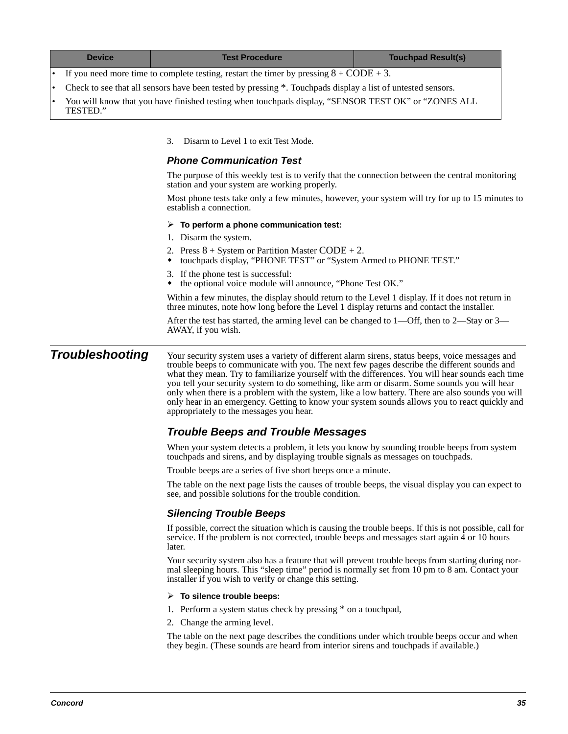| Device | Test Procedure | Touchpad Result(s) |
|---|---|---|
| • If you need more time to complete testing, restart the timer by pressing 8 + CODE + 3.<br>• Check to see that all sensors have been tested by pressing *. Touchpads display a list of untested sensors.<br>• You will know that you have finished testing when touchpads display, “SENSOR TEST OK” or “ZONES ALL TESTED.” | | |

3. Disarm to Level 1 to exit Test Mode.

### Phone Communication Test

The purpose of this weekly test is to verify that the connection between the central monitoring station and your system are working properly.

Most phone tests take only a few minutes, however, your system will try for up to 15 minutes to establish a connection.

➢ **To perform a phone communication test:**

1. Disarm the system.
2. Press 8 + System or Partition Master CODE + 2.
   - touchpads display, “PHONE TEST” or “System Armed to PHONE TEST.”
3. If the phone test is successful:
   - the optional voice module will announce, “Phone Test OK.”

Within a few minutes, the display should return to the Level 1 display. If it does not return in three minutes, note how long before the Level 1 display returns and contact the installer.

After the test has started, the arming level can be changed to 1—Off, then to 2—Stay or 3—AWAY, if you wish.

## Troubleshooting

Your security system uses a variety of different alarm sirens, status beeps, voice messages and trouble beeps to communicate with you. The next few pages describe the different sounds and what they mean. Try to familiarize yourself with the differences. You will hear sounds each time you tell your security system to do something, like arm or disarm. Some sounds you will hear only when there is a problem with the system, like a low battery. There are also sounds you will only hear in an emergency. Getting to know your system sounds allows you to react quickly and appropriately to the messages you hear.

### Trouble Beeps and Trouble Messages

When your system detects a problem, it lets you know by sounding trouble beeps from system touchpads and sirens, and by displaying trouble signals as messages on touchpads.

Trouble beeps are a series of five short beeps once a minute.

The table on the next page lists the causes of trouble beeps, the visual display you can expect to see, and possible solutions for the trouble condition.

### Silencing Trouble Beeps

If possible, correct the situation which is causing the trouble beeps. If this is not possible, call for service. If the problem is not corrected, trouble beeps and messages start again 4 or 10 hours later.

Your security system also has a feature that will prevent trouble beeps from starting during normal sleeping hours. This “sleep time” period is normally set from 10 pm to 8 am. Contact your installer if you wish to verify or change this setting.

➢ **To silence trouble beeps:**

1. Perform a system status check by pressing * on a touchpad,
2. Change the arming level.

The table on the next page describes the conditions under which trouble beeps occur and when they begin. (These sounds are heard from interior sirens and touchpads if available.)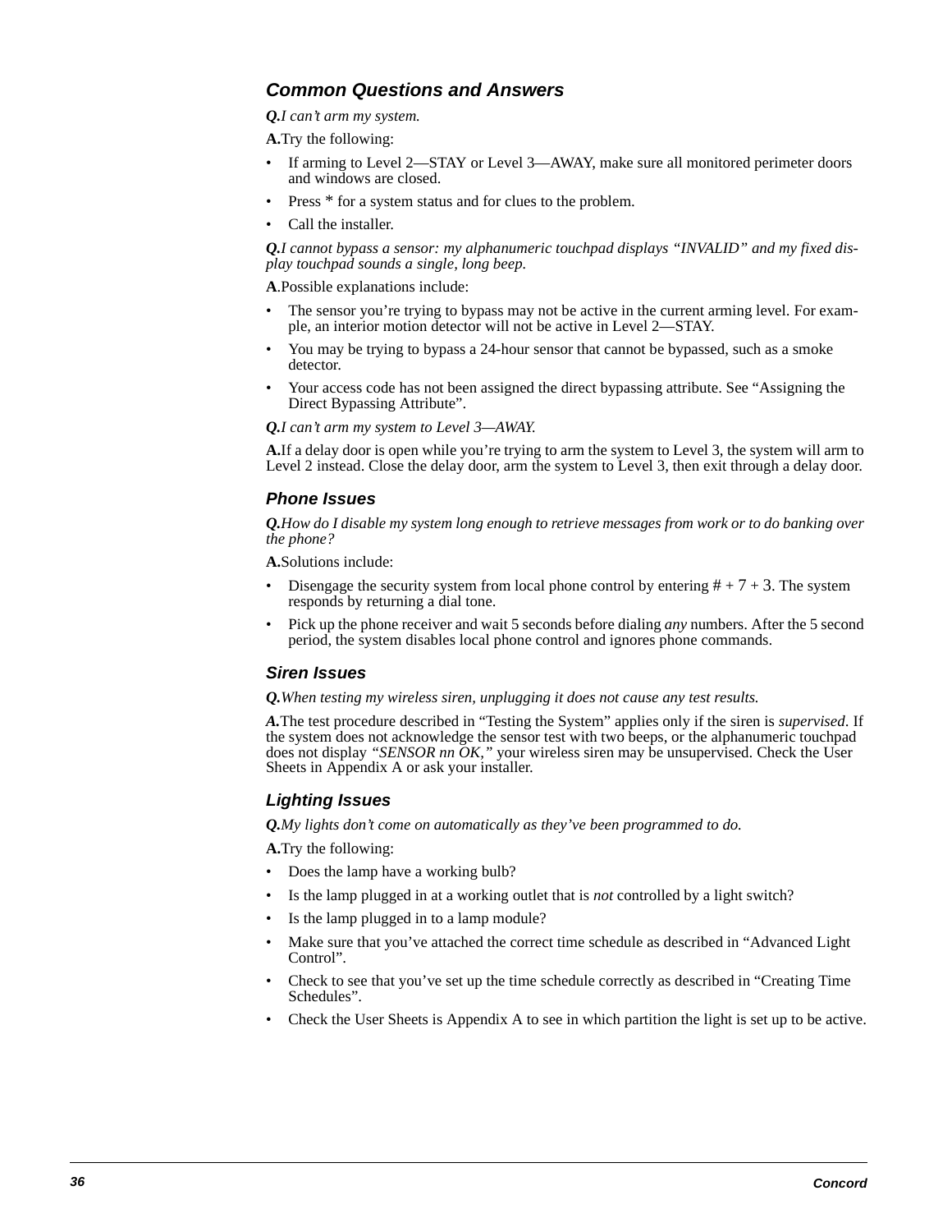## Common Questions and Answers

***Q.****I can't arm my system.*

**A.**Try the following:

- If arming to Level 2—STAY or Level 3—AWAY, make sure all monitored perimeter doors and windows are closed.
- Press * for a system status and for clues to the problem.
- Call the installer.

***Q.****I cannot bypass a sensor: my alphanumeric touchpad displays "INVALID" and my fixed display touchpad sounds a single, long beep.*

**A**.Possible explanations include:

- The sensor you're trying to bypass may not be active in the current arming level. For example, an interior motion detector will not be active in Level 2—STAY.
- You may be trying to bypass a 24-hour sensor that cannot be bypassed, such as a smoke detector.
- Your access code has not been assigned the direct bypassing attribute. See "Assigning the Direct Bypassing Attribute".

***Q.****I can't arm my system to Level 3—AWAY.*

**A.**If a delay door is open while you're trying to arm the system to Level 3, the system will arm to Level 2 instead. Close the delay door, arm the system to Level 3, then exit through a delay door.

### Phone Issues

***Q.****How do I disable my system long enough to retrieve messages from work or to do banking over the phone?*

**A.**Solutions include:

- Disengage the security system from local phone control by entering # + 7 + 3. The system responds by returning a dial tone.
- Pick up the phone receiver and wait 5 seconds before dialing *any* numbers. After the 5 second period, the system disables local phone control and ignores phone commands.

### Siren Issues

***Q.****When testing my wireless siren, unplugging it does not cause any test results.*

***A.***The test procedure described in "Testing the System" applies only if the siren is *supervised*. If the system does not acknowledge the sensor test with two beeps, or the alphanumeric touchpad does not display *"SENSOR nn OK,"* your wireless siren may be unsupervised. Check the User Sheets in Appendix A or ask your installer.

### Lighting Issues

***Q.****My lights don't come on automatically as they've been programmed to do.*

**A.**Try the following:

- Does the lamp have a working bulb?
- Is the lamp plugged in at a working outlet that is *not* controlled by a light switch?
- Is the lamp plugged in to a lamp module?
- Make sure that you've attached the correct time schedule as described in "Advanced Light Control".
- Check to see that you've set up the time schedule correctly as described in "Creating Time Schedules".
- Check the User Sheets is Appendix A to see in which partition the light is set up to be active.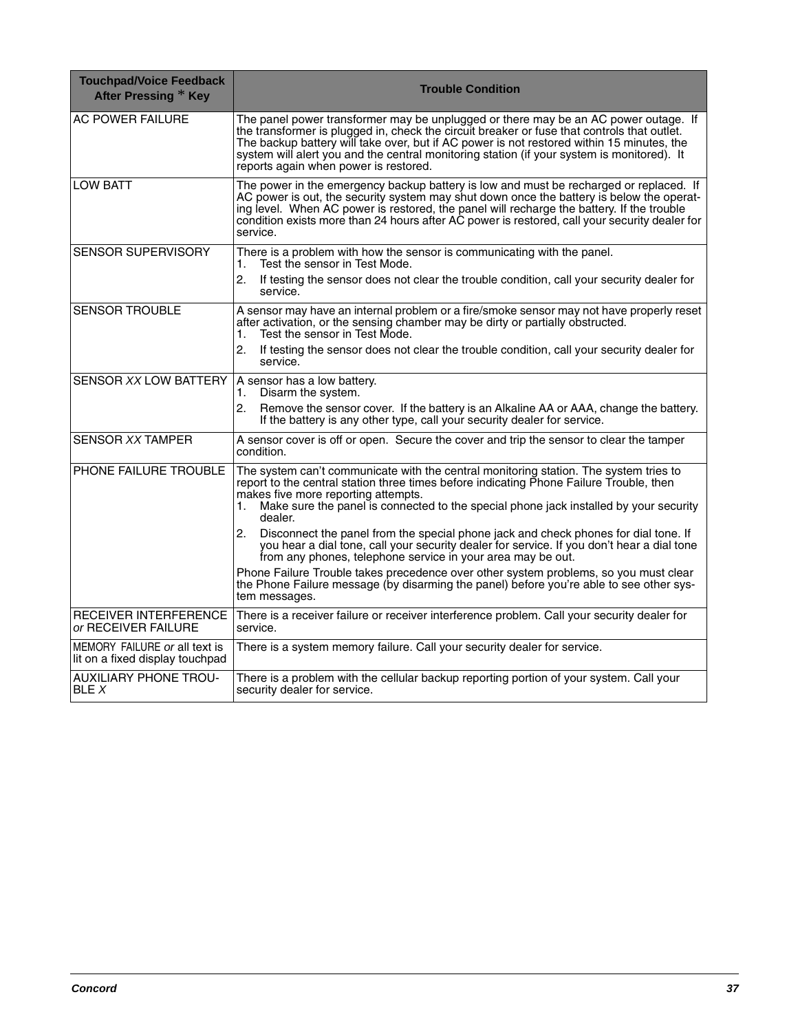| Touchpad/Voice Feedback After Pressing * Key | Trouble Condition |
| --- | --- |
| AC POWER FAILURE | The panel power transformer may be unplugged or there may be an AC power outage. If the transformer is plugged in, check the circuit breaker or fuse that controls that outlet. The backup battery will take over, but if AC power is not restored within 15 minutes, the system will alert you and the central monitoring station (if your system is monitored). It reports again when power is restored. |
| LOW BATT | The power in the emergency backup battery is low and must be recharged or replaced. If AC power is out, the security system may shut down once the battery is below the operating level. When AC power is restored, the panel will recharge the battery. If the trouble condition exists more than 24 hours after AC power is restored, call your security dealer for service. |
| SENSOR SUPERVISORY | There is a problem with how the sensor is communicating with the panel.<br>1. Test the sensor in Test Mode.<br>2. If testing the sensor does not clear the trouble condition, call your security dealer for service. |
| SENSOR TROUBLE | A sensor may have an internal problem or a fire/smoke sensor may not have properly reset after activation, or the sensing chamber may be dirty or partially obstructed.<br>1. Test the sensor in Test Mode.<br>2. If testing the sensor does not clear the trouble condition, call your security dealer for service. |
| SENSOR *XX* LOW BATTERY | A sensor has a low battery.<br>1. Disarm the system.<br>2. Remove the sensor cover. If the battery is an Alkaline AA or AAA, change the battery. If the battery is any other type, call your security dealer for service. |
| SENSOR *XX* TAMPER | A sensor cover is off or open. Secure the cover and trip the sensor to clear the tamper condition. |
| PHONE FAILURE TROUBLE | The system can't communicate with the central monitoring station. The system tries to report to the central station three times before indicating Phone Failure Trouble, then makes five more reporting attempts.<br>1. Make sure the panel is connected to the special phone jack installed by your security dealer.<br>2. Disconnect the panel from the special phone jack and check phones for dial tone. If you hear a dial tone, call your security dealer for service. If you don't hear a dial tone from any phones, telephone service in your area may be out.<br>Phone Failure Trouble takes precedence over other system problems, so you must clear the Phone Failure message (by disarming the panel) before you're able to see other system messages. |
| RECEIVER INTERFERENCE *or* RECEIVER FAILURE | There is a receiver failure or receiver interference problem. Call your security dealer for service. |
| MEMORY FAILURE *or* all text is lit on a fixed display touchpad | There is a system memory failure. Call your security dealer for service. |
| AUXILIARY PHONE TROUBLE *X* | There is a problem with the cellular backup reporting portion of your system. Call your security dealer for service. |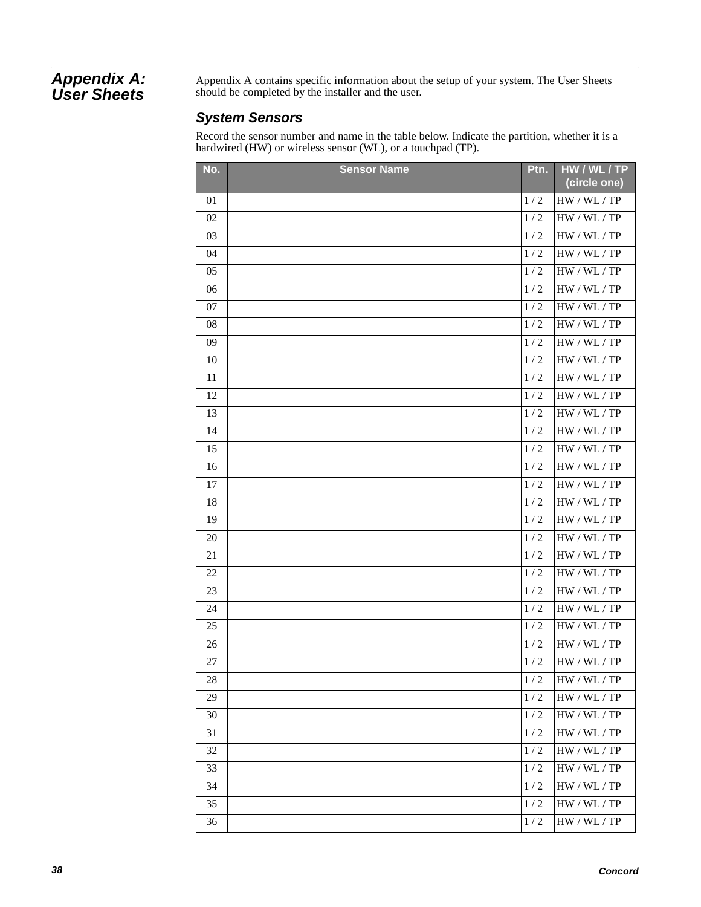# Appendix A: User Sheets

Appendix A contains specific information about the setup of your system. The User Sheets should be completed by the installer and the user.

## System Sensors

Record the sensor number and name in the table below. Indicate the partition, whether it is a hardwired (HW) or wireless sensor (WL), or a touchpad (TP).

| No. | Sensor Name | Ptn. | HW / WL / TP (circle one) |
|---|---|---|---|
| 01 | | 1 / 2 | HW / WL / TP |
| 02 | | 1 / 2 | HW / WL / TP |
| 03 | | 1 / 2 | HW / WL / TP |
| 04 | | 1 / 2 | HW / WL / TP |
| 05 | | 1 / 2 | HW / WL / TP |
| 06 | | 1 / 2 | HW / WL / TP |
| 07 | | 1 / 2 | HW / WL / TP |
| 08 | | 1 / 2 | HW / WL / TP |
| 09 | | 1 / 2 | HW / WL / TP |
| 10 | | 1 / 2 | HW / WL / TP |
| 11 | | 1 / 2 | HW / WL / TP |
| 12 | | 1 / 2 | HW / WL / TP |
| 13 | | 1 / 2 | HW / WL / TP |
| 14 | | 1 / 2 | HW / WL / TP |
| 15 | | 1 / 2 | HW / WL / TP |
| 16 | | 1 / 2 | HW / WL / TP |
| 17 | | 1 / 2 | HW / WL / TP |
| 18 | | 1 / 2 | HW / WL / TP |
| 19 | | 1 / 2 | HW / WL / TP |
| 20 | | 1 / 2 | HW / WL / TP |
| 21 | | 1 / 2 | HW / WL / TP |
| 22 | | 1 / 2 | HW / WL / TP |
| 23 | | 1 / 2 | HW / WL / TP |
| 24 | | 1 / 2 | HW / WL / TP |
| 25 | | 1 / 2 | HW / WL / TP |
| 26 | | 1 / 2 | HW / WL / TP |
| 27 | | 1 / 2 | HW / WL / TP |
| 28 | | 1 / 2 | HW / WL / TP |
| 29 | | 1 / 2 | HW / WL / TP |
| 30 | | 1 / 2 | HW / WL / TP |
| 31 | | 1 / 2 | HW / WL / TP |
| 32 | | 1 / 2 | HW / WL / TP |
| 33 | | 1 / 2 | HW / WL / TP |
| 34 | | 1 / 2 | HW / WL / TP |
| 35 | | 1 / 2 | HW / WL / TP |
| 36 | | 1 / 2 | HW / WL / TP |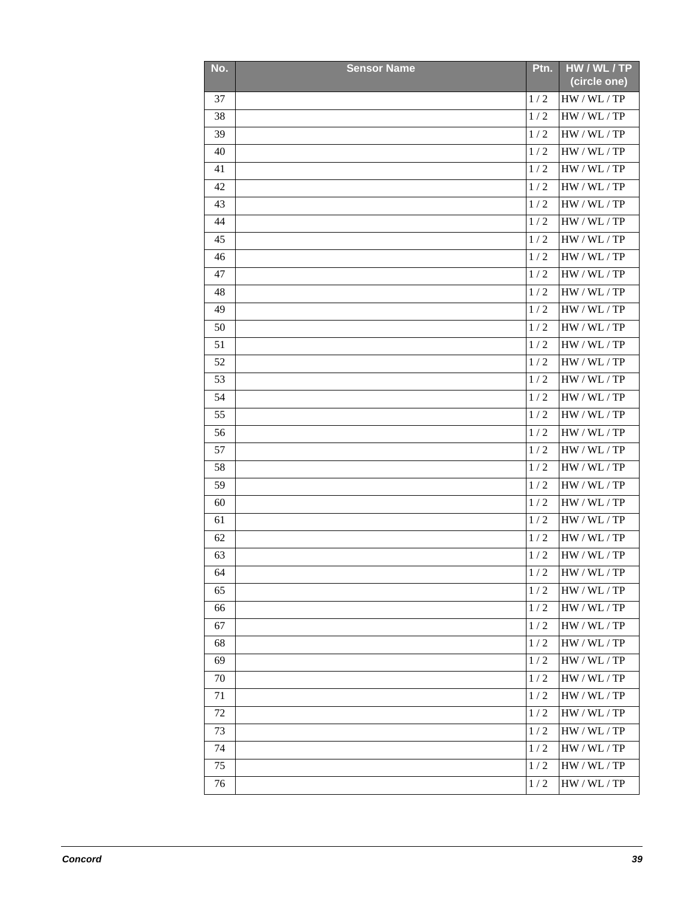| No. | Sensor Name | Ptn. | HW / WL / TP (circle one) |
| --- | --- | --- | --- |
| 37 | | 1 / 2 | HW / WL / TP |
| 38 | | 1 / 2 | HW / WL / TP |
| 39 | | 1 / 2 | HW / WL / TP |
| 40 | | 1 / 2 | HW / WL / TP |
| 41 | | 1 / 2 | HW / WL / TP |
| 42 | | 1 / 2 | HW / WL / TP |
| 43 | | 1 / 2 | HW / WL / TP |
| 44 | | 1 / 2 | HW / WL / TP |
| 45 | | 1 / 2 | HW / WL / TP |
| 46 | | 1 / 2 | HW / WL / TP |
| 47 | | 1 / 2 | HW / WL / TP |
| 48 | | 1 / 2 | HW / WL / TP |
| 49 | | 1 / 2 | HW / WL / TP |
| 50 | | 1 / 2 | HW / WL / TP |
| 51 | | 1 / 2 | HW / WL / TP |
| 52 | | 1 / 2 | HW / WL / TP |
| 53 | | 1 / 2 | HW / WL / TP |
| 54 | | 1 / 2 | HW / WL / TP |
| 55 | | 1 / 2 | HW / WL / TP |
| 56 | | 1 / 2 | HW / WL / TP |
| 57 | | 1 / 2 | HW / WL / TP |
| 58 | | 1 / 2 | HW / WL / TP |
| 59 | | 1 / 2 | HW / WL / TP |
| 60 | | 1 / 2 | HW / WL / TP |
| 61 | | 1 / 2 | HW / WL / TP |
| 62 | | 1 / 2 | HW / WL / TP |
| 63 | | 1 / 2 | HW / WL / TP |
| 64 | | 1 / 2 | HW / WL / TP |
| 65 | | 1 / 2 | HW / WL / TP |
| 66 | | 1 / 2 | HW / WL / TP |
| 67 | | 1 / 2 | HW / WL / TP |
| 68 | | 1 / 2 | HW / WL / TP |
| 69 | | 1 / 2 | HW / WL / TP |
| 70 | | 1 / 2 | HW / WL / TP |
| 71 | | 1 / 2 | HW / WL / TP |
| 72 | | 1 / 2 | HW / WL / TP |
| 73 | | 1 / 2 | HW / WL / TP |
| 74 | | 1 / 2 | HW / WL / TP |
| 75 | | 1 / 2 | HW / WL / TP |
| 76 | | 1 / 2 | HW / WL / TP |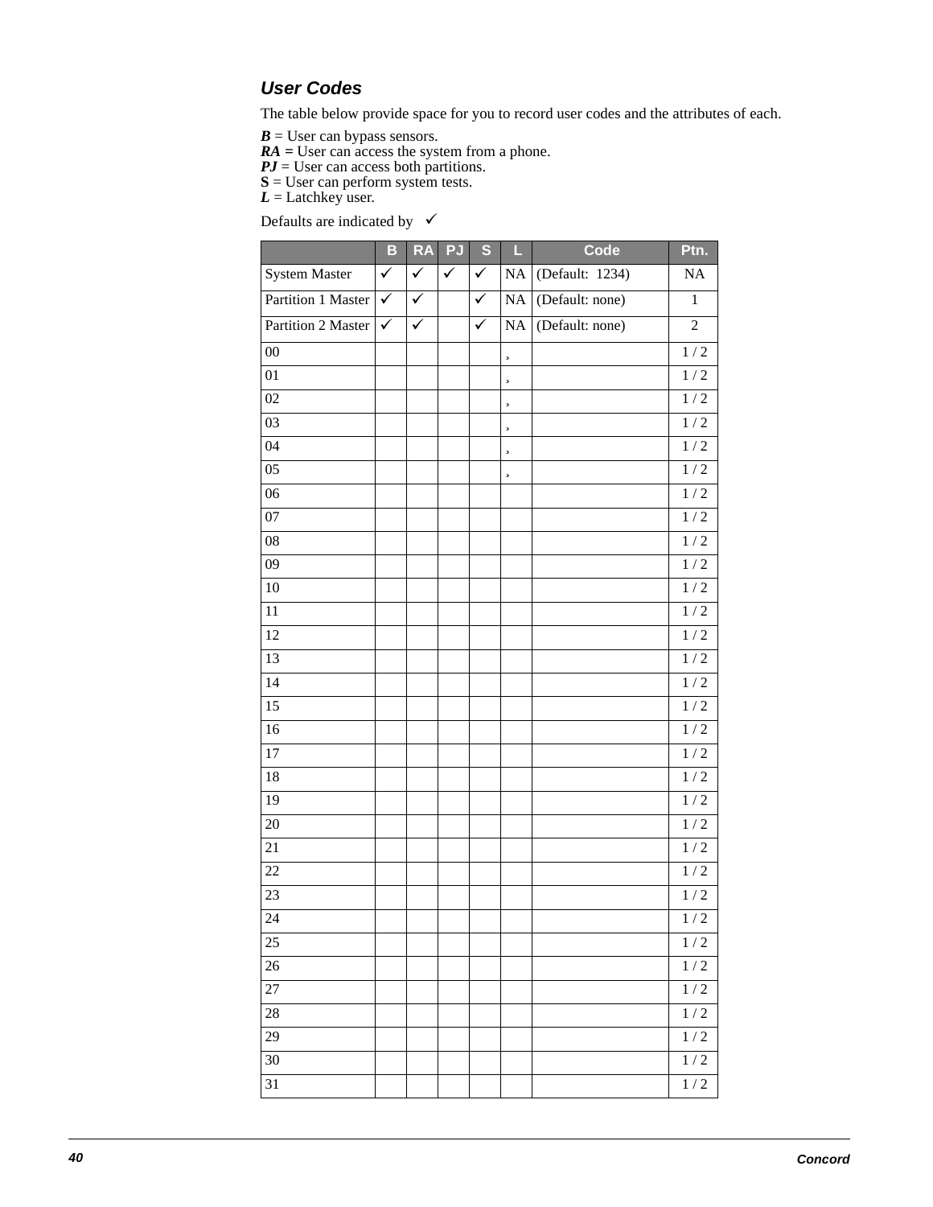### User Codes

The table below provide space for you to record user codes and the attributes of each.

***B*** = User can bypass sensors.
***RA =*** User can access the system from a phone.
***PJ*** = User can access both partitions.
**S** = User can perform system tests.
***L*** = Latchkey user.

Defaults are indicated by ✓

| | B | RA | PJ | S | L | Code | Ptn. |
|---|---|---|---|---|---|---|---|
| System Master | ✓ | ✓ | ✓ | ✓ | NA | (Default: 1234) | NA |
| Partition 1 Master | ✓ | ✓ | | ✓ | NA | (Default: none) | 1 |
| Partition 2 Master | ✓ | ✓ | | ✓ | NA | (Default: none) | 2 |
| 00 | | | | | ¸ | | 1 / 2 |
| 01 | | | | | ¸ | | 1 / 2 |
| 02 | | | | | ¸ | | 1 / 2 |
| 03 | | | | | ¸ | | 1 / 2 |
| 04 | | | | | ¸ | | 1 / 2 |
| 05 | | | | | ¸ | | 1 / 2 |
| 06 | | | | | | | 1 / 2 |
| 07 | | | | | | | 1 / 2 |
| 08 | | | | | | | 1 / 2 |
| 09 | | | | | | | 1 / 2 |
| 10 | | | | | | | 1 / 2 |
| 11 | | | | | | | 1 / 2 |
| 12 | | | | | | | 1 / 2 |
| 13 | | | | | | | 1 / 2 |
| 14 | | | | | | | 1 / 2 |
| 15 | | | | | | | 1 / 2 |
| 16 | | | | | | | 1 / 2 |
| 17 | | | | | | | 1 / 2 |
| 18 | | | | | | | 1 / 2 |
| 19 | | | | | | | 1 / 2 |
| 20 | | | | | | | 1 / 2 |
| 21 | | | | | | | 1 / 2 |
| 22 | | | | | | | 1 / 2 |
| 23 | | | | | | | 1 / 2 |
| 24 | | | | | | | 1 / 2 |
| 25 | | | | | | | 1 / 2 |
| 26 | | | | | | | 1 / 2 |
| 27 | | | | | | | 1 / 2 |
| 28 | | | | | | | 1 / 2 |
| 29 | | | | | | | 1 / 2 |
| 30 | | | | | | | 1 / 2 |
| 31 | | | | | | | 1 / 2 |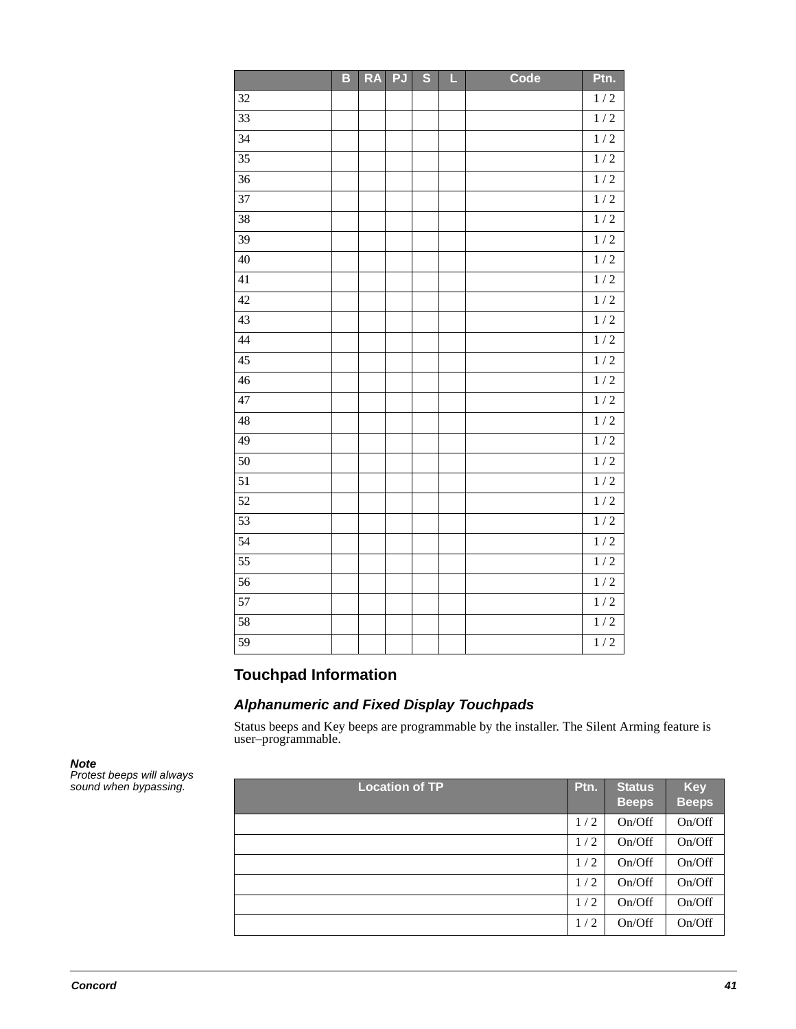|  | B | RA | PJ | S | L | Code | Ptn. |
|---|---|---|---|---|---|---|---|
| 32 |  |  |  |  |  |  | 1 / 2 |
| 33 |  |  |  |  |  |  | 1 / 2 |
| 34 |  |  |  |  |  |  | 1 / 2 |
| 35 |  |  |  |  |  |  | 1 / 2 |
| 36 |  |  |  |  |  |  | 1 / 2 |
| 37 |  |  |  |  |  |  | 1 / 2 |
| 38 |  |  |  |  |  |  | 1 / 2 |
| 39 |  |  |  |  |  |  | 1 / 2 |
| 40 |  |  |  |  |  |  | 1 / 2 |
| 41 |  |  |  |  |  |  | 1 / 2 |
| 42 |  |  |  |  |  |  | 1 / 2 |
| 43 |  |  |  |  |  |  | 1 / 2 |
| 44 |  |  |  |  |  |  | 1 / 2 |
| 45 |  |  |  |  |  |  | 1 / 2 |
| 46 |  |  |  |  |  |  | 1 / 2 |
| 47 |  |  |  |  |  |  | 1 / 2 |
| 48 |  |  |  |  |  |  | 1 / 2 |
| 49 |  |  |  |  |  |  | 1 / 2 |
| 50 |  |  |  |  |  |  | 1 / 2 |
| 51 |  |  |  |  |  |  | 1 / 2 |
| 52 |  |  |  |  |  |  | 1 / 2 |
| 53 |  |  |  |  |  |  | 1 / 2 |
| 54 |  |  |  |  |  |  | 1 / 2 |
| 55 |  |  |  |  |  |  | 1 / 2 |
| 56 |  |  |  |  |  |  | 1 / 2 |
| 57 |  |  |  |  |  |  | 1 / 2 |
| 58 |  |  |  |  |  |  | 1 / 2 |
| 59 |  |  |  |  |  |  | 1 / 2 |

## Touchpad Information

### *Alphanumeric and Fixed Display Touchpads*

Status beeps and Key beeps are programmable by the installer. The Silent Arming feature is user–programmable.

***Note***
*Protest beeps will always sound when bypassing.*

| Location of TP | Ptn. | Status Beeps | Key Beeps |
|---|---|---|---|
|  | 1 / 2 | On/Off | On/Off |
|  | 1 / 2 | On/Off | On/Off |
|  | 1 / 2 | On/Off | On/Off |
|  | 1 / 2 | On/Off | On/Off |
|  | 1 / 2 | On/Off | On/Off |
|  | 1 / 2 | On/Off | On/Off |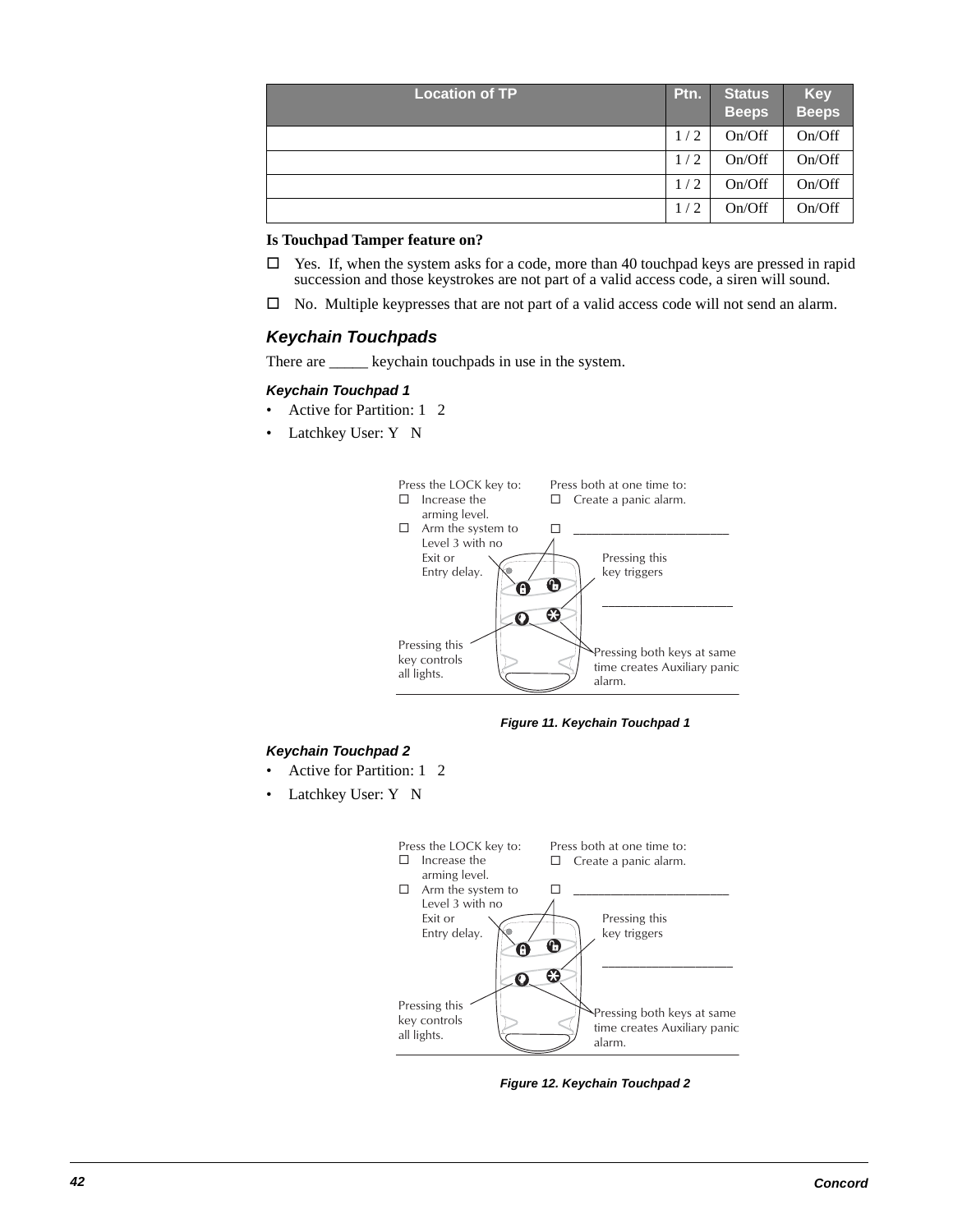| Location of TP | Ptn. | Status Beeps | Key Beeps |
|---|---|---|---|
| | 1 / 2 | On/Off | On/Off |
| | 1 / 2 | On/Off | On/Off |
| | 1 / 2 | On/Off | On/Off |
| | 1 / 2 | On/Off | On/Off |

**Is Touchpad Tamper feature on?**

- ☐ Yes. If, when the system asks for a code, more than 40 touchpad keys are pressed in rapid succession and those keystrokes are not part of a valid access code, a siren will sound.
- ☐ No. Multiple keypresses that are not part of a valid access code will not send an alarm.

### *Keychain Touchpads*

There are _____ keychain touchpads in use in the system.

#### *Keychain Touchpad 1*

- Active for Partition: 1 2
- Latchkey User: Y N

Press the LOCK key to:
☐ Increase the arming level.
☐ Arm the system to Level 3 with no Exit or Entry delay.

Press both at one time to:
☐ Create a panic alarm.
☐ ______________________

Pressing this key triggers ___________________

Pressing this key controls all lights.

Pressing both keys at same time creates Auxiliary panic alarm.

*Figure 11. Keychain Touchpad 1*

#### *Keychain Touchpad 2*

- Active for Partition: 1 2
- Latchkey User: Y N

Press the LOCK key to:
☐ Increase the arming level.
☐ Arm the system to Level 3 with no Exit or Entry delay.

Press both at one time to:
☐ Create a panic alarm.
☐ ______________________

Pressing this key triggers ___________________

Pressing this key controls all lights.

Pressing both keys at same time creates Auxiliary panic alarm.

*Figure 12. Keychain Touchpad 2*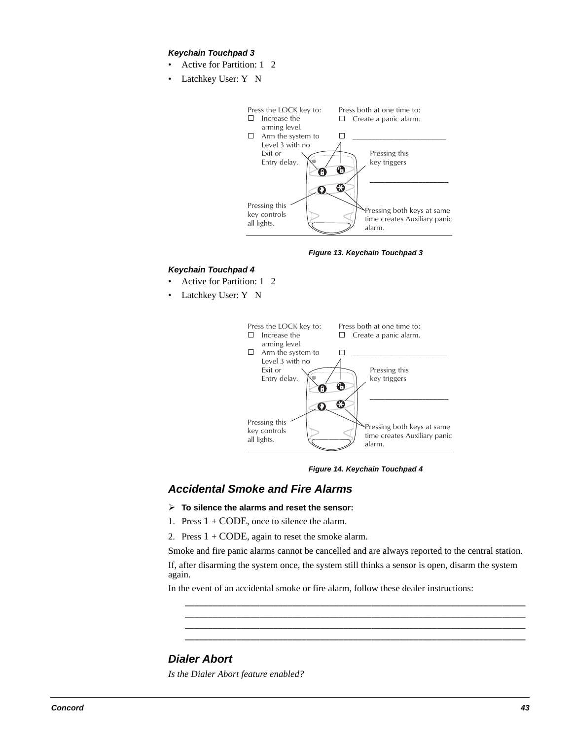#### *Keychain Touchpad 3*

- Active for Partition: 1 2
- Latchkey User: Y N

Press the LOCK key to:
- ☐ Increase the arming level.
- ☐ Arm the system to Level 3 with no Exit or Entry delay.

Press both at one time to:
- ☐ Create a panic alarm.
- ☐ _______________________

Pressing this key triggers

___________________

Pressing this key controls all lights.

Pressing both keys at same time creates Auxiliary panic alarm.

**Figure 13. Keychain Touchpad 3**

#### *Keychain Touchpad 4*

- Active for Partition: 1 2
- Latchkey User: Y N

Press the LOCK key to:
- ☐ Increase the arming level.
- ☐ Arm the system to Level 3 with no Exit or Entry delay.

Press both at one time to:
- ☐ Create a panic alarm.
- ☐ _______________________

Pressing this key triggers

___________________

Pressing this key controls all lights.

Pressing both keys at same time creates Auxiliary panic alarm.

**Figure 14. Keychain Touchpad 4**

## *Accidental Smoke and Fire Alarms*

➢ **To silence the alarms and reset the sensor:**

1. Press 1 + CODE, once to silence the alarm.
2. Press 1 + CODE, again to reset the smoke alarm.

Smoke and fire panic alarms cannot be cancelled and are always reported to the central station.

If, after disarming the system once, the system still thinks a sensor is open, disarm the system again.

In the event of an accidental smoke or fire alarm, follow these dealer instructions:

______________________________________________________________________________
______________________________________________________________________________
______________________________________________________________________________
______________________________________________________________________________

## *Dialer Abort*

*Is the Dialer Abort feature enabled?*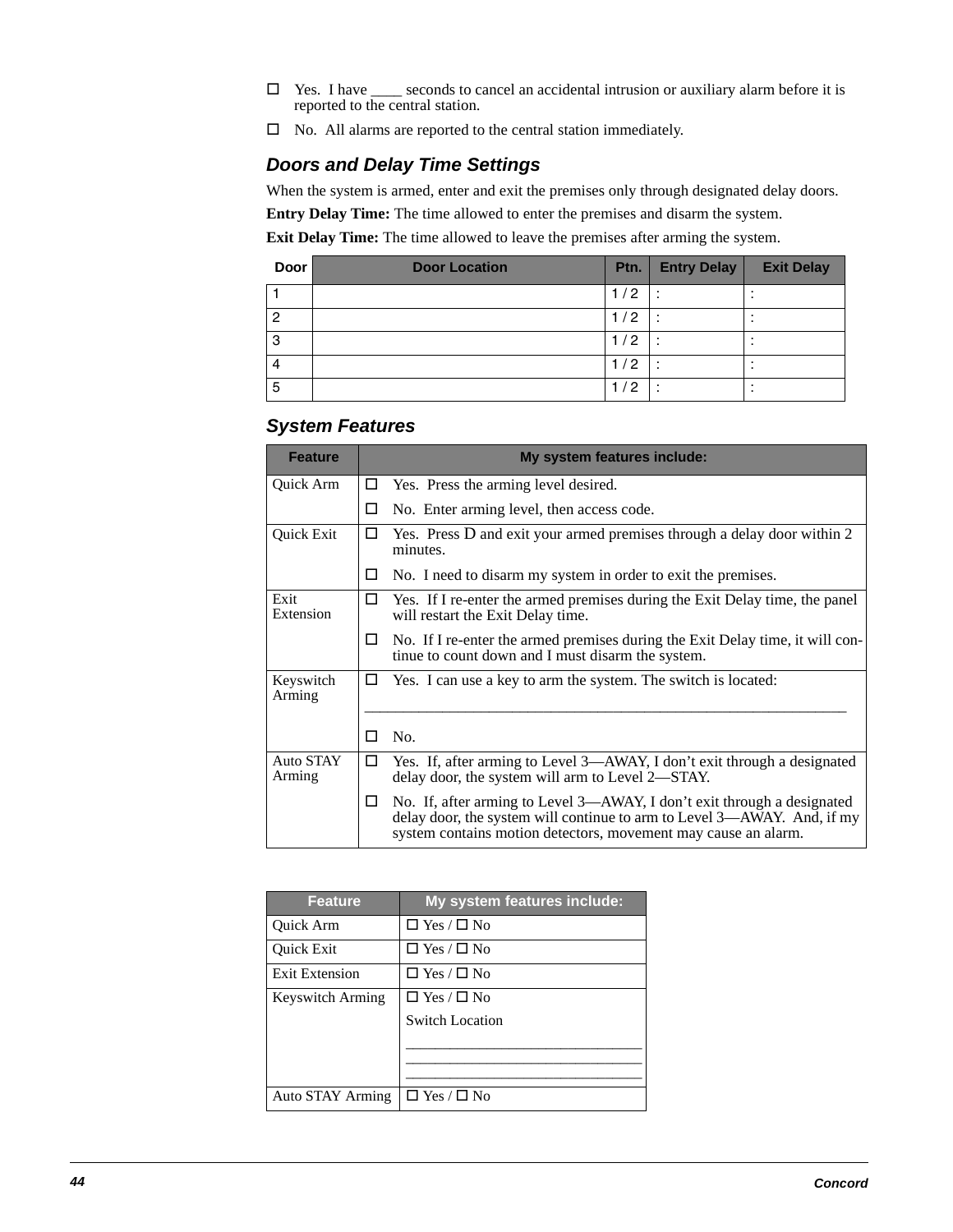☐ Yes. I have ____ seconds to cancel an accidental intrusion or auxiliary alarm before it is reported to the central station.

☐ No. All alarms are reported to the central station immediately.

### *Doors and Delay Time Settings*

When the system is armed, enter and exit the premises only through designated delay doors.

**Entry Delay Time:** The time allowed to enter the premises and disarm the system.

**Exit Delay Time:** The time allowed to leave the premises after arming the system.

| Door | Door Location | Ptn. | Entry Delay | Exit Delay |
|---|---|---|---|---|
| 1 | | 1 / 2 | : | : |
| 2 | | 1 / 2 | : | : |
| 3 | | 1 / 2 | : | : |
| 4 | | 1 / 2 | : | : |
| 5 | | 1 / 2 | : | : |

### *System Features*

| Feature | My system features include: |
|---|---|
| Quick Arm | ☐ Yes. Press the arming level desired.<br>☐ No. Enter arming level, then access code. |
| Quick Exit | ☐ Yes. Press D and exit your armed premises through a delay door within 2 minutes.<br>☐ No. I need to disarm my system in order to exit the premises. |
| Exit Extension | ☐ Yes. If I re-enter the armed premises during the Exit Delay time, the panel will restart the Exit Delay time.<br>☐ No. If I re-enter the armed premises during the Exit Delay time, it will continue to count down and I must disarm the system. |
| Keyswitch Arming | ☐ Yes. I can use a key to arm the system. The switch is located:<br>____________________________________________<br>☐ No. |
| Auto STAY Arming | ☐ Yes. If, after arming to Level 3—AWAY, I don't exit through a designated delay door, the system will arm to Level 2—STAY.<br>☐ No. If, after arming to Level 3—AWAY, I don't exit through a designated delay door, the system will continue to arm to Level 3—AWAY. And, if my system contains motion detectors, movement may cause an alarm. |

| Feature | My system features include: |
|---|---|
| Quick Arm | ☐ Yes / ☐ No |
| Quick Exit | ☐ Yes / ☐ No |
| Exit Extension | ☐ Yes / ☐ No |
| Keyswitch Arming | ☐ Yes / ☐ No<br>Switch Location<br>______________________________<br>______________________________<br>______________________________ |
| Auto STAY Arming | ☐ Yes / ☐ No |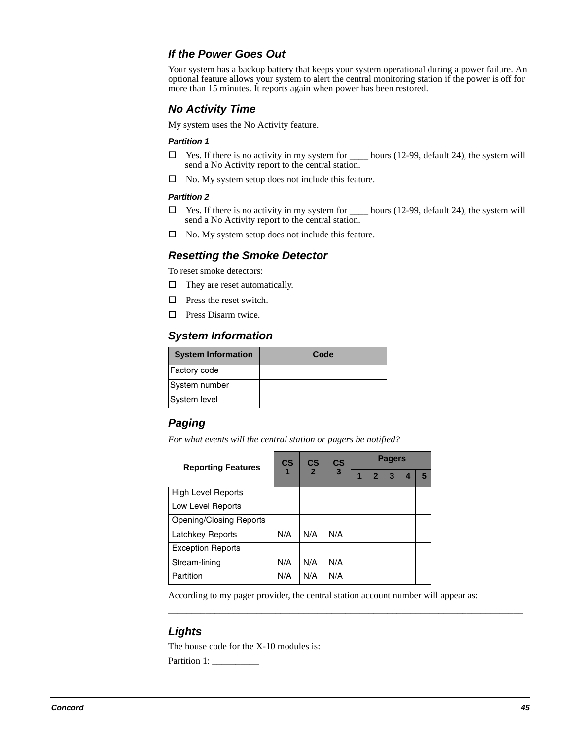### If the Power Goes Out

Your system has a backup battery that keeps your system operational during a power failure. An optional feature allows your system to alert the central monitoring station if the power is off for more than 15 minutes. It reports again when power has been restored.

### No Activity Time

My system uses the No Activity feature.

#### Partition 1

- ☐ Yes. If there is no activity in my system for ____ hours (12-99, default 24), the system will send a No Activity report to the central station.
- ☐ No. My system setup does not include this feature.

#### Partition 2

- ☐ Yes. If there is no activity in my system for ____ hours (12-99, default 24), the system will send a No Activity report to the central station.
- ☐ No. My system setup does not include this feature.

### Resetting the Smoke Detector

To reset smoke detectors:

- ☐ They are reset automatically.
- ☐ Press the reset switch.
- ☐ Press Disarm twice.

### System Information

| System Information | Code |
|---|---|
| Factory code | |
| System number | |
| System level | |

### Paging

*For what events will the central station or pagers be notified?*

| Reporting Features | CS 1 | CS 2 | CS 3 | Pagers | | | | |
|---|---|---|---|---|---|---|---|---|
| | | | | 1 | 2 | 3 | 4 | 5 |
| High Level Reports | | | | | | | | |
| Low Level Reports | | | | | | | | |
| Opening/Closing Reports | | | | | | | | |
| Latchkey Reports | N/A | N/A | N/A | | | | | |
| Exception Reports | | | | | | | | |
| Stream-lining | N/A | N/A | N/A | | | | | |
| Partition | N/A | N/A | N/A | | | | | |

According to my pager provider, the central station account number will appear as:

______________________________________________________________________________

### Lights

The house code for the X-10 modules is:

Partition 1: __________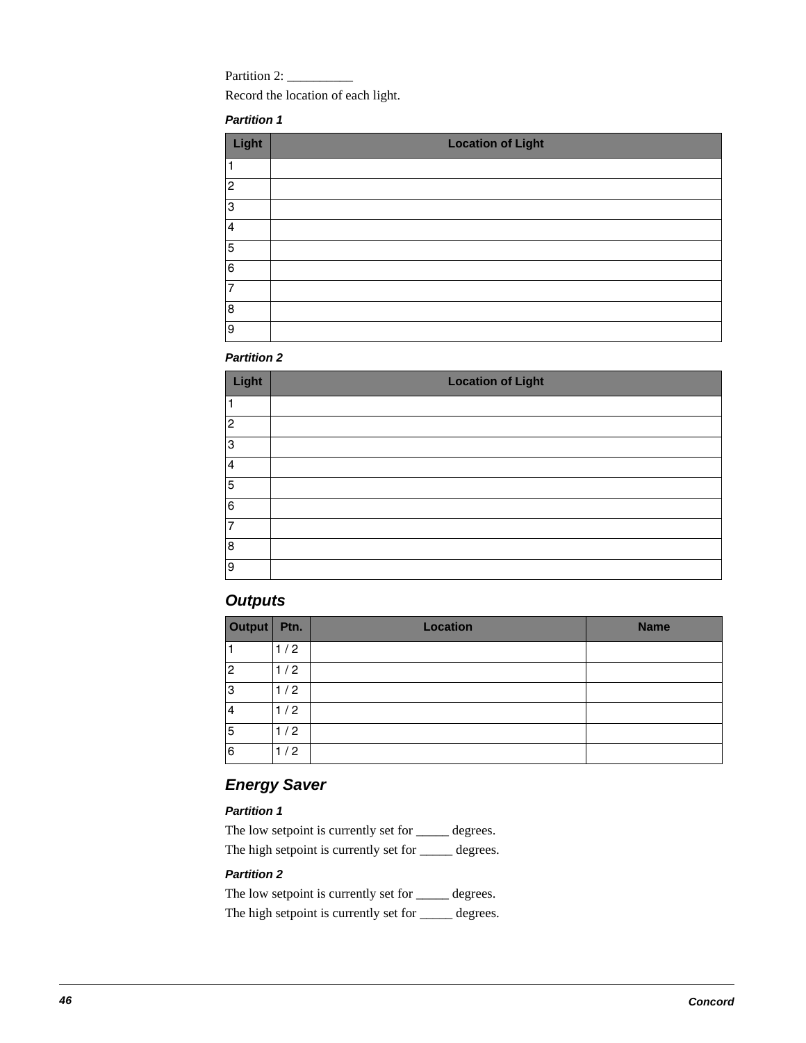Partition 2: __________

Record the location of each light.

#### *Partition 1*

| Light | Location of Light |
|---|---|
| 1 | |
| 2 | |
| 3 | |
| 4 | |
| 5 | |
| 6 | |
| 7 | |
| 8 | |
| 9 | |

#### *Partition 2*

| Light | Location of Light |
|---|---|
| 1 | |
| 2 | |
| 3 | |
| 4 | |
| 5 | |
| 6 | |
| 7 | |
| 8 | |
| 9 | |

### *Outputs*

| Output | Ptn. | Location | Name |
|---|---|---|---|
| 1 | 1 / 2 | | |
| 2 | 1 / 2 | | |
| 3 | 1 / 2 | | |
| 4 | 1 / 2 | | |
| 5 | 1 / 2 | | |
| 6 | 1 / 2 | | |

### *Energy Saver*

#### *Partition 1*

The low setpoint is currently set for _____ degrees.

The high setpoint is currently set for _____ degrees.

#### *Partition 2*

The low setpoint is currently set for _____ degrees.

The high setpoint is currently set for _____ degrees.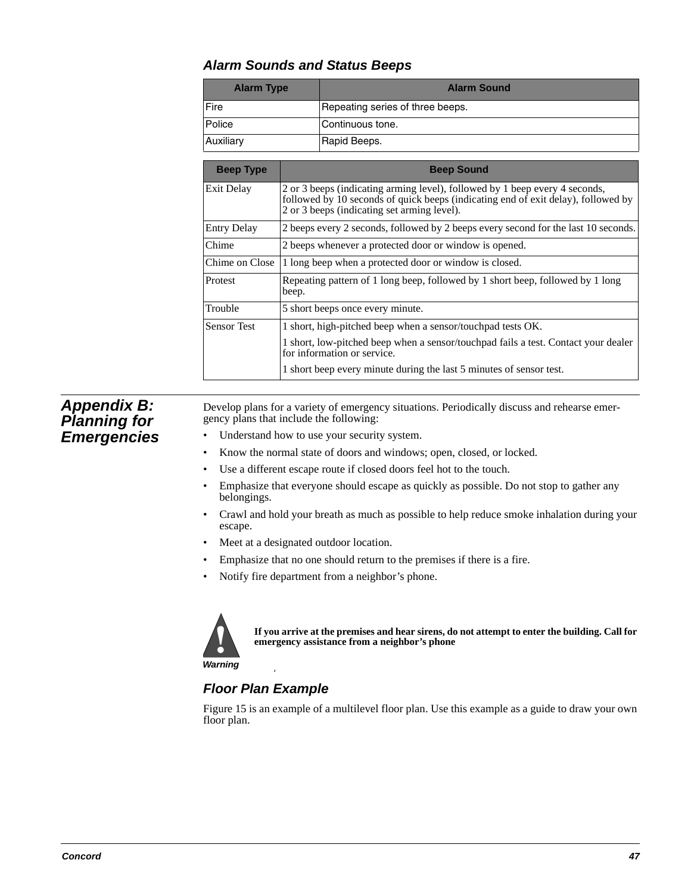### Alarm Sounds and Status Beeps

| Alarm Type | Alarm Sound |
|---|---|
| Fire | Repeating series of three beeps. |
| Police | Continuous tone. |
| Auxiliary | Rapid Beeps. |

| Beep Type | Beep Sound |
|---|---|
| Exit Delay | 2 or 3 beeps (indicating arming level), followed by 1 beep every 4 seconds, followed by 10 seconds of quick beeps (indicating end of exit delay), followed by 2 or 3 beeps (indicating set arming level). |
| Entry Delay | 2 beeps every 2 seconds, followed by 2 beeps every second for the last 10 seconds. |
| Chime | 2 beeps whenever a protected door or window is opened. |
| Chime on Close | 1 long beep when a protected door or window is closed. |
| Protest | Repeating pattern of 1 long beep, followed by 1 short beep, followed by 1 long beep. |
| Trouble | 5 short beeps once every minute. |
| Sensor Test | 1 short, high-pitched beep when a sensor/touchpad tests OK.<br>1 short, low-pitched beep when a sensor/touchpad fails a test. Contact your dealer for information or service.<br>1 short beep every minute during the last 5 minutes of sensor test. |

## Appendix B: Planning for Emergencies

Develop plans for a variety of emergency situations. Periodically discuss and rehearse emergency plans that include the following:

- Understand how to use your security system.
- Know the normal state of doors and windows; open, closed, or locked.
- Use a different escape route if closed doors feel hot to the touch.
- Emphasize that everyone should escape as quickly as possible. Do not stop to gather any belongings.
- Crawl and hold your breath as much as possible to help reduce smoke inhalation during your escape.
- Meet at a designated outdoor location.
- Emphasize that no one should return to the premises if there is a fire.
- Notify fire department from a neighbor's phone.

**Warning**

**If you arrive at the premises and hear sirens, do not attempt to enter the building. Call for emergency assistance from a neighbor's phone**

### Floor Plan Example

Figure 15 is an example of a multilevel floor plan. Use this example as a guide to draw your own floor plan.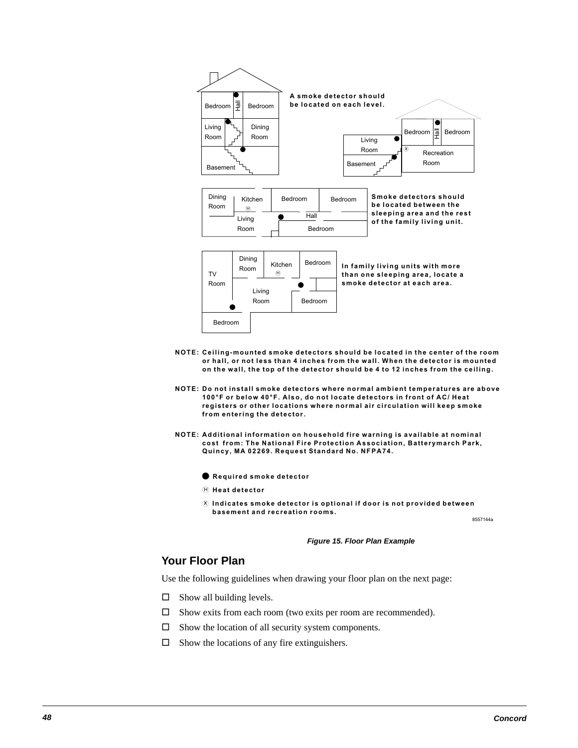A smoke detector should be located on each level.

Smoke detectors should be located between the sleeping area and the rest of the family living unit.

In family living units with more than one sleeping area, locate a smoke detector at each area.

**NOTE:** Ceiling-mounted smoke detectors should be located in the center of the room or hall, or not less than 4 inches from the wall. When the detector is mounted on the wall, the top of the detector should be 4 to 12 inches from the ceiling.

**NOTE:** Do not install smoke detectors where normal ambient temperatures are above 100°F or below 40°F. Also, do not locate detectors in front of AC/ Heat registers or other locations where normal air circulation will keep smoke from entering the detector.

**NOTE:** Additional information on household fire warning is available at nominal cost from: The National Fire Protection Association, Batterymarch Park, Quincy, MA 02269. Request Standard No. NFPA74.

● Required smoke detector

Ⓗ Heat detector

Ⓧ Indicates smoke detector is optional if door is not provided between basement and recreation rooms.

8557144a

*Figure 15. Floor Plan Example*

## Your Floor Plan

Use the following guidelines when drawing your floor plan on the next page:

- ☐ Show all building levels.
- ☐ Show exits from each room (two exits per room are recommended).
- ☐ Show the location of all security system components.
- ☐ Show the locations of any fire extinguishers.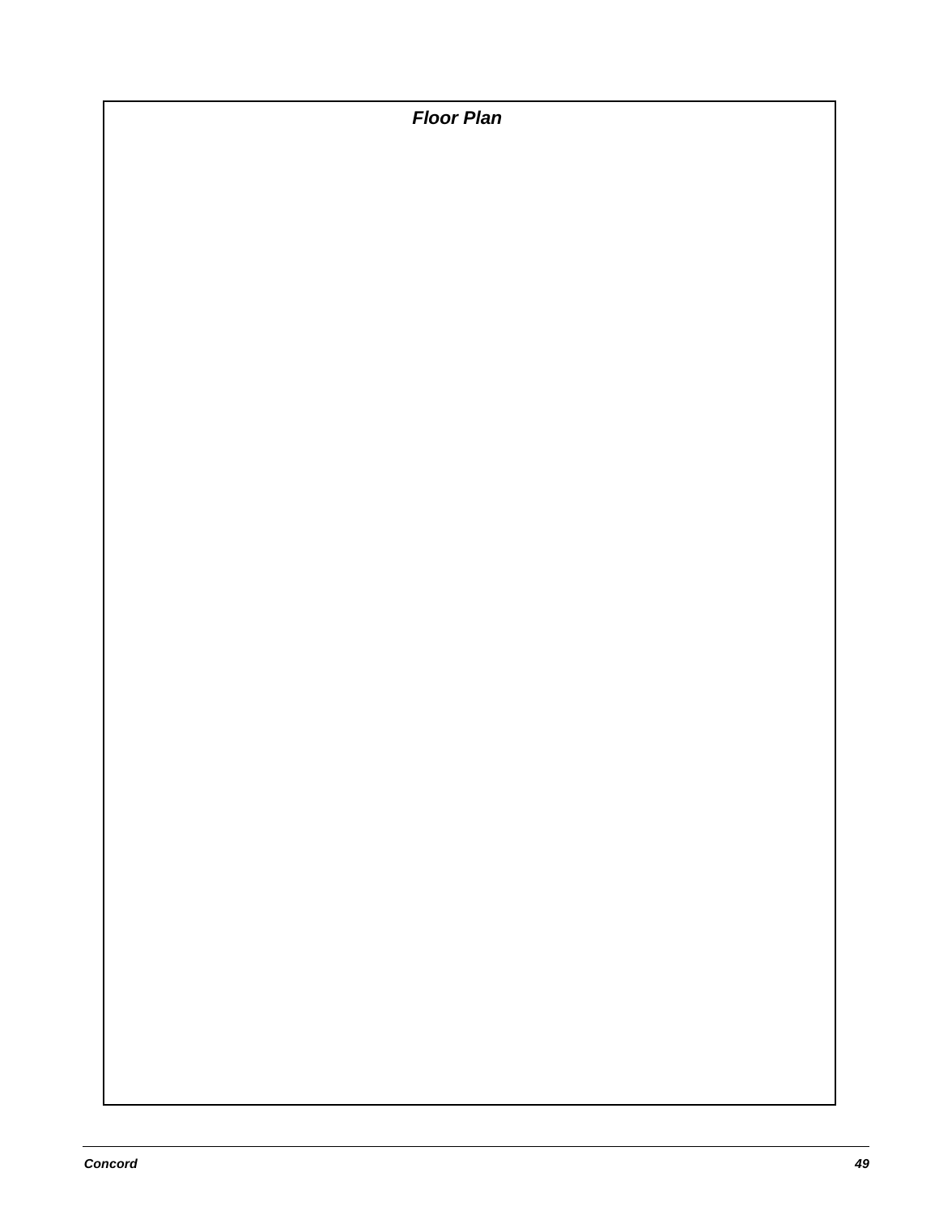***Floor Plan***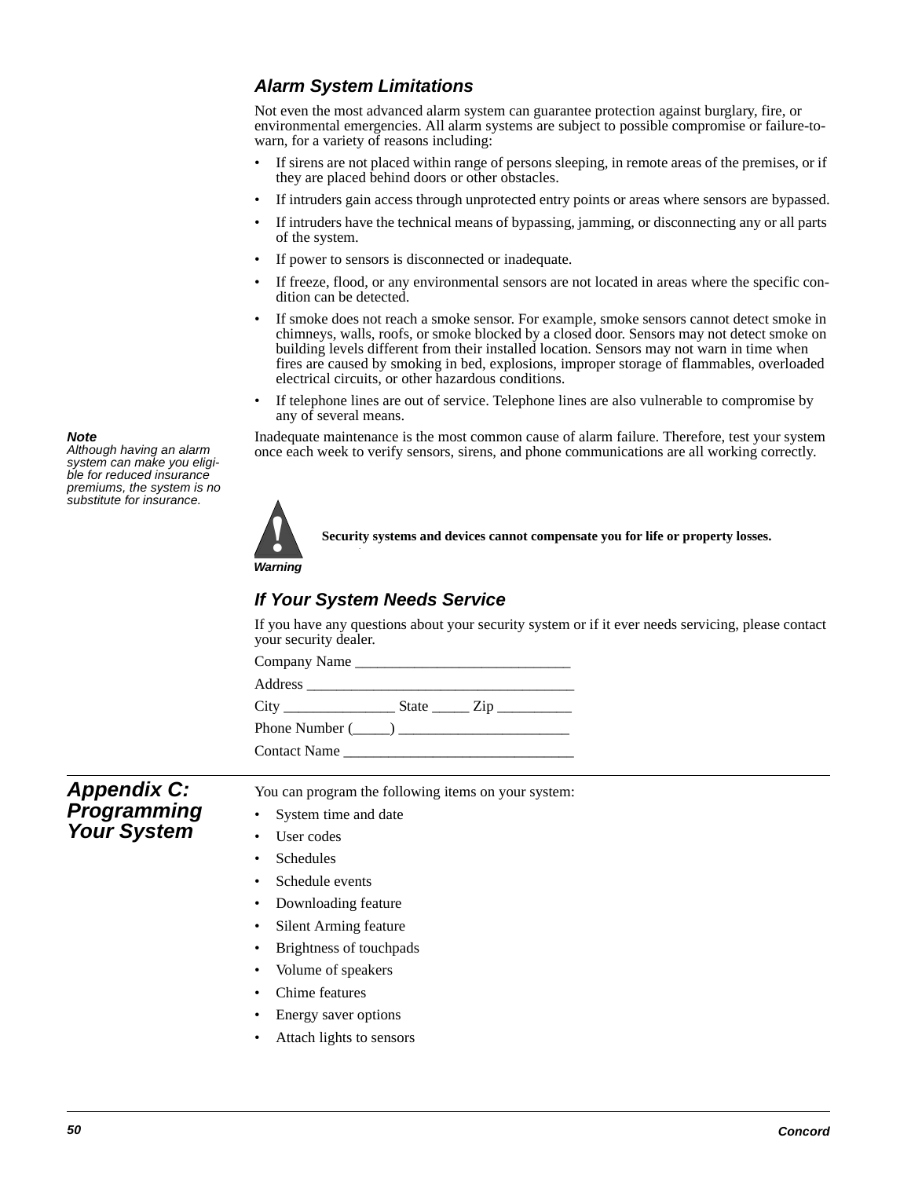### Alarm System Limitations

Not even the most advanced alarm system can guarantee protection against burglary, fire, or environmental emergencies. All alarm systems are subject to possible compromise or failure-to-warn, for a variety of reasons including:

- If sirens are not placed within range of persons sleeping, in remote areas of the premises, or if they are placed behind doors or other obstacles.
- If intruders gain access through unprotected entry points or areas where sensors are bypassed.
- If intruders have the technical means of bypassing, jamming, or disconnecting any or all parts of the system.
- If power to sensors is disconnected or inadequate.
- If freeze, flood, or any environmental sensors are not located in areas where the specific condition can be detected.
- If smoke does not reach a smoke sensor. For example, smoke sensors cannot detect smoke in chimneys, walls, roofs, or smoke blocked by a closed door. Sensors may not detect smoke on building levels different from their installed location. Sensors may not warn in time when fires are caused by smoking in bed, explosions, improper storage of flammables, overloaded electrical circuits, or other hazardous conditions.
- If telephone lines are out of service. Telephone lines are also vulnerable to compromise by any of several means.

***Note***
*Although having an alarm system can make you eligible for reduced insurance premiums, the system is no substitute for insurance.*

Inadequate maintenance is the most common cause of alarm failure. Therefore, test your system once each week to verify sensors, sirens, and phone communications are all working correctly.

***Warning***

**Security systems and devices cannot compensate you for life or property losses.**

### If Your System Needs Service

If you have any questions about your security system or if it ever needs servicing, please contact your security dealer.

Company Name ______________________________

Address ______________________________________

City _______________ State _____ Zip __________

Phone Number (_____) _______________________

Contact Name _______________________________

## Appendix C: Programming Your System

You can program the following items on your system:

- System time and date
- User codes
- Schedules
- Schedule events
- Downloading feature
- Silent Arming feature
- Brightness of touchpads
- Volume of speakers
- Chime features
- Energy saver options
- Attach lights to sensors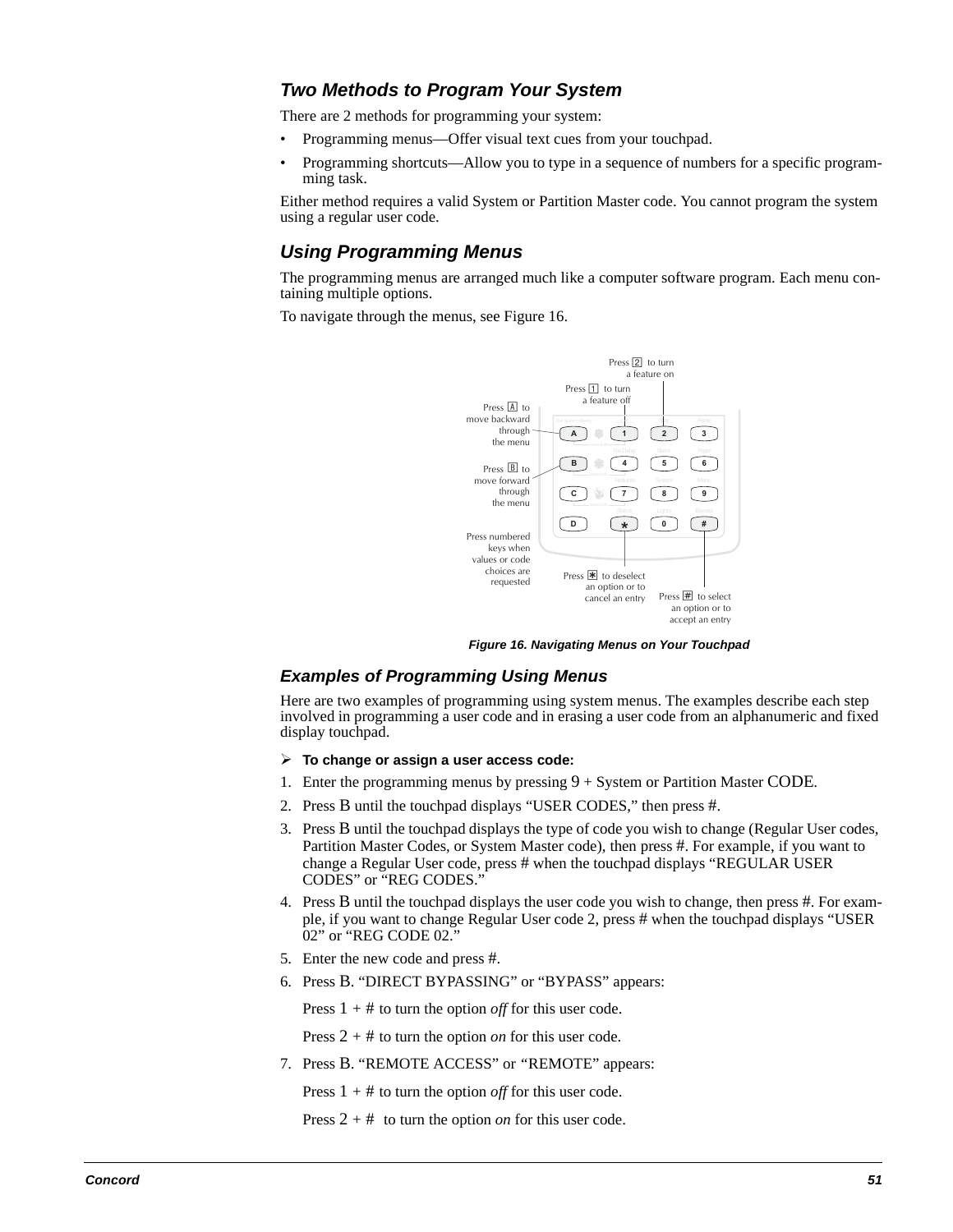## Two Methods to Program Your System

There are 2 methods for programming your system:

- Programming menus—Offer visual text cues from your touchpad.
- Programming shortcuts—Allow you to type in a sequence of numbers for a specific programming task.

Either method requires a valid System or Partition Master code. You cannot program the system using a regular user code.

## Using Programming Menus

The programming menus are arranged much like a computer software program. Each menu containing multiple options.

To navigate through the menus, see Figure 16.

Press 2 to turn a feature on

Press 1 to turn a feature off

Press A to move backward through the menu

Press B to move forward through the menu

Press numbered keys when values or code choices are requested

Press * to deselect an option or to cancel an entry

Press # to select an option or to accept an entry

**Figure 16. Navigating Menus on Your Touchpad**

## Examples of Programming Using Menus

Here are two examples of programming using system menus. The examples describe each step involved in programming a user code and in erasing a user code from an alphanumeric and fixed display touchpad.

➢ **To change or assign a user access code:**

1. Enter the programming menus by pressing 9 + System or Partition Master CODE.
2. Press B until the touchpad displays “USER CODES,” then press #.
3. Press B until the touchpad displays the type of code you wish to change (Regular User codes, Partition Master Codes, or System Master code), then press #. For example, if you want to change a Regular User code, press # when the touchpad displays “REGULAR USER CODES” or “REG CODES.”
4. Press B until the touchpad displays the user code you wish to change, then press #. For example, if you want to change Regular User code 2, press # when the touchpad displays “USER 02” or “REG CODE 02.”
5. Enter the new code and press #.
6. Press B. “DIRECT BYPASSING” or “BYPASS” appears:

   Press 1 + # to turn the option *off* for this user code.

   Press 2 + # to turn the option *on* for this user code.
7. Press B. “REMOTE ACCESS” or “REMOTE” appears:

   Press 1 + # to turn the option *off* for this user code.

   Press 2 + # to turn the option *on* for this user code.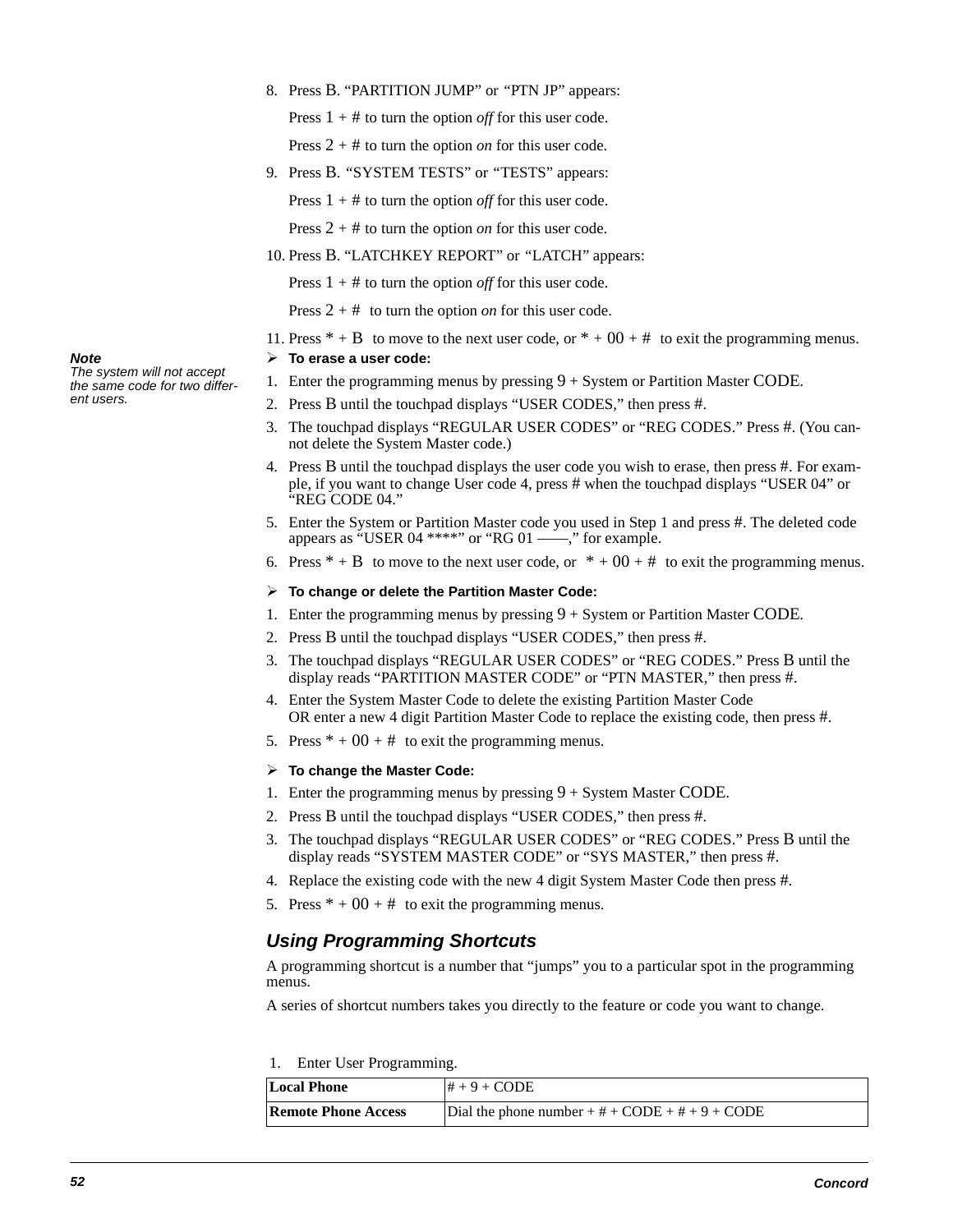8. Press B. “PARTITION JUMP” or “PTN JP” appears:

   Press 1 + # to turn the option *off* for this user code.

   Press 2 + # to turn the option *on* for this user code.

9. Press B. “SYSTEM TESTS” or “TESTS” appears:

   Press 1 + # to turn the option *off* for this user code.

   Press 2 + # to turn the option *on* for this user code.

10. Press B. “LATCHKEY REPORT” or “LATCH” appears:

    Press 1 + # to turn the option *off* for this user code.

    Press 2 + # to turn the option *on* for this user code.

11. Press * + B to move to the next user code, or * + 00 + # to exit the programming menus.

***Note***
*The system will not accept the same code for two different users.*

➢ **To erase a user code:**

1. Enter the programming menus by pressing 9 + System or Partition Master CODE.
2. Press B until the touchpad displays “USER CODES,” then press #.
3. The touchpad displays “REGULAR USER CODES” or “REG CODES.” Press #. (You cannot delete the System Master code.)
4. Press B until the touchpad displays the user code you wish to erase, then press #. For example, if you want to change User code 4, press # when the touchpad displays “USER 04” or “REG CODE 04.”
5. Enter the System or Partition Master code you used in Step 1 and press #. The deleted code appears as “USER 04 ****” or “RG 01 ——,” for example.
6. Press * + B to move to the next user code, or * + 00 + # to exit the programming menus.

➢ **To change or delete the Partition Master Code:**

1. Enter the programming menus by pressing 9 + System or Partition Master CODE.
2. Press B until the touchpad displays “USER CODES,” then press #.
3. The touchpad displays “REGULAR USER CODES” or “REG CODES.” Press B until the display reads “PARTITION MASTER CODE” or “PTN MASTER,” then press #.
4. Enter the System Master Code to delete the existing Partition Master Code
   OR enter a new 4 digit Partition Master Code to replace the existing code, then press #.
5. Press * + 00 + # to exit the programming menus.

➢ **To change the Master Code:**

1. Enter the programming menus by pressing 9 + System Master CODE.
2. Press B until the touchpad displays “USER CODES,” then press #.
3. The touchpad displays “REGULAR USER CODES” or “REG CODES.” Press B until the display reads “SYSTEM MASTER CODE” or “SYS MASTER,” then press #.
4. Replace the existing code with the new 4 digit System Master Code then press #.
5. Press * + 00 + # to exit the programming menus.

## *Using Programming Shortcuts*

A programming shortcut is a number that “jumps” you to a particular spot in the programming menus.

A series of shortcut numbers takes you directly to the feature or code you want to change.

1. Enter User Programming.

| **Local Phone** | # + 9 + CODE |
|---|---|
| **Remote Phone Access** | Dial the phone number + # + CODE + # + 9 + CODE |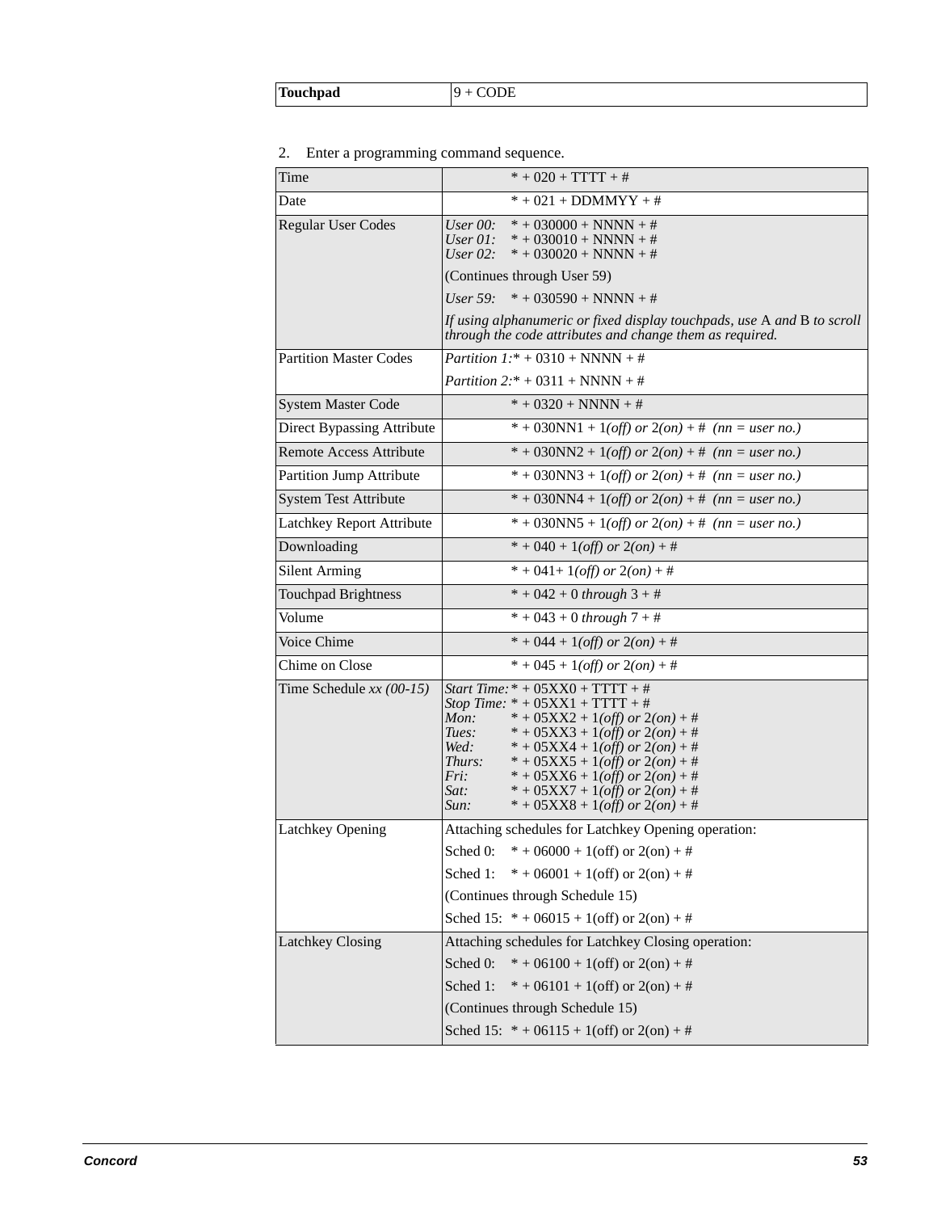| **Touchpad** | 9 + CODE |
|---|---|

2. Enter a programming command sequence.

| | |
|---|---|
| Time | * + 020 + TTTT + # |
| Date | * + 021 + DDMMYY + # |
| Regular User Codes | *User 00:* * + 030000 + NNNN + #<br>*User 01:* * + 030010 + NNNN + #<br>*User 02:* * + 030020 + NNNN + #<br>(Continues through User 59)<br>*User 59:* * + 030590 + NNNN + #<br>*If using alphanumeric or fixed display touchpads, use* A *and* B *to scroll through the code attributes and change them as required.* |
| Partition Master Codes | *Partition 1:* * + 0310 + NNNN + #<br>*Partition 2:* * + 0311 + NNNN + # |
| System Master Code | * + 0320 + NNNN + # |
| Direct Bypassing Attribute | * + 030NN1 + 1*(off) or* 2*(on)* + # *(nn = user no.)* |
| Remote Access Attribute | * + 030NN2 + 1*(off) or* 2*(on)* + # *(nn = user no.)* |
| Partition Jump Attribute | * + 030NN3 + 1*(off) or* 2*(on)* + # *(nn = user no.)* |
| System Test Attribute | * + 030NN4 + 1*(off) or* 2*(on)* + # *(nn = user no.)* |
| Latchkey Report Attribute | * + 030NN5 + 1*(off) or* 2*(on)* + # *(nn = user no.)* |
| Downloading | * + 040 + 1*(off) or* 2*(on)* + # |
| Silent Arming | * + 041+ 1*(off) or* 2*(on)* + # |
| Touchpad Brightness | * + 042 + 0 *through* 3 + # |
| Volume | * + 043 + 0 *through* 7 + # |
| Voice Chime | * + 044 + 1*(off) or* 2*(on)* + # |
| Chime on Close | * + 045 + 1*(off) or* 2*(on)* + # |
| Time Schedule *xx (00-15)* | *Start Time:* * + 05XX0 + TTTT + #<br>*Stop Time:* * + 05XX1 + TTTT + #<br>*Mon:* * + 05XX2 + 1*(off) or* 2*(on)* + #<br>*Tues:* * + 05XX3 + 1*(off) or* 2*(on)* + #<br>*Wed:* * + 05XX4 + 1*(off) or* 2*(on)* + #<br>*Thurs:* * + 05XX5 + 1*(off) or* 2*(on)* + #<br>*Fri:* * + 05XX6 + 1*(off) or* 2*(on)* + #<br>*Sat:* * + 05XX7 + 1*(off) or* 2*(on)* + #<br>*Sun:* * + 05XX8 + 1*(off) or* 2*(on)* + # |
| Latchkey Opening | Attaching schedules for Latchkey Opening operation:<br>Sched 0: * + 06000 + 1(off) or 2(on) + #<br>Sched 1: * + 06001 + 1(off) or 2(on) + #<br>(Continues through Schedule 15)<br>Sched 15: * + 06015 + 1(off) or 2(on) + # |
| Latchkey Closing | Attaching schedules for Latchkey Closing operation:<br>Sched 0: * + 06100 + 1(off) or 2(on) + #<br>Sched 1: * + 06101 + 1(off) or 2(on) + #<br>(Continues through Schedule 15)<br>Sched 15: * + 06115 + 1(off) or 2(on) + # |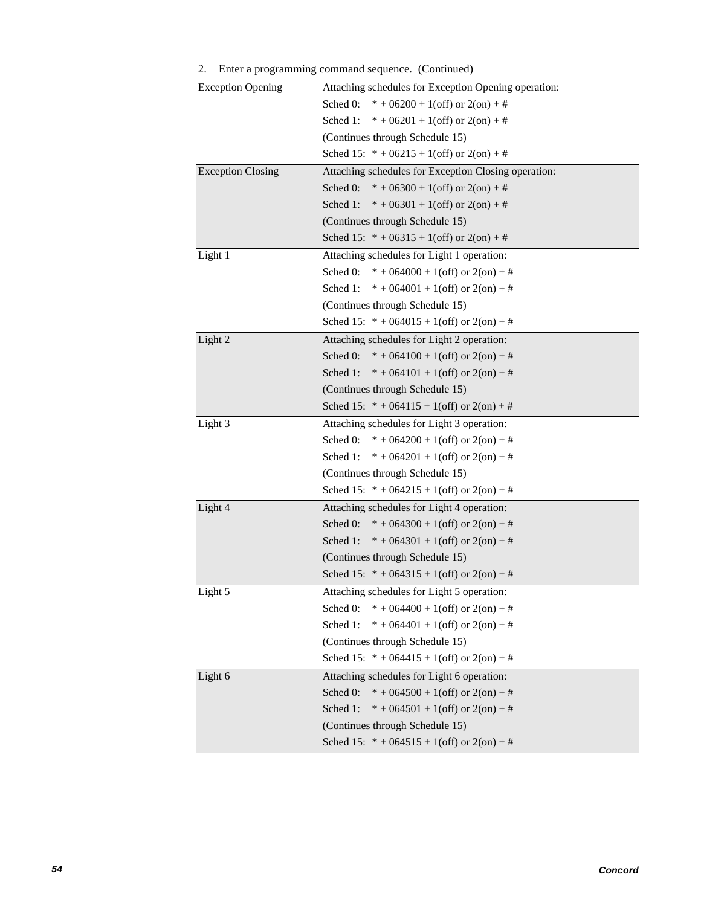2. Enter a programming command sequence. (Continued)

| | |
|---|---|
| Exception Opening | Attaching schedules for Exception Opening operation:<br>Sched 0: * + 06200 + 1(off) or 2(on) + #<br>Sched 1: * + 06201 + 1(off) or 2(on) + #<br>(Continues through Schedule 15)<br>Sched 15: * + 06215 + 1(off) or 2(on) + # |
| Exception Closing | Attaching schedules for Exception Closing operation:<br>Sched 0: * + 06300 + 1(off) or 2(on) + #<br>Sched 1: * + 06301 + 1(off) or 2(on) + #<br>(Continues through Schedule 15)<br>Sched 15: * + 06315 + 1(off) or 2(on) + # |
| Light 1 | Attaching schedules for Light 1 operation:<br>Sched 0: * + 064000 + 1(off) or 2(on) + #<br>Sched 1: * + 064001 + 1(off) or 2(on) + #<br>(Continues through Schedule 15)<br>Sched 15: * + 064015 + 1(off) or 2(on) + # |
| Light 2 | Attaching schedules for Light 2 operation:<br>Sched 0: * + 064100 + 1(off) or 2(on) + #<br>Sched 1: * + 064101 + 1(off) or 2(on) + #<br>(Continues through Schedule 15)<br>Sched 15: * + 064115 + 1(off) or 2(on) + # |
| Light 3 | Attaching schedules for Light 3 operation:<br>Sched 0: * + 064200 + 1(off) or 2(on) + #<br>Sched 1: * + 064201 + 1(off) or 2(on) + #<br>(Continues through Schedule 15)<br>Sched 15: * + 064215 + 1(off) or 2(on) + # |
| Light 4 | Attaching schedules for Light 4 operation:<br>Sched 0: * + 064300 + 1(off) or 2(on) + #<br>Sched 1: * + 064301 + 1(off) or 2(on) + #<br>(Continues through Schedule 15)<br>Sched 15: * + 064315 + 1(off) or 2(on) + # |
| Light 5 | Attaching schedules for Light 5 operation:<br>Sched 0: * + 064400 + 1(off) or 2(on) + #<br>Sched 1: * + 064401 + 1(off) or 2(on) + #<br>(Continues through Schedule 15)<br>Sched 15: * + 064415 + 1(off) or 2(on) + # |
| Light 6 | Attaching schedules for Light 6 operation:<br>Sched 0: * + 064500 + 1(off) or 2(on) + #<br>Sched 1: * + 064501 + 1(off) or 2(on) + #<br>(Continues through Schedule 15)<br>Sched 15: * + 064515 + 1(off) or 2(on) + # |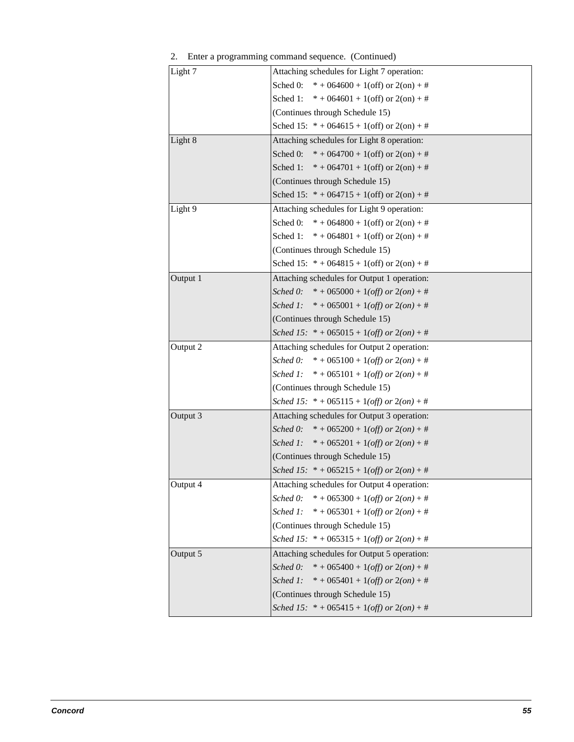2. Enter a programming command sequence. (Continued)

| | |
|---|---|
| Light 7 | Attaching schedules for Light 7 operation:<br>Sched 0: * + 064600 + 1(off) or 2(on) + #<br>Sched 1: * + 064601 + 1(off) or 2(on) + #<br>(Continues through Schedule 15)<br>Sched 15: * + 064615 + 1(off) or 2(on) + # |
| Light 8 | Attaching schedules for Light 8 operation:<br>Sched 0: * + 064700 + 1(off) or 2(on) + #<br>Sched 1: * + 064701 + 1(off) or 2(on) + #<br>(Continues through Schedule 15)<br>Sched 15: * + 064715 + 1(off) or 2(on) + # |
| Light 9 | Attaching schedules for Light 9 operation:<br>Sched 0: * + 064800 + 1(off) or 2(on) + #<br>Sched 1: * + 064801 + 1(off) or 2(on) + #<br>(Continues through Schedule 15)<br>Sched 15: * + 064815 + 1(off) or 2(on) + # |
| Output 1 | Attaching schedules for Output 1 operation:<br>*Sched 0:* * + 065000 + 1*(off) or* 2*(on)* + #<br>*Sched 1:* * + 065001 + 1*(off) or* 2*(on)* + #<br>(Continues through Schedule 15)<br>*Sched 15:* * + 065015 + 1*(off) or* 2*(on)* + # |
| Output 2 | Attaching schedules for Output 2 operation:<br>*Sched 0:* * + 065100 + 1*(off) or* 2*(on)* + #<br>*Sched 1:* * + 065101 + 1*(off) or* 2*(on)* + #<br>(Continues through Schedule 15)<br>*Sched 15:* * + 065115 + 1*(off) or* 2*(on)* + # |
| Output 3 | Attaching schedules for Output 3 operation:<br>*Sched 0:* * + 065200 + 1*(off) or* 2*(on)* + #<br>*Sched 1:* * + 065201 + 1*(off) or* 2*(on)* + #<br>(Continues through Schedule 15)<br>*Sched 15:* * + 065215 + 1*(off) or* 2*(on)* + # |
| Output 4 | Attaching schedules for Output 4 operation:<br>*Sched 0:* * + 065300 + 1*(off) or* 2*(on)* + #<br>*Sched 1:* * + 065301 + 1*(off) or* 2*(on)* + #<br>(Continues through Schedule 15)<br>*Sched 15:* * + 065315 + 1*(off) or* 2*(on)* + # |
| Output 5 | Attaching schedules for Output 5 operation:<br>*Sched 0:* * + 065400 + 1*(off) or* 2*(on)* + #<br>*Sched 1:* * + 065401 + 1*(off) or* 2*(on)* + #<br>(Continues through Schedule 15)<br>*Sched 15:* * + 065415 + 1*(off) or* 2*(on)* + # |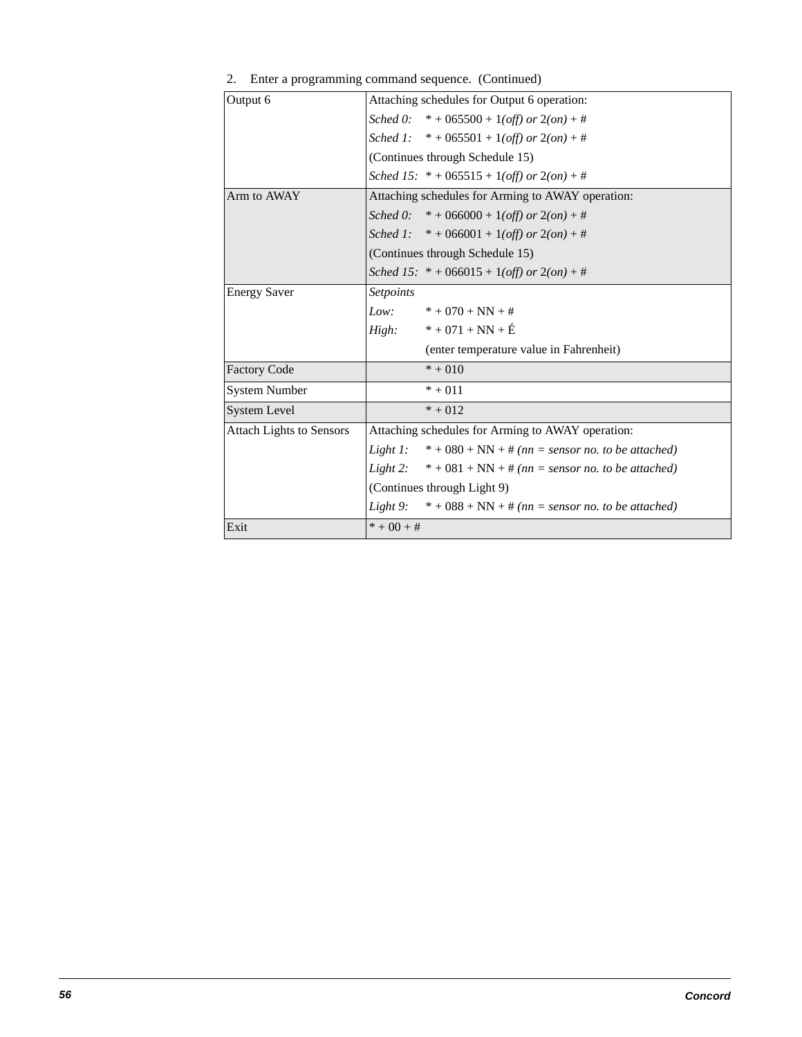2. Enter a programming command sequence. (Continued)

| | |
|---|---|
| Output 6 | Attaching schedules for Output 6 operation:<br>*Sched 0:* * + 065500 + 1*(off) or* 2*(on)* + #<br>*Sched 1:* * + 065501 + 1*(off) or* 2*(on)* + #<br>(Continues through Schedule 15)<br>*Sched 15:* * + 065515 + 1*(off) or* 2*(on)* + # |
| Arm to AWAY | Attaching schedules for Arming to AWAY operation:<br>*Sched 0:* * + 066000 + 1*(off) or* 2*(on)* + #<br>*Sched 1:* * + 066001 + 1*(off) or* 2*(on)* + #<br>(Continues through Schedule 15)<br>*Sched 15:* * + 066015 + 1*(off) or* 2*(on)* + # |
| Energy Saver | *Setpoints*<br>*Low:* * + 070 + NN + #<br>*High:* * + 071 + NN + É<br>(enter temperature value in Fahrenheit) |
| Factory Code | * + 010 |
| System Number | * + 011 |
| System Level | * + 012 |
| Attach Lights to Sensors | Attaching schedules for Arming to AWAY operation:<br>*Light 1:* * + 080 + NN + # *(nn = sensor no. to be attached)*<br>*Light 2:* * + 081 + NN + # *(nn = sensor no. to be attached)*<br>(Continues through Light 9)<br>*Light 9:* * + 088 + NN + # *(nn = sensor no. to be attached)* |
| Exit | * + 00 + # |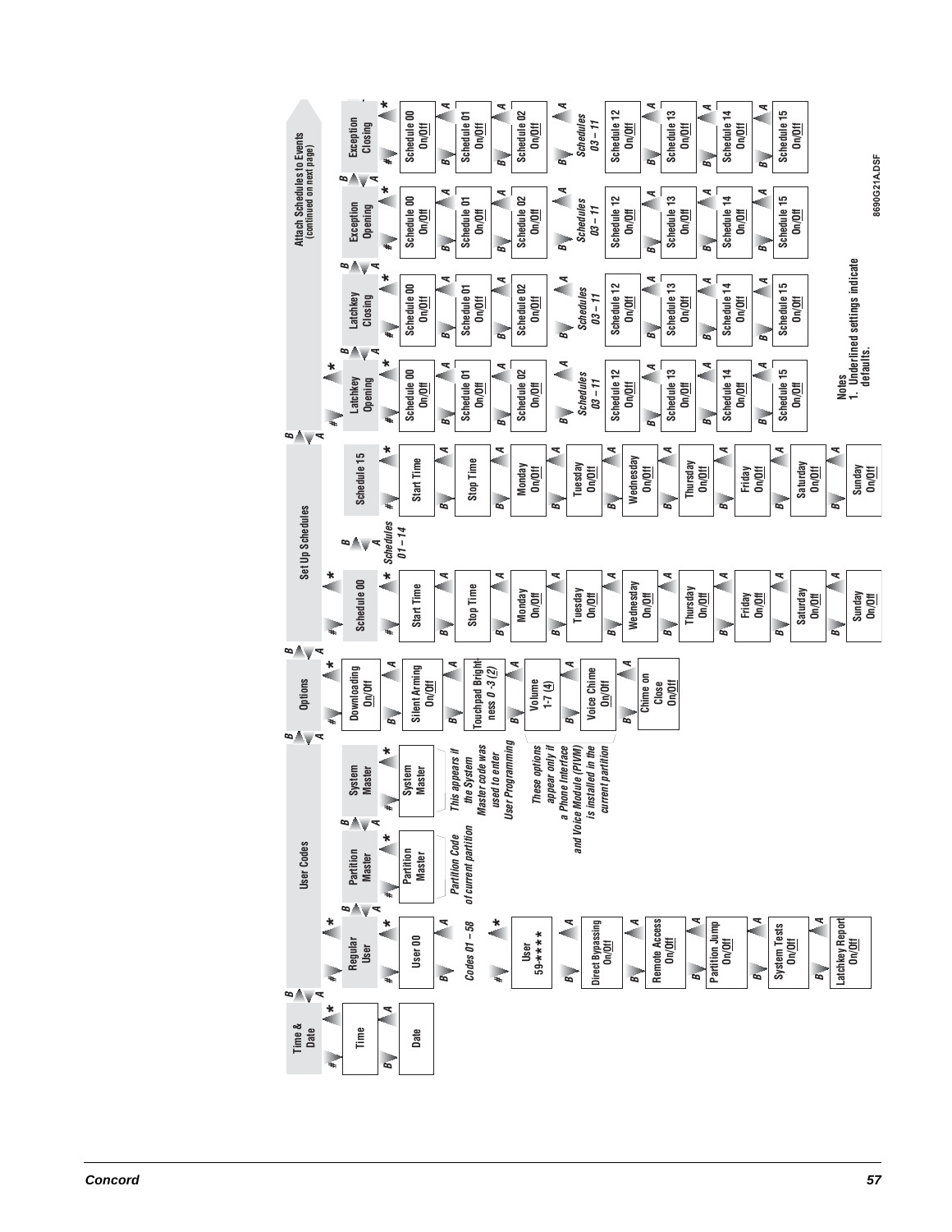## Time & Date

- Time
- Date

## User Codes

### Regular User

- User 00
- Codes 01 – 58
- User 59-****
- Direct Bypassing On/Off
- Remote Access On/Off
- Partition Jump On/Off
- System Tests On/Off
- Latchkey Report On/Off

### Partition Master

- Partition Master

*Partition Code of current partition*

### System Master

- System Master

*This appears if the System Master code was used to enter User Programming*

## Options

- Downloading On/Off
- Silent Arming On/Off
- Touchpad Brightness 0 -3 (2)
- Volume 1-7 (4)
- Voice Chime On/Off
- Chime on Close On/Off

*These options appear only if a Phone Interface and Voice Module (PIVM) is installed in the current partition*

## Set Up Schedules

### Schedule 00

- Start Time
- Stop Time
- Monday On/Off
- Tuesday On/Off
- Wednesday On/Off
- Thursday On/Off
- Friday On/Off
- Saturday On/Off
- Sunday On/Off

*Schedules 01 – 14*

### Schedule 15

- Start Time
- Stop Time
- Monday On/Off
- Tuesday On/Off
- Wednesday On/Off
- Thursday On/Off
- Friday On/Off
- Saturday On/Off
- Sunday On/Off

## Attach Schedules to Events (continued on next page)

### Latchkey Opening

- Schedule 00 On/Off
- Schedule 01 On/Off
- Schedule 02 On/Off
- *Schedules 03 – 11*
- Schedule 12 On/Off
- Schedule 13 On/Off
- Schedule 14 On/Off
- Schedule 15 On/Off

### Latchkey Closing

- Schedule 00 On/Off
- Schedule 01 On/Off
- Schedule 02 On/Off
- *Schedules 03 – 11*
- Schedule 12 On/Off
- Schedule 13 On/Off
- Schedule 14 On/Off
- Schedule 15 On/Off

### Exception Opening

- Schedule 00 On/Off
- Schedule 01 On/Off
- Schedule 02 On/Off
- *Schedules 03 – 11*
- Schedule 12 On/Off
- Schedule 13 On/Off
- Schedule 14 On/Off
- Schedule 15 On/Off

### Exception Closing

- Schedule 00 On/Off
- Schedule 01 On/Off
- Schedule 02 On/Off
- *Schedules 03 – 11*
- Schedule 12 On/Off
- Schedule 13 On/Off
- Schedule 14 On/Off
- Schedule 15 On/Off

**Notes**

1. Underlined settings indicate defaults.

8690G21A.DSF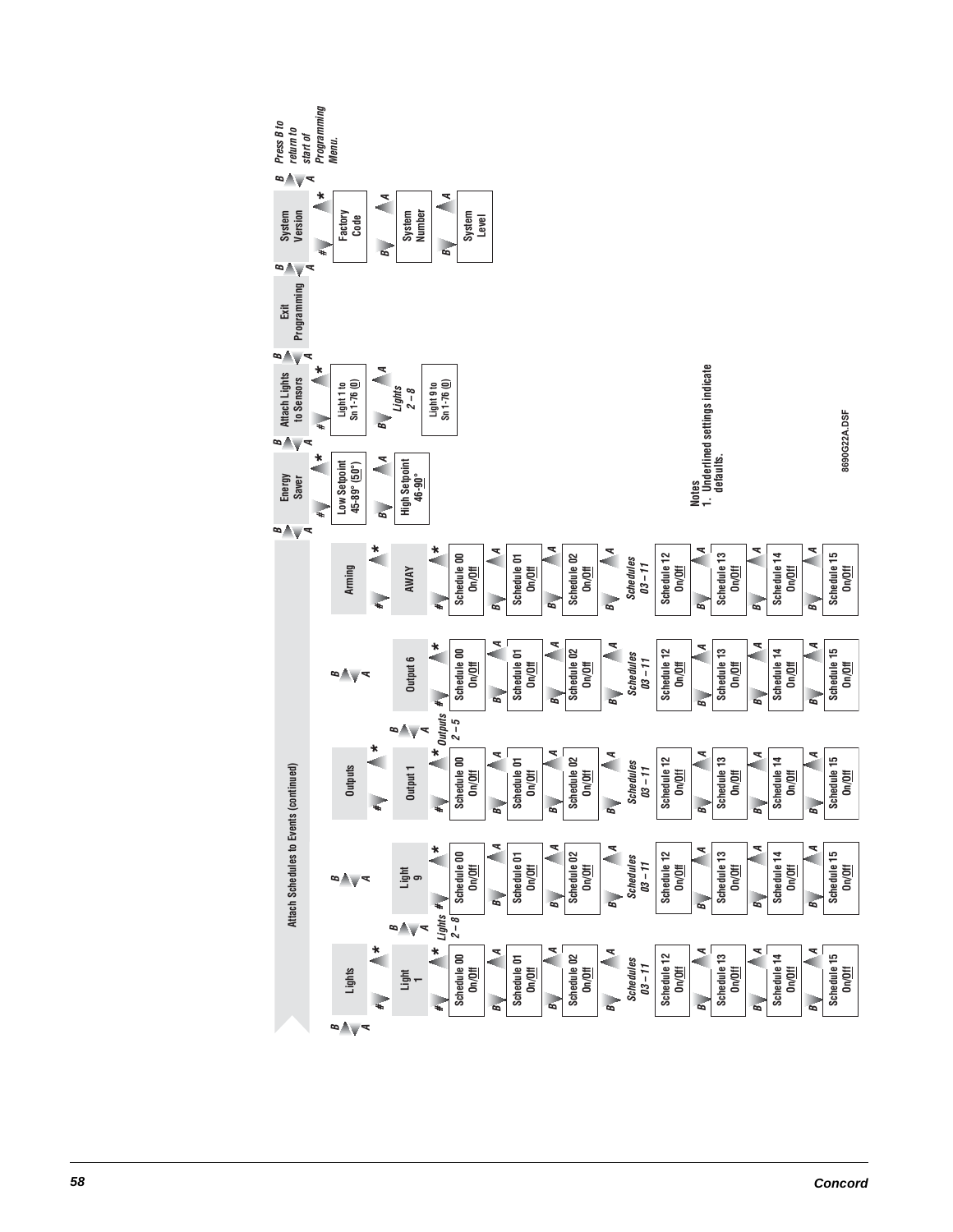Attach Schedules to Events (continued)

Lights

Light 1

Schedule 00 On/Off

Schedule 01 On/Off

Schedule 02 On/Off

Schedules 03 – 11

Schedule 12 On/Off

Schedule 13 On/Off

Schedule 14 On/Off

Schedule 15 On/Off

Lights 2 – 8

Light 9

Schedule 00 On/Off

Schedule 01 On/Off

Schedule 02 On/Off

Schedules 03 – 11

Schedule 12 On/Off

Schedule 13 On/Off

Schedule 14 On/Off

Schedule 15 On/Off

Outputs

Output 1

Schedule 00 On/Off

Schedule 01 On/Off

Schedule 02 On/Off

Schedules 03 – 11

Schedule 12 On/Off

Schedule 13 On/Off

Schedule 14 On/Off

Schedule 15 On/Off

Outputs 2 – 5

Output 6

Schedule 00 On/Off

Schedule 01 On/Off

Schedule 02 On/Off

Schedules 03 – 11

Schedule 12 On/Off

Schedule 13 On/Off

Schedule 14 On/Off

Schedule 15 On/Off

Arming

AWAY

Schedule 00 On/Off

Schedule 01 On/Off

Schedule 02 On/Off

Schedules 03 – 11

Schedule 12 On/Off

Schedule 13 On/Off

Schedule 14 On/Off

Schedule 15 On/Off

Energy Saver

Low Setpoint 45-89° (50°)

High Setpoint 46-90°

Attach Lights to Sensors

Light 1 to Sn 1-76 (0)

Lights 2 – 8

Light 9 to Sn 1-76 (0)

Exit Programming

System Version

Factory Code

System Number

System Level

*Press B to return to start of Programming Menu.*

Notes

1. Underlined settings indicate defaults.

8690G22A.DSF